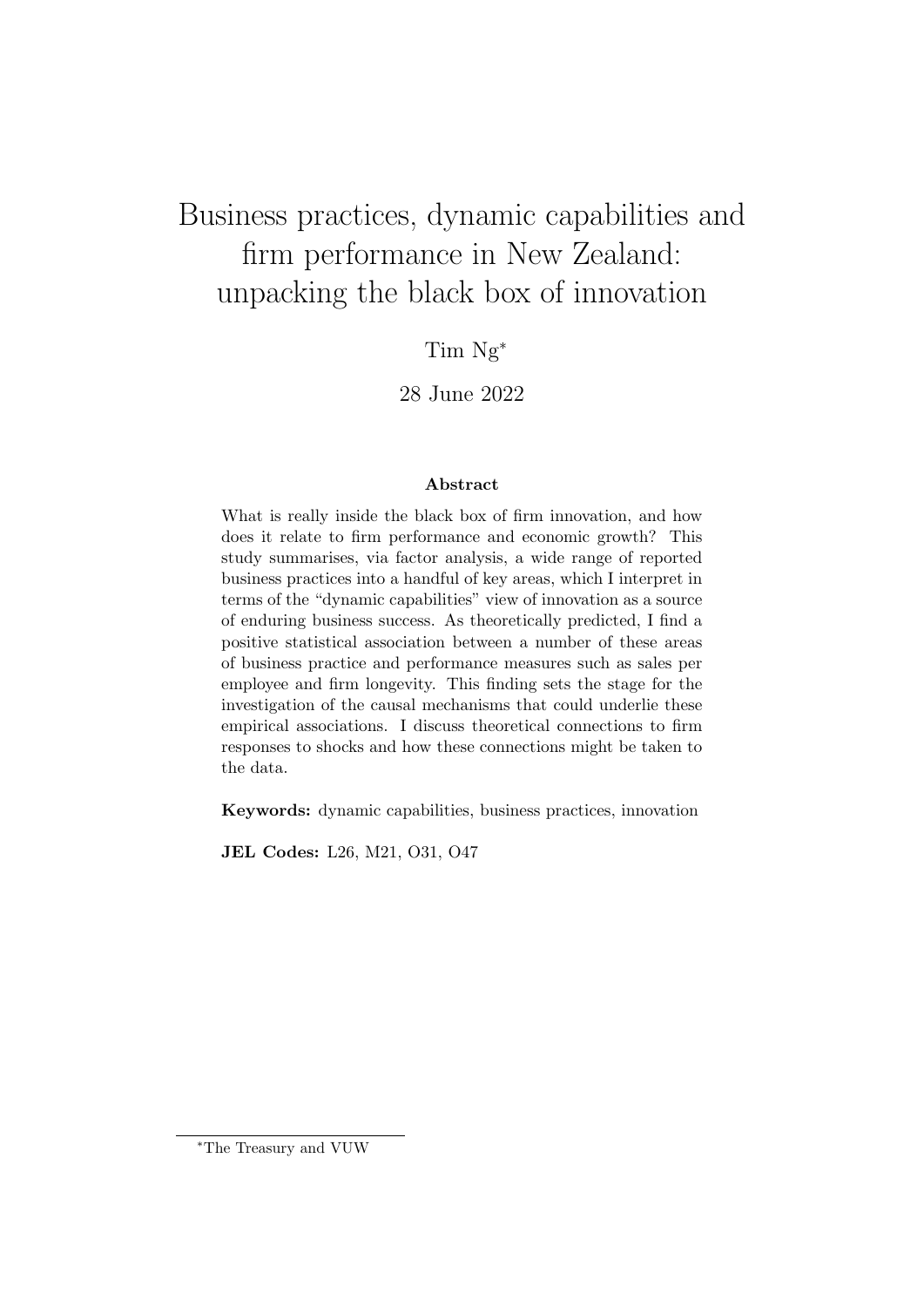# Business practices, dynamic capabilities and firm performance in New Zealand: unpacking the black box of innovation

Tim Ng[*]

28 June 2022

**Abstract**

What is really inside the black box of firm innovation, and how does it relate to firm performance and economic growth? This study summarises, via factor analysis, a wide range of reported business practices into a handful of key areas, which I interpret in terms of the "dynamic capabilities" view of innovation as a source of enduring business success. As theoretically predicted, I find a positive statistical association between a number of these areas of business practice and performance measures such as sales per employee and firm longevity. This finding sets the stage for the investigation of the causal mechanisms that could underlie these empirical associations. I discuss theoretical connections to firm responses to shocks and how these connections might be taken to the data.

**Keywords:** dynamic capabilities, business practices, innovation

**JEL Codes:** L26, M21, O31, O47

---

[*] The Treasury and VUW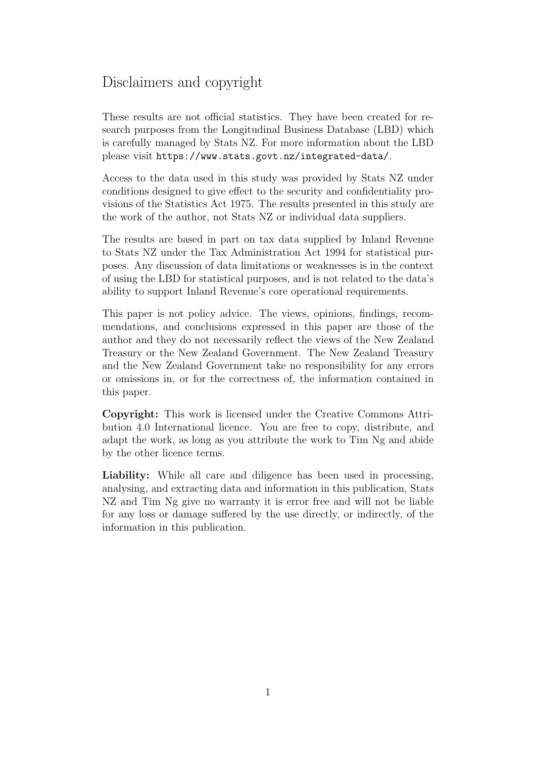# Disclaimers and copyright

These results are not official statistics. They have been created for research purposes from the Longitudinal Business Database (LBD) which is carefully managed by Stats NZ. For more information about the LBD please visit `https://www.stats.govt.nz/integrated-data/`.

Access to the data used in this study was provided by Stats NZ under conditions designed to give effect to the security and confidentiality provisions of the Statistics Act 1975. The results presented in this study are the work of the author, not Stats NZ or individual data suppliers.

The results are based in part on tax data supplied by Inland Revenue to Stats NZ under the Tax Administration Act 1994 for statistical purposes. Any discussion of data limitations or weaknesses is in the context of using the LBD for statistical purposes, and is not related to the data's ability to support Inland Revenue's core operational requirements.

This paper is not policy advice. The views, opinions, findings, recommendations, and conclusions expressed in this paper are those of the author and they do not necessarily reflect the views of the New Zealand Treasury or the New Zealand Government. The New Zealand Treasury and the New Zealand Government take no responsibility for any errors or omissions in, or for the correctness of, the information contained in this paper.

**Copyright:** This work is licensed under the Creative Commons Attribution 4.0 International licence. You are free to copy, distribute, and adapt the work, as long as you attribute the work to Tim Ng and abide by the other licence terms.

**Liability:** While all care and diligence has been used in processing, analysing, and extracting data and information in this publication, Stats NZ and Tim Ng give no warranty it is error free and will not be liable for any loss or damage suffered by the use directly, or indirectly, of the information in this publication.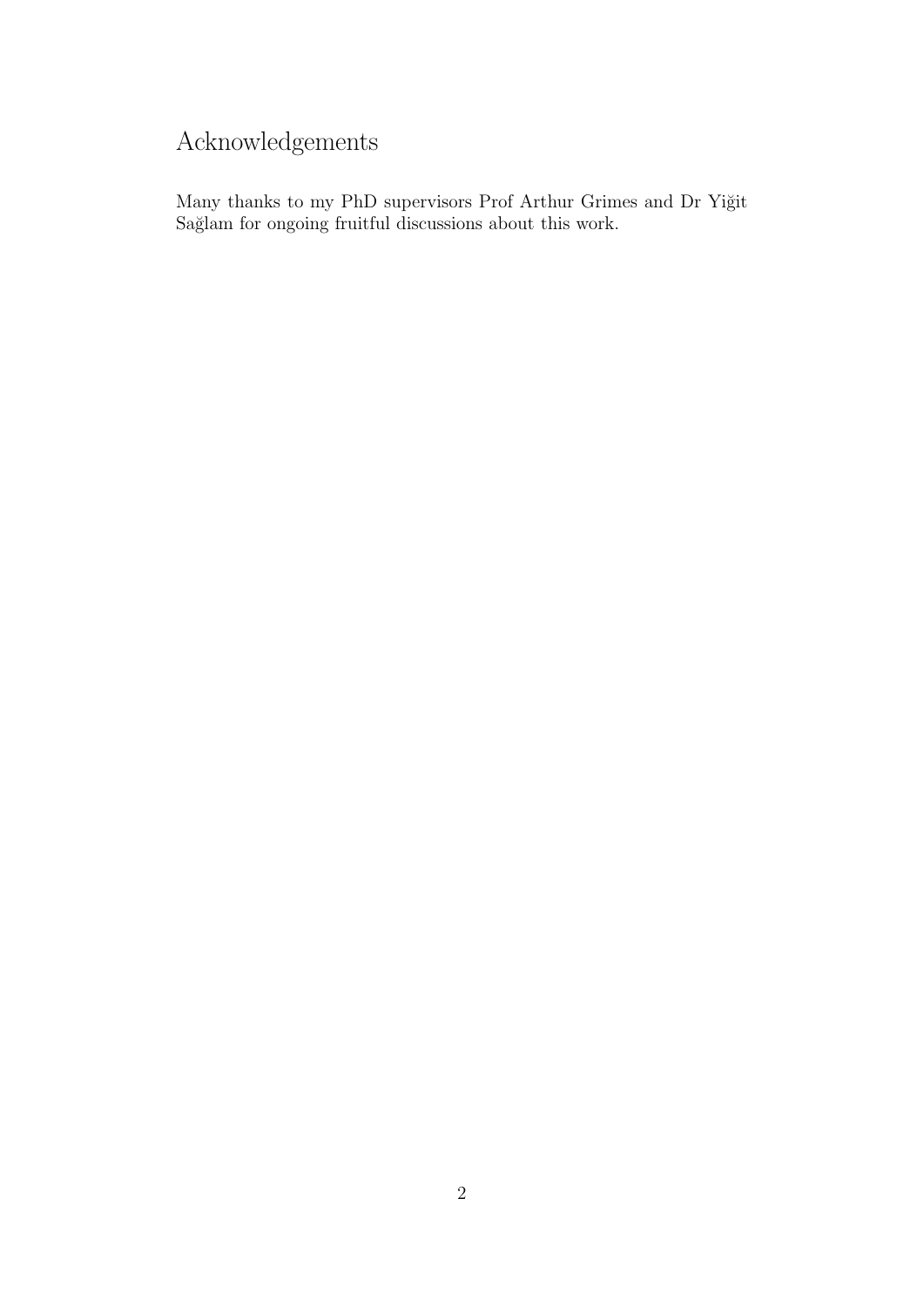# Acknowledgements

Many thanks to my PhD supervisors Prof Arthur Grimes and Dr Yiğit Sağlam for ongoing fruitful discussions about this work.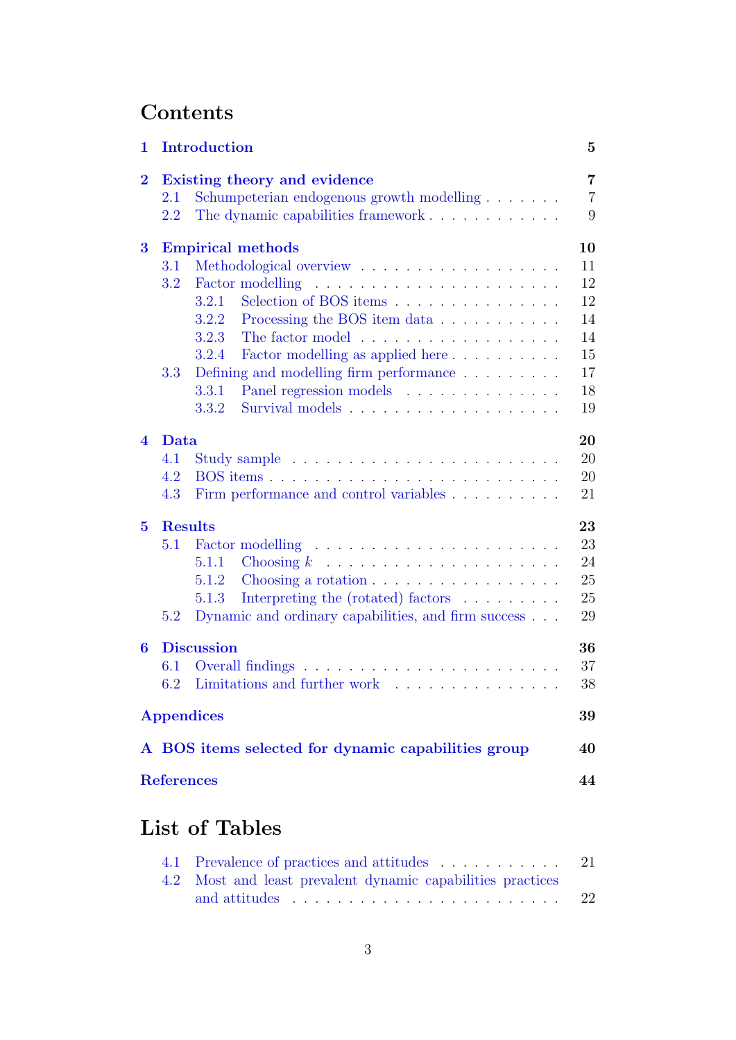# Contents

**1 Introduction** **5**

**2 Existing theory and evidence** **7**
- 2.1 Schumpeterian endogenous growth modelling . . . . . . . 7
- 2.2 The dynamic capabilities framework . . . . . . . . . . . . 9

**3 Empirical methods** **10**
- 3.1 Methodological overview . . . . . . . . . . . . . . . . . . 11
- 3.2 Factor modelling . . . . . . . . . . . . . . . . . . . . . 12
  - 3.2.1 Selection of BOS items . . . . . . . . . . . . . . 12
  - 3.2.2 Processing the BOS item data . . . . . . . . . . . 14
  - 3.2.3 The factor model . . . . . . . . . . . . . . . . . 14
  - 3.2.4 Factor modelling as applied here . . . . . . . . . . 15
- 3.3 Defining and modelling firm performance . . . . . . . . . 17
  - 3.3.1 Panel regression models . . . . . . . . . . . . . . 18
  - 3.3.2 Survival models . . . . . . . . . . . . . . . . . . 19

**4 Data** **20**
- 4.1 Study sample . . . . . . . . . . . . . . . . . . . . . . . 20
- 4.2 BOS items . . . . . . . . . . . . . . . . . . . . . . . . 20
- 4.3 Firm performance and control variables . . . . . . . . . . 21

**5 Results** **23**
- 5.1 Factor modelling . . . . . . . . . . . . . . . . . . . . . 23
  - 5.1.1 Choosing $k$ . . . . . . . . . . . . . . . . . . . . 24
  - 5.1.2 Choosing a rotation . . . . . . . . . . . . . . . . 25
  - 5.1.3 Interpreting the (rotated) factors . . . . . . . . . 25
- 5.2 Dynamic and ordinary capabilities, and firm success . . . 29

**6 Discussion** **36**
- 6.1 Overall findings . . . . . . . . . . . . . . . . . . . . . . 37
- 6.2 Limitations and further work . . . . . . . . . . . . . . . 38

**Appendices** **39**

**A BOS items selected for dynamic capabilities group** **40**

**References** **44**

# List of Tables

- 4.1 Prevalence of practices and attitudes . . . . . . . . . . . 21
- 4.2 Most and least prevalent dynamic capabilities practices and attitudes . . . . . . . . . . . . . . . . . . . . . . . 22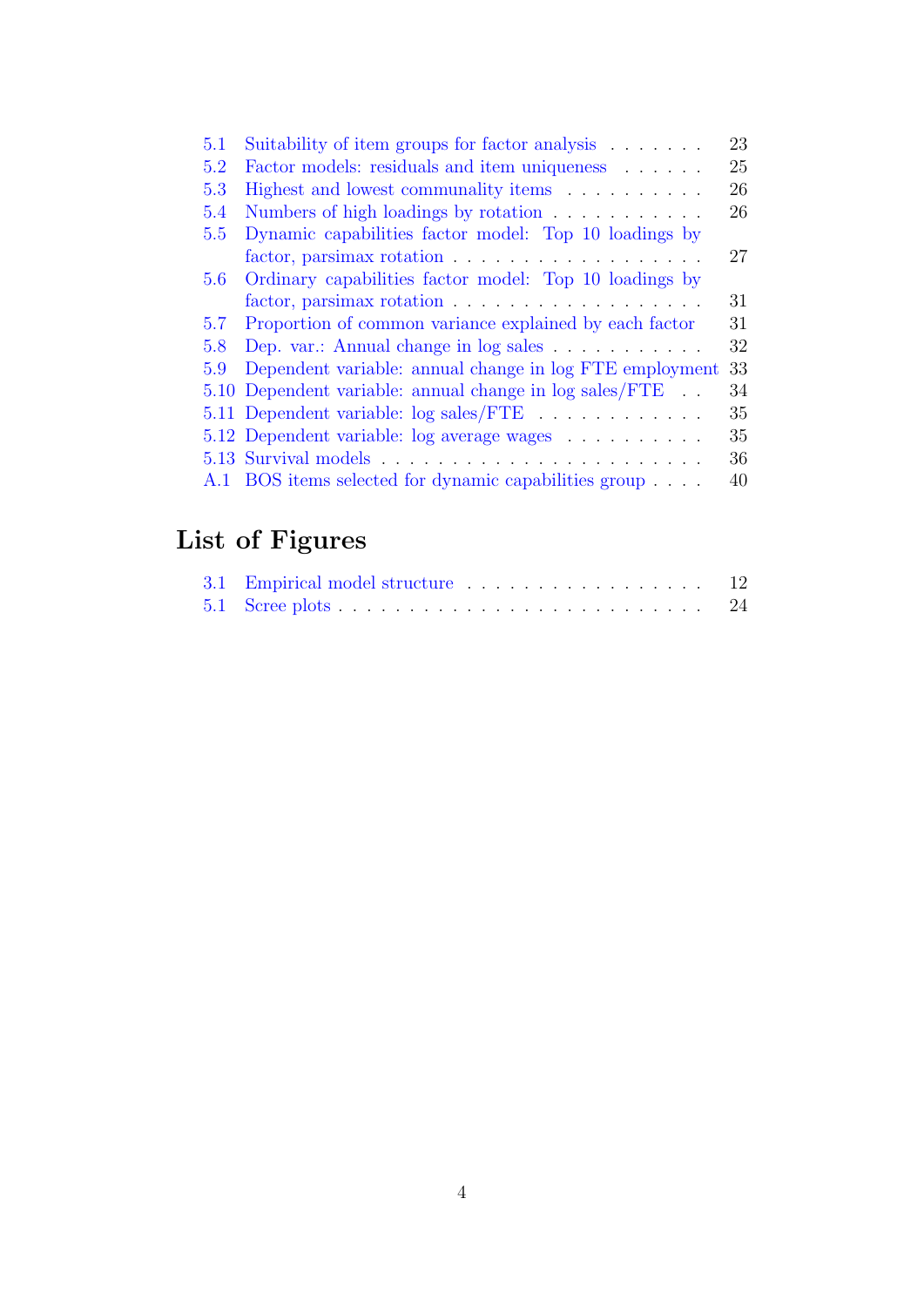5.1 Suitability of item groups for factor analysis . . . . . . . 23
5.2 Factor models: residuals and item uniqueness . . . . . . 25
5.3 Highest and lowest communality items . . . . . . . . . . 26
5.4 Numbers of high loadings by rotation . . . . . . . . . . . 26
5.5 Dynamic capabilities factor model: Top 10 loadings by factor, parsimax rotation . . . . . . . . . . . . . . . . . . 27
5.6 Ordinary capabilities factor model: Top 10 loadings by factor, parsimax rotation . . . . . . . . . . . . . . . . . . 31
5.7 Proportion of common variance explained by each factor 31
5.8 Dep. var.: Annual change in log sales . . . . . . . . . . . 32
5.9 Dependent variable: annual change in log FTE employment 33
5.10 Dependent variable: annual change in log sales/FTE . . 34
5.11 Dependent variable: log sales/FTE . . . . . . . . . . . . 35
5.12 Dependent variable: log average wages . . . . . . . . . . 35
5.13 Survival models . . . . . . . . . . . . . . . . . . . . . . . 36
A.1 BOS items selected for dynamic capabilities group . . . . 40

# List of Figures

3.1 Empirical model structure . . . . . . . . . . . . . . . . . 12
5.1 Scree plots . . . . . . . . . . . . . . . . . . . . . . . . . 24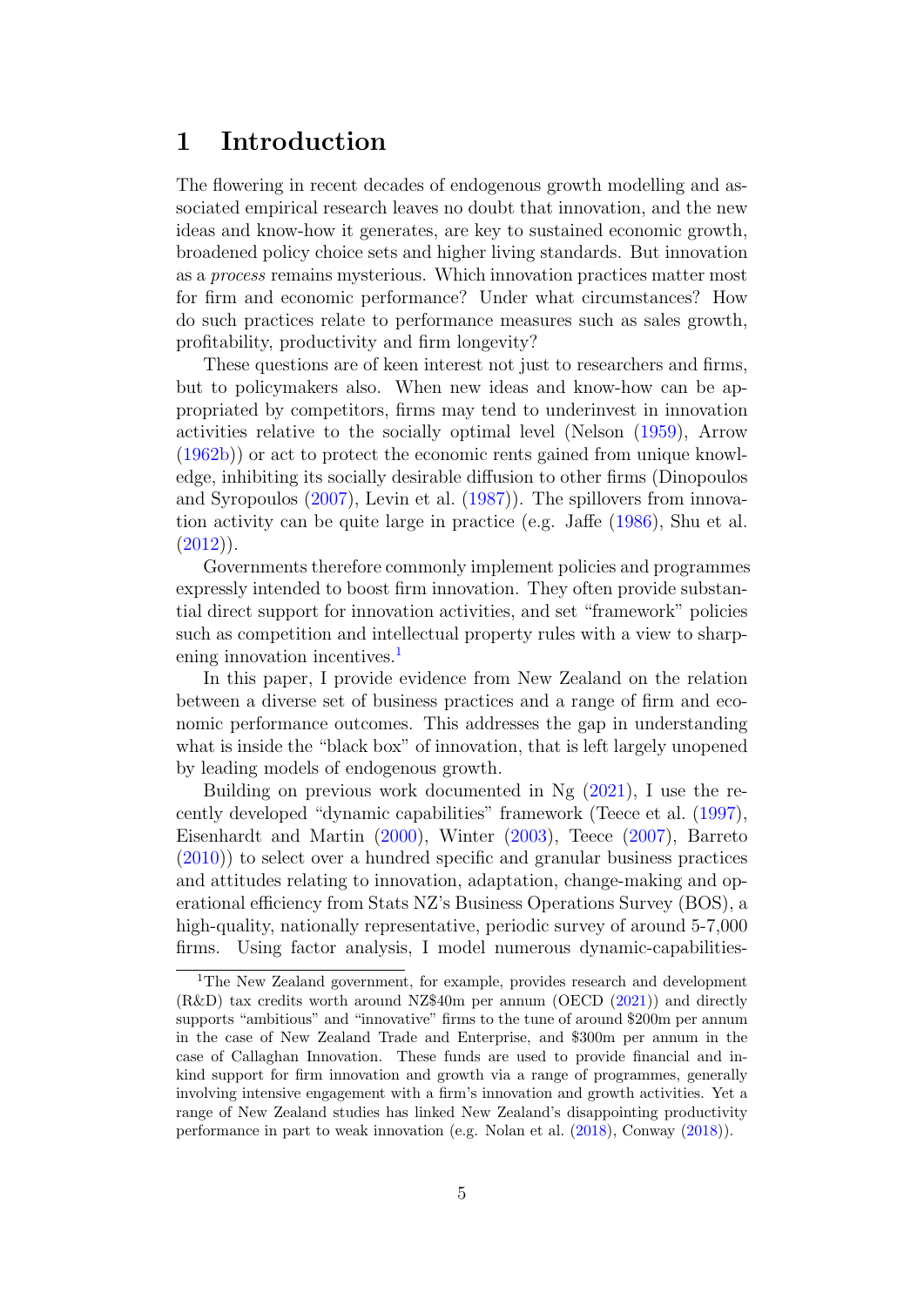# 1 Introduction

The flowering in recent decades of endogenous growth modelling and associated empirical research leaves no doubt that innovation, and the new ideas and know-how it generates, are key to sustained economic growth, broadened policy choice sets and higher living standards. But innovation as a *process* remains mysterious. Which innovation practices matter most for firm and economic performance? Under what circumstances? How do such practices relate to performance measures such as sales growth, profitability, productivity and firm longevity?

These questions are of keen interest not just to researchers and firms, but to policymakers also. When new ideas and know-how can be appropriated by competitors, firms may tend to underinvest in innovation activities relative to the socially optimal level (Nelson (1959), Arrow (1962b)) or act to protect the economic rents gained from unique knowledge, inhibiting its socially desirable diffusion to other firms (Dinopoulos and Syropoulos (2007), Levin et al. (1987)). The spillovers from innovation activity can be quite large in practice (e.g. Jaffe (1986), Shu et al. (2012)).

Governments therefore commonly implement policies and programmes expressly intended to boost firm innovation. They often provide substantial direct support for innovation activities, and set "framework" policies such as competition and intellectual property rules with a view to sharpening innovation incentives.[1]

In this paper, I provide evidence from New Zealand on the relation between a diverse set of business practices and a range of firm and economic performance outcomes. This addresses the gap in understanding what is inside the "black box" of innovation, that is left largely unopened by leading models of endogenous growth.

Building on previous work documented in Ng (2021), I use the recently developed "dynamic capabilities" framework (Teece et al. (1997), Eisenhardt and Martin (2000), Winter (2003), Teece (2007), Barreto (2010)) to select over a hundred specific and granular business practices and attitudes relating to innovation, adaptation, change-making and operational efficiency from Stats NZ's Business Operations Survey (BOS), a high-quality, nationally representative, periodic survey of around 5-7,000 firms. Using factor analysis, I model numerous dynamic-capabilities-

[1] The New Zealand government, for example, provides research and development (R&D) tax credits worth around NZ$40m per annum (OECD (2021)) and directly supports "ambitious" and "innovative" firms to the tune of around $200m per annum in the case of New Zealand Trade and Enterprise, and $300m per annum in the case of Callaghan Innovation. These funds are used to provide financial and in-kind support for firm innovation and growth via a range of programmes, generally involving intensive engagement with a firm's innovation and growth activities. Yet a range of New Zealand studies has linked New Zealand's disappointing productivity performance in part to weak innovation (e.g. Nolan et al. (2018), Conway (2018)).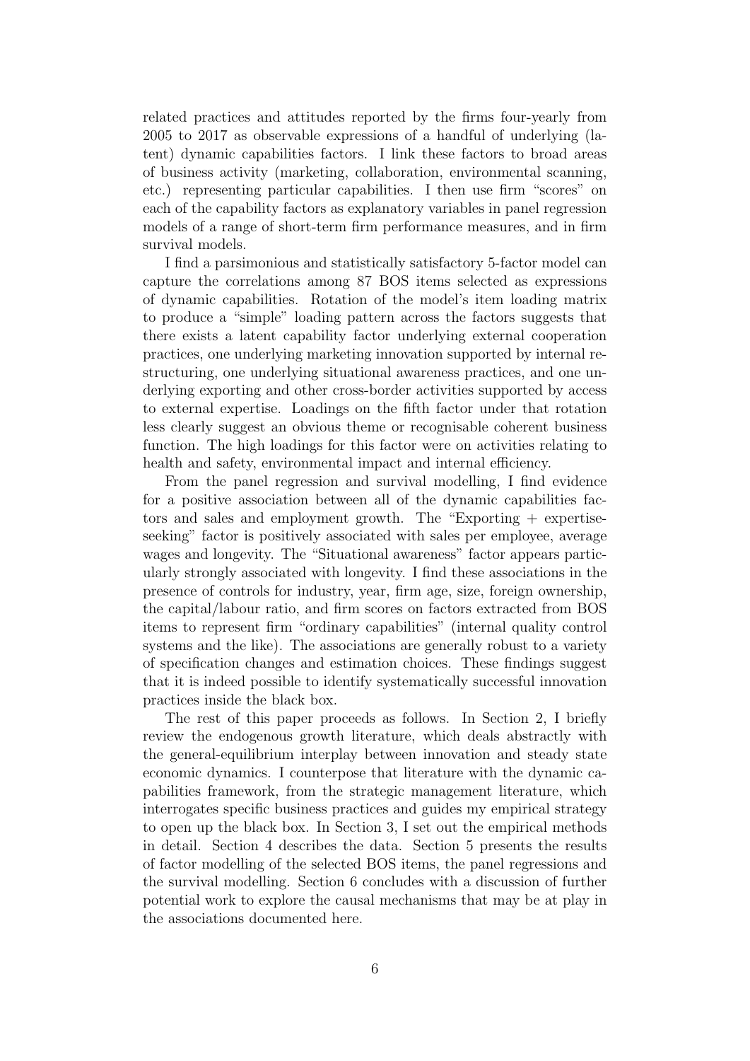related practices and attitudes reported by the firms four-yearly from 2005 to 2017 as observable expressions of a handful of underlying (latent) dynamic capabilities factors. I link these factors to broad areas of business activity (marketing, collaboration, environmental scanning, etc.) representing particular capabilities. I then use firm "scores" on each of the capability factors as explanatory variables in panel regression models of a range of short-term firm performance measures, and in firm survival models.

I find a parsimonious and statistically satisfactory 5-factor model can capture the correlations among 87 BOS items selected as expressions of dynamic capabilities. Rotation of the model's item loading matrix to produce a "simple" loading pattern across the factors suggests that there exists a latent capability factor underlying external cooperation practices, one underlying marketing innovation supported by internal restructuring, one underlying situational awareness practices, and one underlying exporting and other cross-border activities supported by access to external expertise. Loadings on the fifth factor under that rotation less clearly suggest an obvious theme or recognisable coherent business function. The high loadings for this factor were on activities relating to health and safety, environmental impact and internal efficiency.

From the panel regression and survival modelling, I find evidence for a positive association between all of the dynamic capabilities factors and sales and employment growth. The "Exporting + expertise-seeking" factor is positively associated with sales per employee, average wages and longevity. The "Situational awareness" factor appears particularly strongly associated with longevity. I find these associations in the presence of controls for industry, year, firm age, size, foreign ownership, the capital/labour ratio, and firm scores on factors extracted from BOS items to represent firm "ordinary capabilities" (internal quality control systems and the like). The associations are generally robust to a variety of specification changes and estimation choices. These findings suggest that it is indeed possible to identify systematically successful innovation practices inside the black box.

The rest of this paper proceeds as follows. In Section 2, I briefly review the endogenous growth literature, which deals abstractly with the general-equilibrium interplay between innovation and steady state economic dynamics. I counterpose that literature with the dynamic capabilities framework, from the strategic management literature, which interrogates specific business practices and guides my empirical strategy to open up the black box. In Section 3, I set out the empirical methods in detail. Section 4 describes the data. Section 5 presents the results of factor modelling of the selected BOS items, the panel regressions and the survival modelling. Section 6 concludes with a discussion of further potential work to explore the causal mechanisms that may be at play in the associations documented here.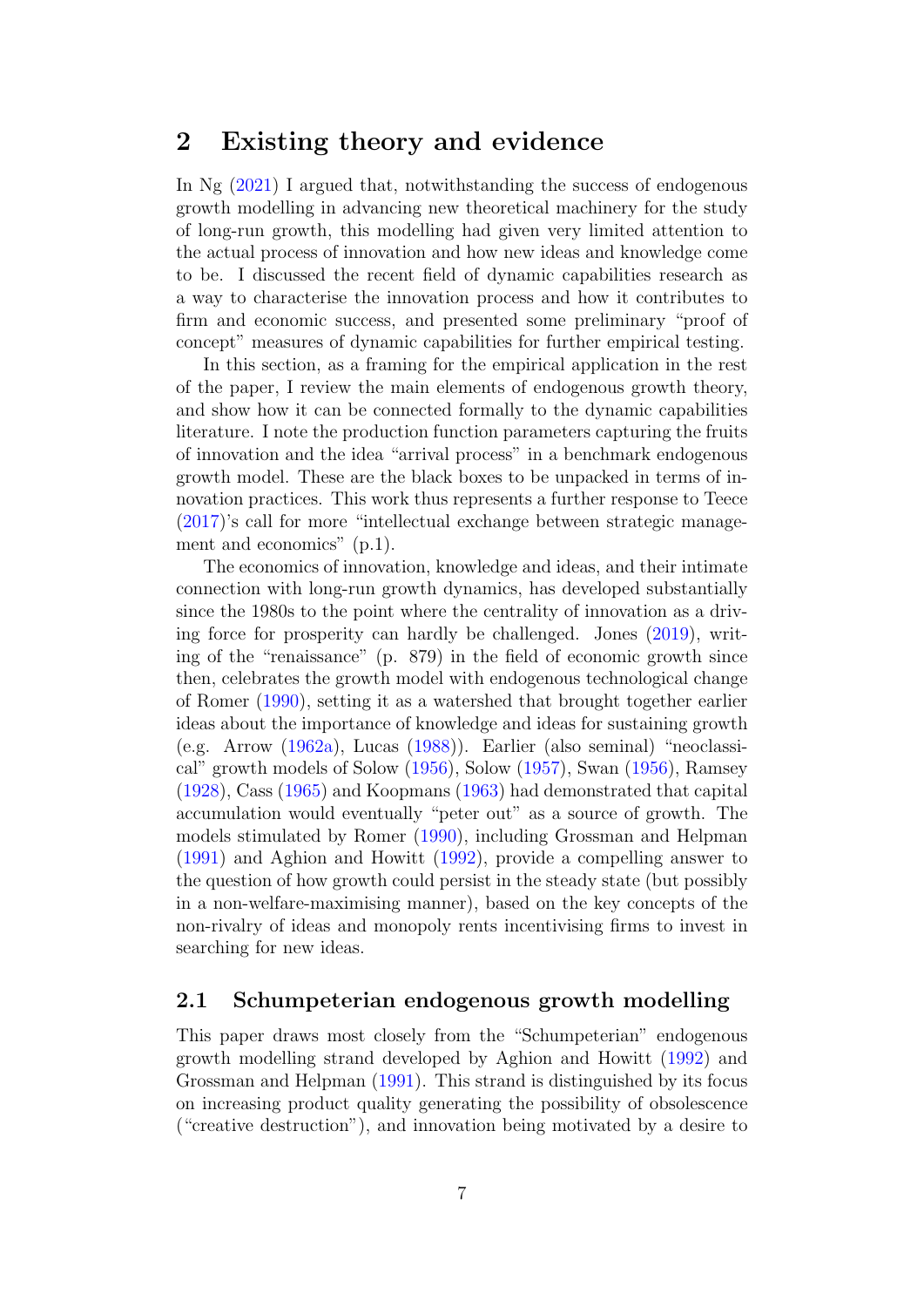## 2 Existing theory and evidence

In Ng (2021) I argued that, notwithstanding the success of endogenous growth modelling in advancing new theoretical machinery for the study of long-run growth, this modelling had given very limited attention to the actual process of innovation and how new ideas and knowledge come to be. I discussed the recent field of dynamic capabilities research as a way to characterise the innovation process and how it contributes to firm and economic success, and presented some preliminary "proof of concept" measures of dynamic capabilities for further empirical testing.

In this section, as a framing for the empirical application in the rest of the paper, I review the main elements of endogenous growth theory, and show how it can be connected formally to the dynamic capabilities literature. I note the production function parameters capturing the fruits of innovation and the idea "arrival process" in a benchmark endogenous growth model. These are the black boxes to be unpacked in terms of innovation practices. This work thus represents a further response to Teece (2017)'s call for more "intellectual exchange between strategic management and economics" (p.1).

The economics of innovation, knowledge and ideas, and their intimate connection with long-run growth dynamics, has developed substantially since the 1980s to the point where the centrality of innovation as a driving force for prosperity can hardly be challenged. Jones (2019), writing of the "renaissance" (p. 879) in the field of economic growth since then, celebrates the growth model with endogenous technological change of Romer (1990), setting it as a watershed that brought together earlier ideas about the importance of knowledge and ideas for sustaining growth (e.g. Arrow (1962a), Lucas (1988)). Earlier (also seminal) "neoclassical" growth models of Solow (1956), Solow (1957), Swan (1956), Ramsey (1928), Cass (1965) and Koopmans (1963) had demonstrated that capital accumulation would eventually "peter out" as a source of growth. The models stimulated by Romer (1990), including Grossman and Helpman (1991) and Aghion and Howitt (1992), provide a compelling answer to the question of how growth could persist in the steady state (but possibly in a non-welfare-maximising manner), based on the key concepts of the non-rivalry of ideas and monopoly rents incentivising firms to invest in searching for new ideas.

### 2.1 Schumpeterian endogenous growth modelling

This paper draws most closely from the "Schumpeterian" endogenous growth modelling strand developed by Aghion and Howitt (1992) and Grossman and Helpman (1991). This strand is distinguished by its focus on increasing product quality generating the possibility of obsolescence ("creative destruction"), and innovation being motivated by a desire to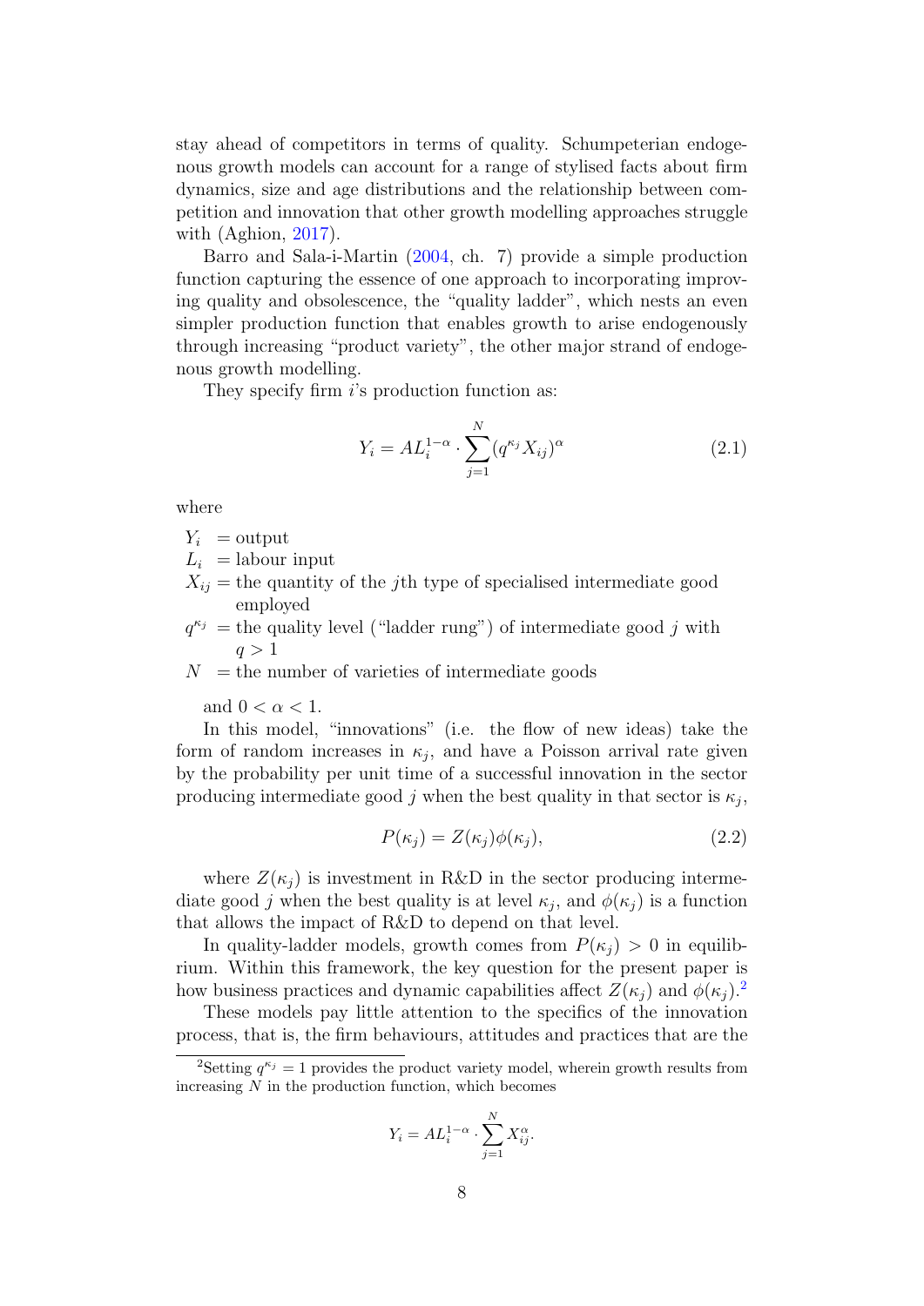stay ahead of competitors in terms of quality. Schumpeterian endogenous growth models can account for a range of stylised facts about firm dynamics, size and age distributions and the relationship between competition and innovation that other growth modelling approaches struggle with (Aghion, 2017).

Barro and Sala-i-Martin (2004, ch. 7) provide a simple production function capturing the essence of one approach to incorporating improving quality and obsolescence, the "quality ladder", which nests an even simpler production function that enables growth to arise endogenously through increasing "product variety", the other major strand of endogenous growth modelling.

They specify firm $i$'s production function as:

$$Y_i = AL_i^{1-\alpha} \cdot \sum_{j=1}^{N} (q^{\kappa_j} X_{ij})^{\alpha} \tag{2.1}$$

where

- $Y_i$ = output
- $L_i$ = labour input
- $X_{ij}$ = the quantity of the $j$th type of specialised intermediate good employed
- $q^{\kappa_j}$ = the quality level ("ladder rung") of intermediate good $j$ with $q > 1$
- $N$ = the number of varieties of intermediate goods

and $0 < \alpha < 1$.

In this model, "innovations" (i.e. the flow of new ideas) take the form of random increases in $\kappa_j$, and have a Poisson arrival rate given by the probability per unit time of a successful innovation in the sector producing intermediate good $j$ when the best quality in that sector is $\kappa_j$,

$$P(\kappa_j) = Z(\kappa_j)\phi(\kappa_j), \tag{2.2}$$

where $Z(\kappa_j)$ is investment in R&D in the sector producing intermediate good $j$ when the best quality is at level $\kappa_j$, and $\phi(\kappa_j)$ is a function that allows the impact of R&D to depend on that level.

In quality-ladder models, growth comes from $P(\kappa_j) > 0$ in equilibrium. Within this framework, the key question for the present paper is how business practices and dynamic capabilities affect $Z(\kappa_j)$ and $\phi(\kappa_j)$.[2]

These models pay little attention to the specifics of the innovation process, that is, the firm behaviours, attitudes and practices that are the

[2] Setting $q^{\kappa_j} = 1$ provides the product variety model, wherein growth results from increasing $N$ in the production function, which becomes

$$Y_i = AL_i^{1-\alpha} \cdot \sum_{j=1}^{N} X_{ij}^{\alpha}.$$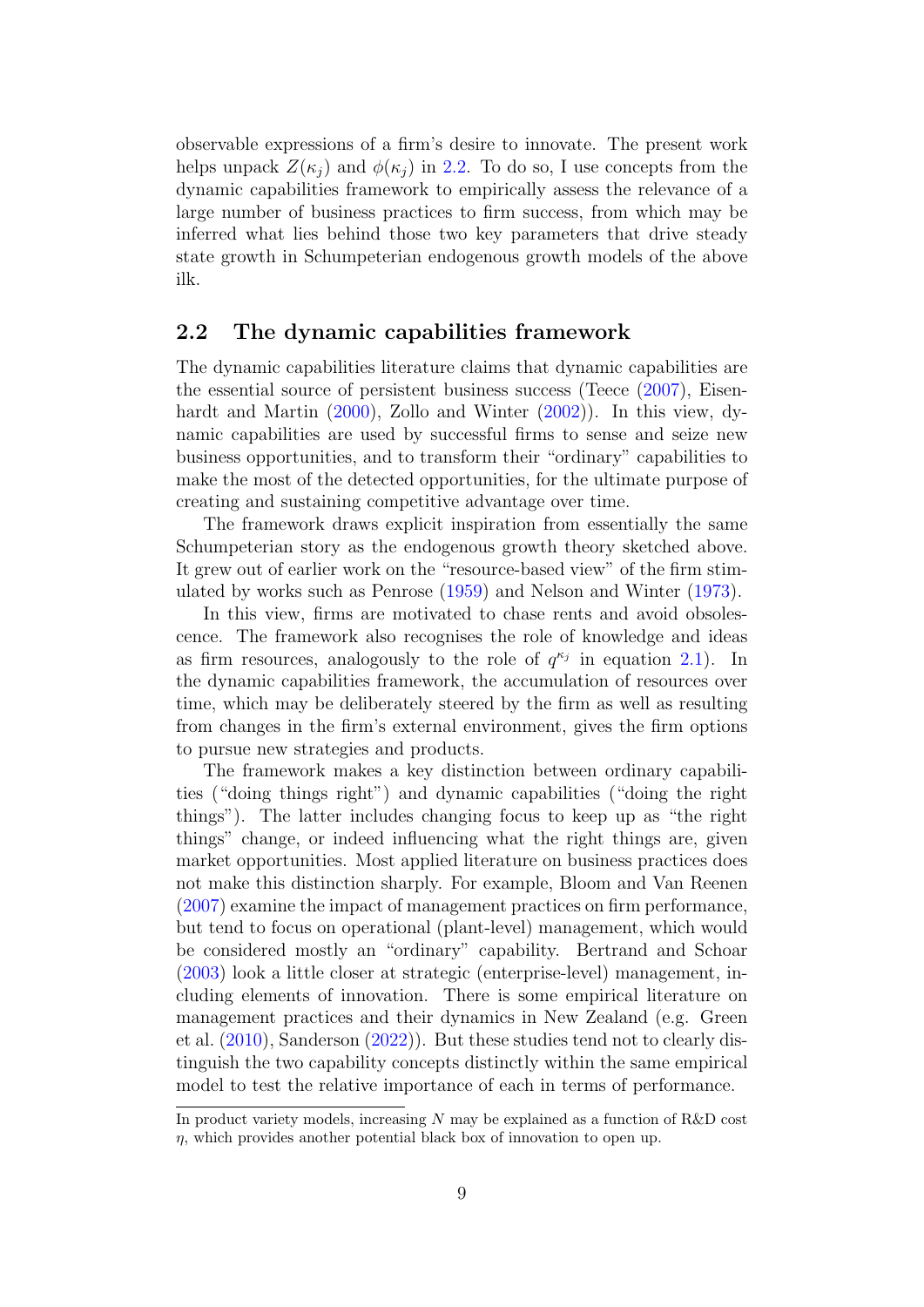observable expressions of a firm's desire to innovate. The present work helps unpack $Z(\kappa_j)$ and $\phi(\kappa_j)$ in 2.2. To do so, I use concepts from the dynamic capabilities framework to empirically assess the relevance of a large number of business practices to firm success, from which may be inferred what lies behind those two key parameters that drive steady state growth in Schumpeterian endogenous growth models of the above ilk.

## 2.2 The dynamic capabilities framework

The dynamic capabilities literature claims that dynamic capabilities are the essential source of persistent business success (Teece (2007), Eisenhardt and Martin (2000), Zollo and Winter (2002)). In this view, dynamic capabilities are used by successful firms to sense and seize new business opportunities, and to transform their "ordinary" capabilities to make the most of the detected opportunities, for the ultimate purpose of creating and sustaining competitive advantage over time.

The framework draws explicit inspiration from essentially the same Schumpeterian story as the endogenous growth theory sketched above. It grew out of earlier work on the "resource-based view" of the firm stimulated by works such as Penrose (1959) and Nelson and Winter (1973).

In this view, firms are motivated to chase rents and avoid obsolescence. The framework also recognises the role of knowledge and ideas as firm resources, analogously to the role of $q^{\kappa_j}$ in equation 2.1). In the dynamic capabilities framework, the accumulation of resources over time, which may be deliberately steered by the firm as well as resulting from changes in the firm's external environment, gives the firm options to pursue new strategies and products.

The framework makes a key distinction between ordinary capabilities ("doing things right") and dynamic capabilities ("doing the right things"). The latter includes changing focus to keep up as "the right things" change, or indeed influencing what the right things are, given market opportunities. Most applied literature on business practices does not make this distinction sharply. For example, Bloom and Van Reenen (2007) examine the impact of management practices on firm performance, but tend to focus on operational (plant-level) management, which would be considered mostly an "ordinary" capability. Bertrand and Schoar (2003) look a little closer at strategic (enterprise-level) management, including elements of innovation. There is some empirical literature on management practices and their dynamics in New Zealand (e.g. Green et al. (2010), Sanderson (2022)). But these studies tend not to clearly distinguish the two capability concepts distinctly within the same empirical model to test the relative importance of each in terms of performance.

In product variety models, increasing $N$ may be explained as a function of R&D cost $\eta$, which provides another potential black box of innovation to open up.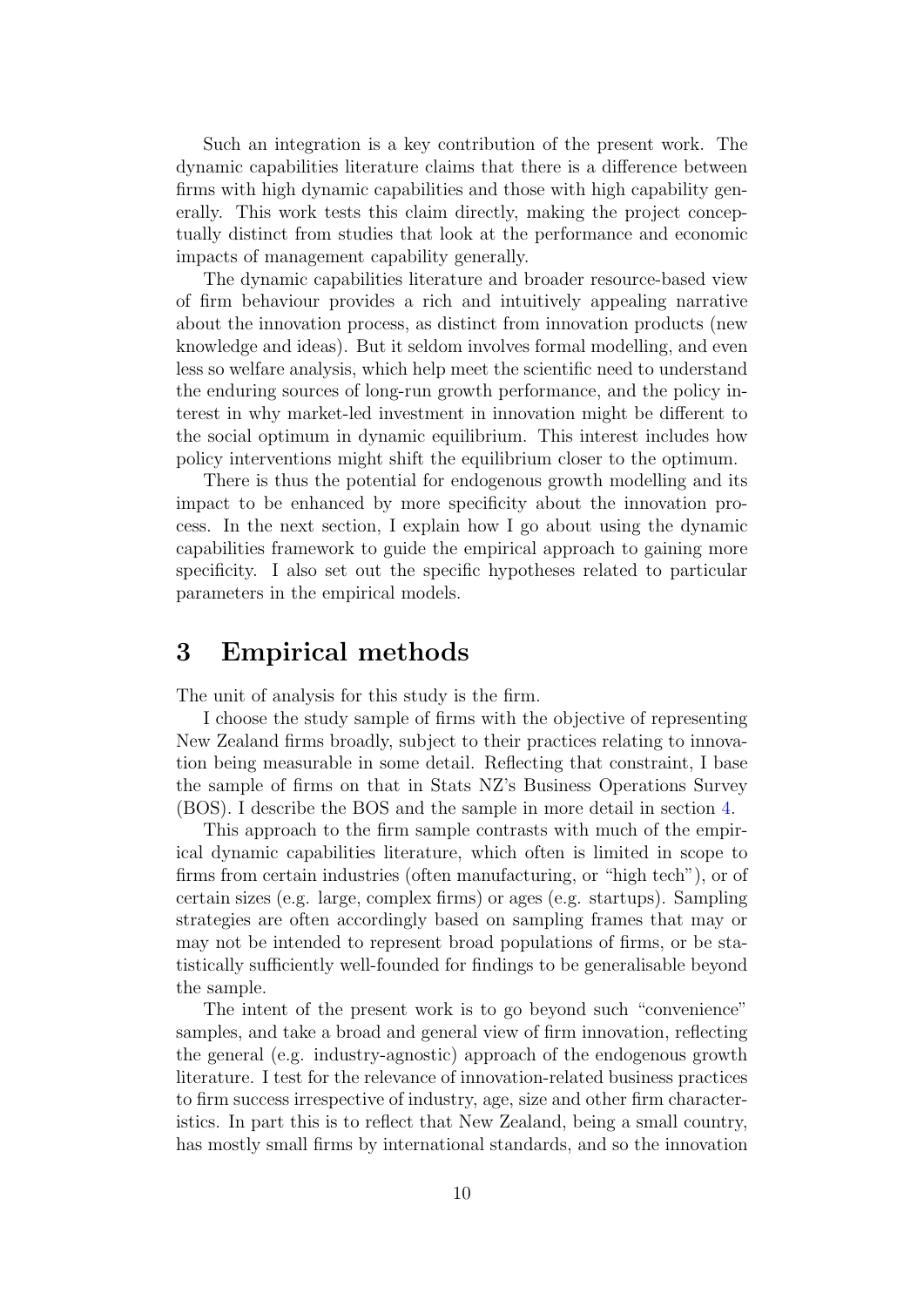Such an integration is a key contribution of the present work. The dynamic capabilities literature claims that there is a difference between firms with high dynamic capabilities and those with high capability generally. This work tests this claim directly, making the project conceptually distinct from studies that look at the performance and economic impacts of management capability generally.

The dynamic capabilities literature and broader resource-based view of firm behaviour provides a rich and intuitively appealing narrative about the innovation process, as distinct from innovation products (new knowledge and ideas). But it seldom involves formal modelling, and even less so welfare analysis, which help meet the scientific need to understand the enduring sources of long-run growth performance, and the policy interest in why market-led investment in innovation might be different to the social optimum in dynamic equilibrium. This interest includes how policy interventions might shift the equilibrium closer to the optimum.

There is thus the potential for endogenous growth modelling and its impact to be enhanced by more specificity about the innovation process. In the next section, I explain how I go about using the dynamic capabilities framework to guide the empirical approach to gaining more specificity. I also set out the specific hypotheses related to particular parameters in the empirical models.

# 3 Empirical methods

The unit of analysis for this study is the firm.

I choose the study sample of firms with the objective of representing New Zealand firms broadly, subject to their practices relating to innovation being measurable in some detail. Reflecting that constraint, I base the sample of firms on that in Stats NZ's Business Operations Survey (BOS). I describe the BOS and the sample in more detail in section 4.

This approach to the firm sample contrasts with much of the empirical dynamic capabilities literature, which often is limited in scope to firms from certain industries (often manufacturing, or "high tech"), or of certain sizes (e.g. large, complex firms) or ages (e.g. startups). Sampling strategies are often accordingly based on sampling frames that may or may not be intended to represent broad populations of firms, or be statistically sufficiently well-founded for findings to be generalisable beyond the sample.

The intent of the present work is to go beyond such "convenience" samples, and take a broad and general view of firm innovation, reflecting the general (e.g. industry-agnostic) approach of the endogenous growth literature. I test for the relevance of innovation-related business practices to firm success irrespective of industry, age, size and other firm characteristics. In part this is to reflect that New Zealand, being a small country, has mostly small firms by international standards, and so the innovation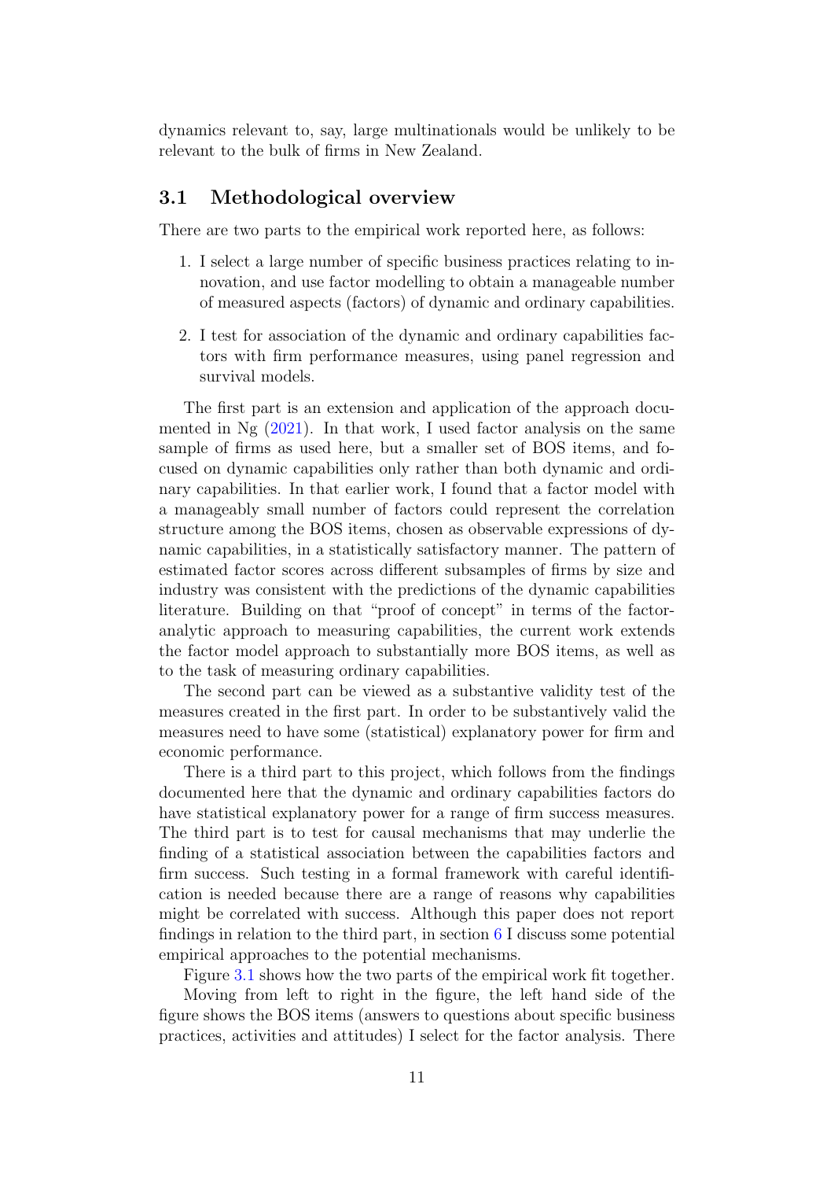dynamics relevant to, say, large multinationals would be unlikely to be relevant to the bulk of firms in New Zealand.

## 3.1 Methodological overview

There are two parts to the empirical work reported here, as follows:

1. I select a large number of specific business practices relating to innovation, and use factor modelling to obtain a manageable number of measured aspects (factors) of dynamic and ordinary capabilities.
2. I test for association of the dynamic and ordinary capabilities factors with firm performance measures, using panel regression and survival models.

The first part is an extension and application of the approach documented in Ng (2021). In that work, I used factor analysis on the same sample of firms as used here, but a smaller set of BOS items, and focused on dynamic capabilities only rather than both dynamic and ordinary capabilities. In that earlier work, I found that a factor model with a manageably small number of factors could represent the correlation structure among the BOS items, chosen as observable expressions of dynamic capabilities, in a statistically satisfactory manner. The pattern of estimated factor scores across different subsamples of firms by size and industry was consistent with the predictions of the dynamic capabilities literature. Building on that "proof of concept" in terms of the factor-analytic approach to measuring capabilities, the current work extends the factor model approach to substantially more BOS items, as well as to the task of measuring ordinary capabilities.

The second part can be viewed as a substantive validity test of the measures created in the first part. In order to be substantively valid the measures need to have some (statistical) explanatory power for firm and economic performance.

There is a third part to this project, which follows from the findings documented here that the dynamic and ordinary capabilities factors do have statistical explanatory power for a range of firm success measures. The third part is to test for causal mechanisms that may underlie the finding of a statistical association between the capabilities factors and firm success. Such testing in a formal framework with careful identification is needed because there are a range of reasons why capabilities might be correlated with success. Although this paper does not report findings in relation to the third part, in section 6 I discuss some potential empirical approaches to the potential mechanisms.

Figure 3.1 shows how the two parts of the empirical work fit together.

Moving from left to right in the figure, the left hand side of the figure shows the BOS items (answers to questions about specific business practices, activities and attitudes) I select for the factor analysis. There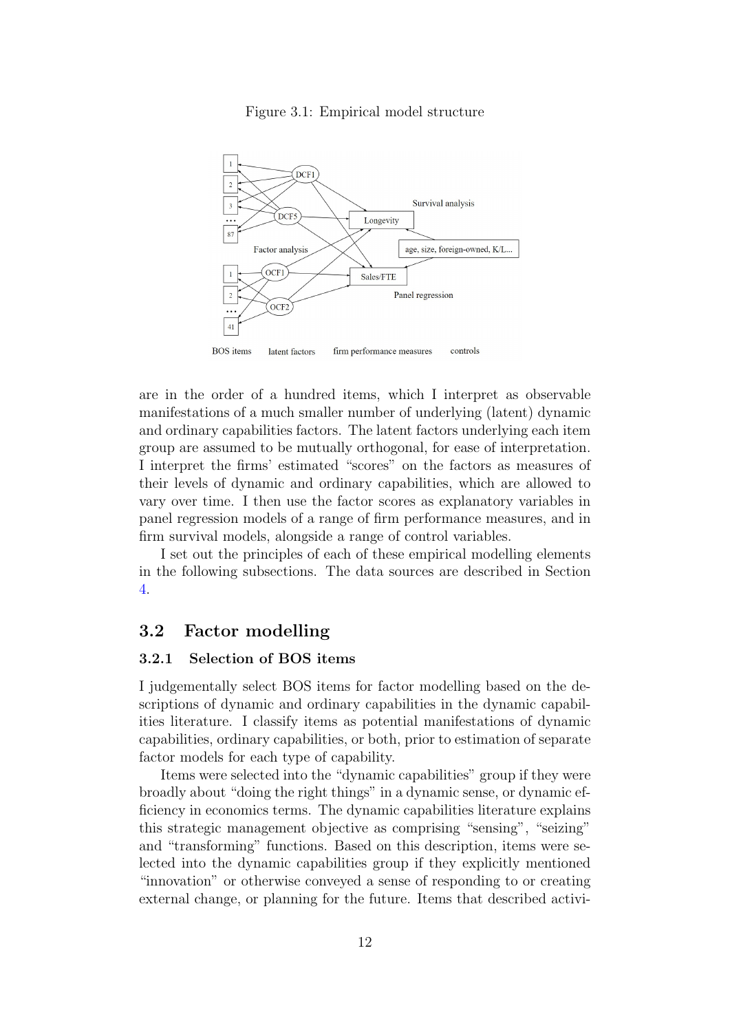Figure 3.1: Empirical model structure

are in the order of a hundred items, which I interpret as observable manifestations of a much smaller number of underlying (latent) dynamic and ordinary capabilities factors. The latent factors underlying each item group are assumed to be mutually orthogonal, for ease of interpretation. I interpret the firms' estimated "scores" on the factors as measures of their levels of dynamic and ordinary capabilities, which are allowed to vary over time. I then use the factor scores as explanatory variables in panel regression models of a range of firm performance measures, and in firm survival models, alongside a range of control variables.

I set out the principles of each of these empirical modelling elements in the following subsections. The data sources are described in Section 4.

## 3.2 Factor modelling

### 3.2.1 Selection of BOS items

I judgementally select BOS items for factor modelling based on the descriptions of dynamic and ordinary capabilities in the dynamic capabilities literature. I classify items as potential manifestations of dynamic capabilities, ordinary capabilities, or both, prior to estimation of separate factor models for each type of capability.

Items were selected into the "dynamic capabilities" group if they were broadly about "doing the right things" in a dynamic sense, or dynamic efficiency in economics terms. The dynamic capabilities literature explains this strategic management objective as comprising "sensing", "seizing" and "transforming" functions. Based on this description, items were selected into the dynamic capabilities group if they explicitly mentioned "innovation" or otherwise conveyed a sense of responding to or creating external change, or planning for the future. Items that described activi-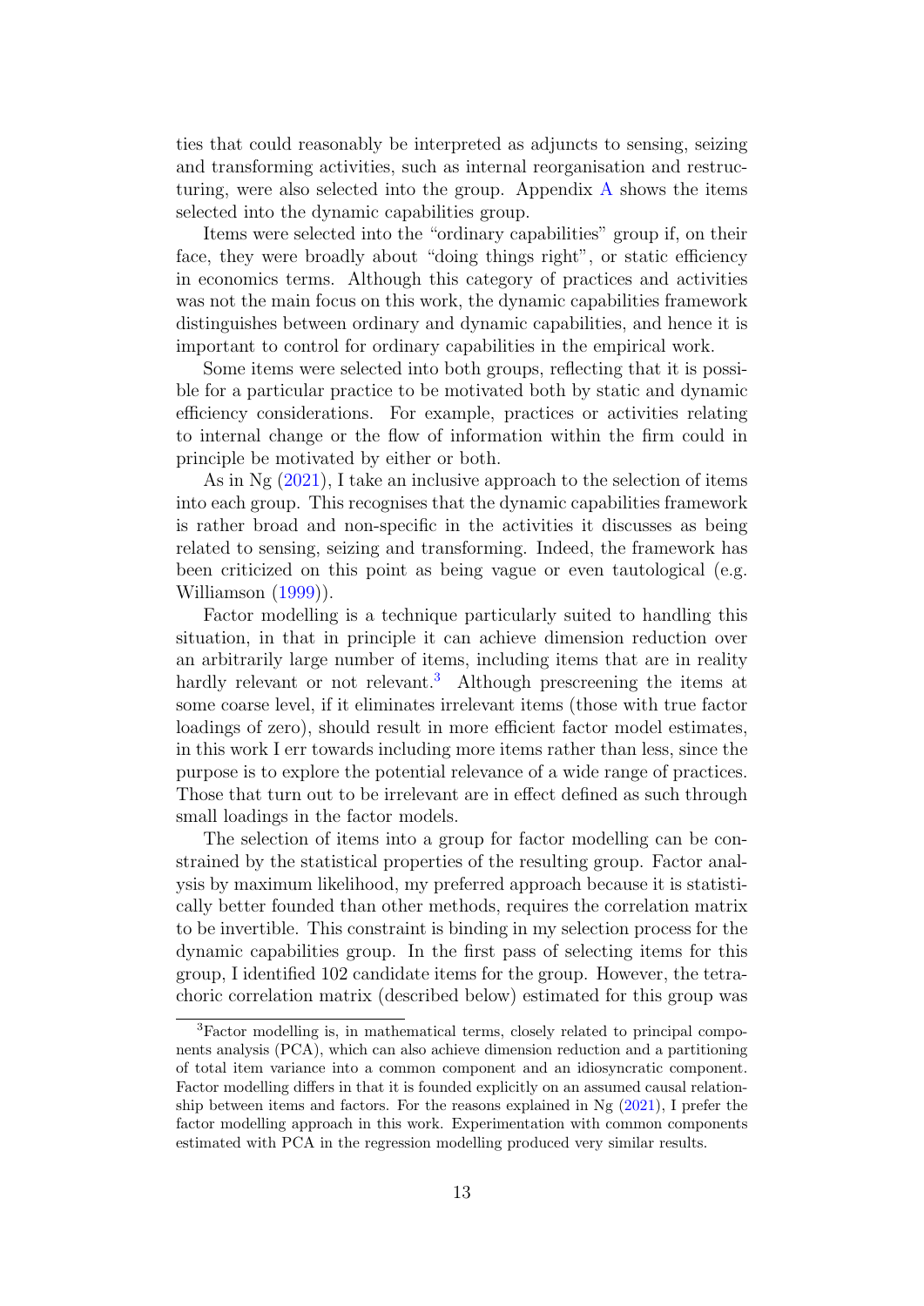ties that could reasonably be interpreted as adjuncts to sensing, seizing and transforming activities, such as internal reorganisation and restructuring, were also selected into the group. Appendix A shows the items selected into the dynamic capabilities group.

Items were selected into the "ordinary capabilities" group if, on their face, they were broadly about "doing things right", or static efficiency in economics terms. Although this category of practices and activities was not the main focus on this work, the dynamic capabilities framework distinguishes between ordinary and dynamic capabilities, and hence it is important to control for ordinary capabilities in the empirical work.

Some items were selected into both groups, reflecting that it is possible for a particular practice to be motivated both by static and dynamic efficiency considerations. For example, practices or activities relating to internal change or the flow of information within the firm could in principle be motivated by either or both.

As in Ng (2021), I take an inclusive approach to the selection of items into each group. This recognises that the dynamic capabilities framework is rather broad and non-specific in the activities it discusses as being related to sensing, seizing and transforming. Indeed, the framework has been criticized on this point as being vague or even tautological (e.g. Williamson (1999)).

Factor modelling is a technique particularly suited to handling this situation, in that in principle it can achieve dimension reduction over an arbitrarily large number of items, including items that are in reality hardly relevant or not relevant.[3] Although prescreening the items at some coarse level, if it eliminates irrelevant items (those with true factor loadings of zero), should result in more efficient factor model estimates, in this work I err towards including more items rather than less, since the purpose is to explore the potential relevance of a wide range of practices. Those that turn out to be irrelevant are in effect defined as such through small loadings in the factor models.

The selection of items into a group for factor modelling can be constrained by the statistical properties of the resulting group. Factor analysis by maximum likelihood, my preferred approach because it is statistically better founded than other methods, requires the correlation matrix to be invertible. This constraint is binding in my selection process for the dynamic capabilities group. In the first pass of selecting items for this group, I identified 102 candidate items for the group. However, the tetrachoric correlation matrix (described below) estimated for this group was

---

[3] Factor modelling is, in mathematical terms, closely related to principal components analysis (PCA), which can also achieve dimension reduction and a partitioning of total item variance into a common component and an idiosyncratic component. Factor modelling differs in that it is founded explicitly on an assumed causal relationship between items and factors. For the reasons explained in Ng (2021), I prefer the factor modelling approach in this work. Experimentation with common components estimated with PCA in the regression modelling produced very similar results.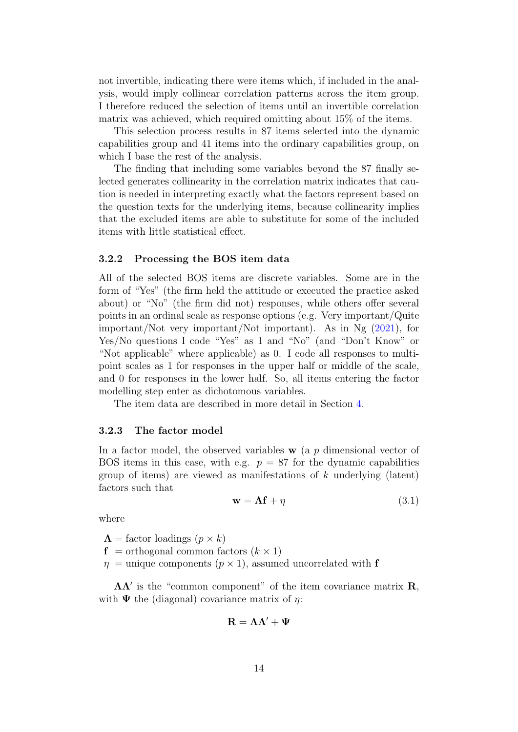not invertible, indicating there were items which, if included in the analysis, would imply collinear correlation patterns across the item group. I therefore reduced the selection of items until an invertible correlation matrix was achieved, which required omitting about 15% of the items.

This selection process results in 87 items selected into the dynamic capabilities group and 41 items into the ordinary capabilities group, on which I base the rest of the analysis.

The finding that including some variables beyond the 87 finally selected generates collinearity in the correlation matrix indicates that caution is needed in interpreting exactly what the factors represent based on the question texts for the underlying items, because collinearity implies that the excluded items are able to substitute for some of the included items with little statistical effect.

### 3.2.2 Processing the BOS item data

All of the selected BOS items are discrete variables. Some are in the form of "Yes" (the firm held the attitude or executed the practice asked about) or "No" (the firm did not) responses, while others offer several points in an ordinal scale as response options (e.g. Very important/Quite important/Not very important/Not important). As in Ng (2021), for Yes/No questions I code "Yes" as 1 and "No" (and "Don't Know" or "Not applicable" where applicable) as 0. I code all responses to multi-point scales as 1 for responses in the upper half or middle of the scale, and 0 for responses in the lower half. So, all items entering the factor modelling step enter as dichotomous variables.

The item data are described in more detail in Section 4.

### 3.2.3 The factor model

In a factor model, the observed variables $\mathbf{w}$ (a $p$ dimensional vector of BOS items in this case, with e.g. $p = 87$ for the dynamic capabilities group of items) are viewed as manifestations of $k$ underlying (latent) factors such that

$$\mathbf{w} = \mathbf{\Lambda f} + \eta \tag{3.1}$$

where

$\mathbf{\Lambda}$ = factor loadings ($p \times k$)
$\mathbf{f}$ = orthogonal common factors ($k \times 1$)
$\eta$ = unique components ($p \times 1$), assumed uncorrelated with $\mathbf{f}$

$\mathbf{\Lambda\Lambda}'$ is the "common component" of the item covariance matrix $\mathbf{R}$, with $\mathbf{\Psi}$ the (diagonal) covariance matrix of $\eta$:

$$\mathbf{R} = \mathbf{\Lambda\Lambda}' + \mathbf{\Psi}$$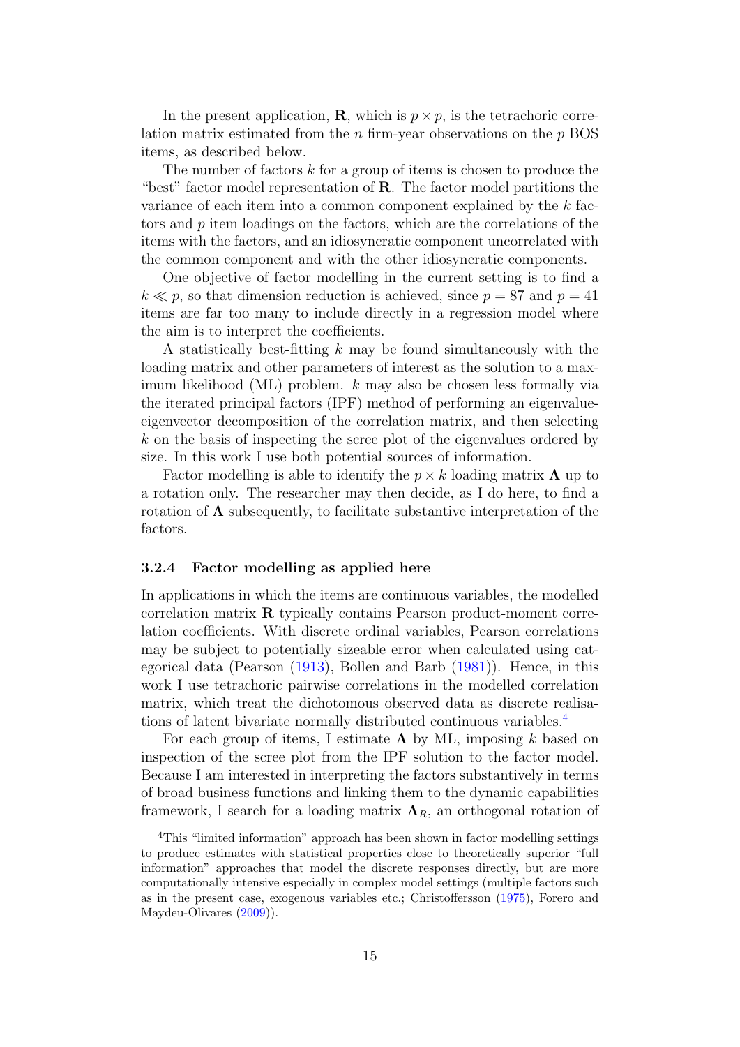In the present application, $\mathbf{R}$, which is $p \times p$, is the tetrachoric correlation matrix estimated from the $n$ firm-year observations on the $p$ BOS items, as described below.

The number of factors $k$ for a group of items is chosen to produce the "best" factor model representation of $\mathbf{R}$. The factor model partitions the variance of each item into a common component explained by the $k$ factors and $p$ item loadings on the factors, which are the correlations of the items with the factors, and an idiosyncratic component uncorrelated with the common component and with the other idiosyncratic components.

One objective of factor modelling in the current setting is to find a $k \ll p$, so that dimension reduction is achieved, since $p = 87$ and $p = 41$ items are far too many to include directly in a regression model where the aim is to interpret the coefficients.

A statistically best-fitting $k$ may be found simultaneously with the loading matrix and other parameters of interest as the solution to a maximum likelihood (ML) problem. $k$ may also be chosen less formally via the iterated principal factors (IPF) method of performing an eigenvalue-eigenvector decomposition of the correlation matrix, and then selecting $k$ on the basis of inspecting the scree plot of the eigenvalues ordered by size. In this work I use both potential sources of information.

Factor modelling is able to identify the $p \times k$ loading matrix $\mathbf{\Lambda}$ up to a rotation only. The researcher may then decide, as I do here, to find a rotation of $\mathbf{\Lambda}$ subsequently, to facilitate substantive interpretation of the factors.

### 3.2.4 Factor modelling as applied here

In applications in which the items are continuous variables, the modelled correlation matrix $\mathbf{R}$ typically contains Pearson product-moment correlation coefficients. With discrete ordinal variables, Pearson correlations may be subject to potentially sizeable error when calculated using categorical data (Pearson (1913), Bollen and Barb (1981)). Hence, in this work I use tetrachoric pairwise correlations in the modelled correlation matrix, which treat the dichotomous observed data as discrete realisations of latent bivariate normally distributed continuous variables.[4]

For each group of items, I estimate $\mathbf{\Lambda}$ by ML, imposing $k$ based on inspection of the scree plot from the IPF solution to the factor model. Because I am interested in interpreting the factors substantively in terms of broad business functions and linking them to the dynamic capabilities framework, I search for a loading matrix $\mathbf{\Lambda}_R$, an orthogonal rotation of

[4] This "limited information" approach has been shown in factor modelling settings to produce estimates with statistical properties close to theoretically superior "full information" approaches that model the discrete responses directly, but are more computationally intensive especially in complex model settings (multiple factors such as in the present case, exogenous variables etc.; Christoffersson (1975), Forero and Maydeu-Olivares (2009)).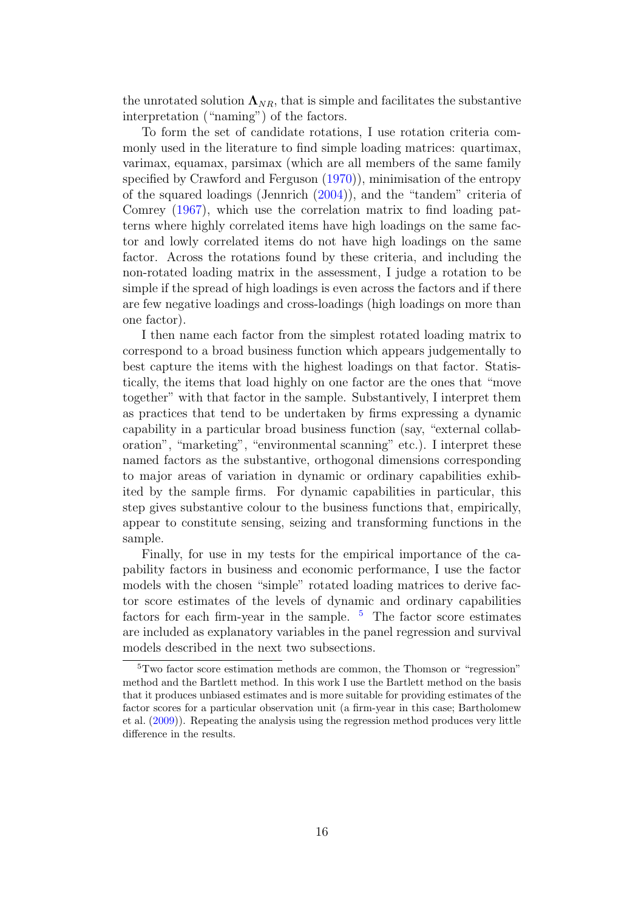the unrotated solution $\mathbf{\Lambda}_{NR}$, that is simple and facilitates the substantive interpretation ("naming") of the factors.

To form the set of candidate rotations, I use rotation criteria commonly used in the literature to find simple loading matrices: quartimax, varimax, equamax, parsimax (which are all members of the same family specified by Crawford and Ferguson (1970)), minimisation of the entropy of the squared loadings (Jennrich (2004)), and the "tandem" criteria of Comrey (1967), which use the correlation matrix to find loading patterns where highly correlated items have high loadings on the same factor and lowly correlated items do not have high loadings on the same factor. Across the rotations found by these criteria, and including the non-rotated loading matrix in the assessment, I judge a rotation to be simple if the spread of high loadings is even across the factors and if there are few negative loadings and cross-loadings (high loadings on more than one factor).

I then name each factor from the simplest rotated loading matrix to correspond to a broad business function which appears judgementally to best capture the items with the highest loadings on that factor. Statistically, the items that load highly on one factor are the ones that "move together" with that factor in the sample. Substantively, I interpret them as practices that tend to be undertaken by firms expressing a dynamic capability in a particular broad business function (say, "external collaboration", "marketing", "environmental scanning" etc.). I interpret these named factors as the substantive, orthogonal dimensions corresponding to major areas of variation in dynamic or ordinary capabilities exhibited by the sample firms. For dynamic capabilities in particular, this step gives substantive colour to the business functions that, empirically, appear to constitute sensing, seizing and transforming functions in the sample.

Finally, for use in my tests for the empirical importance of the capability factors in business and economic performance, I use the factor models with the chosen "simple" rotated loading matrices to derive factor score estimates of the levels of dynamic and ordinary capabilities factors for each firm-year in the sample. [5] The factor score estimates are included as explanatory variables in the panel regression and survival models described in the next two subsections.

[5] Two factor score estimation methods are common, the Thomson or "regression" method and the Bartlett method. In this work I use the Bartlett method on the basis that it produces unbiased estimates and is more suitable for providing estimates of the factor scores for a particular observation unit (a firm-year in this case; Bartholomew et al. (2009)). Repeating the analysis using the regression method produces very little difference in the results.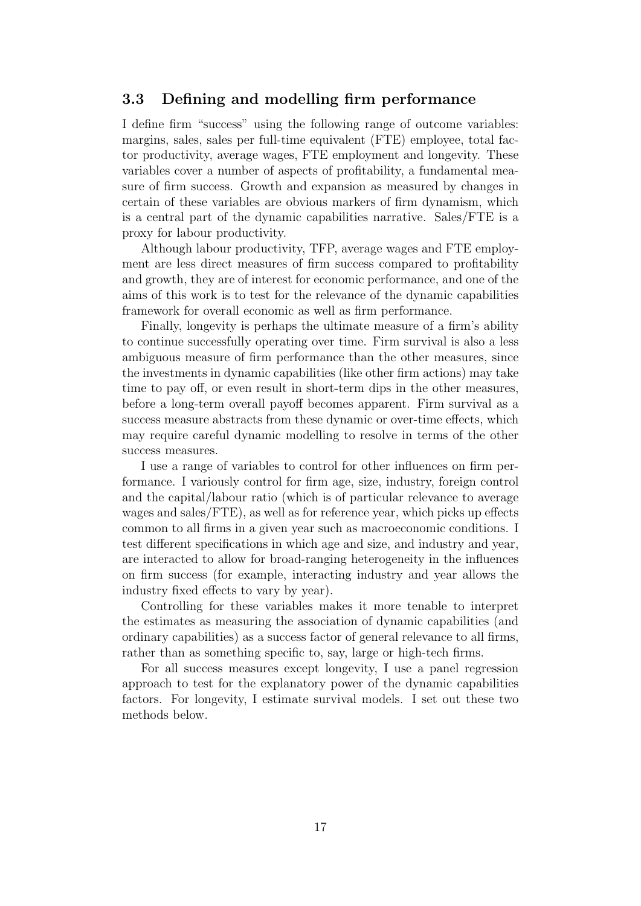### 3.3 Defining and modelling firm performance

I define firm "success" using the following range of outcome variables: margins, sales, sales per full-time equivalent (FTE) employee, total factor productivity, average wages, FTE employment and longevity. These variables cover a number of aspects of profitability, a fundamental measure of firm success. Growth and expansion as measured by changes in certain of these variables are obvious markers of firm dynamism, which is a central part of the dynamic capabilities narrative. Sales/FTE is a proxy for labour productivity.

Although labour productivity, TFP, average wages and FTE employment are less direct measures of firm success compared to profitability and growth, they are of interest for economic performance, and one of the aims of this work is to test for the relevance of the dynamic capabilities framework for overall economic as well as firm performance.

Finally, longevity is perhaps the ultimate measure of a firm's ability to continue successfully operating over time. Firm survival is also a less ambiguous measure of firm performance than the other measures, since the investments in dynamic capabilities (like other firm actions) may take time to pay off, or even result in short-term dips in the other measures, before a long-term overall payoff becomes apparent. Firm survival as a success measure abstracts from these dynamic or over-time effects, which may require careful dynamic modelling to resolve in terms of the other success measures.

I use a range of variables to control for other influences on firm performance. I variously control for firm age, size, industry, foreign control and the capital/labour ratio (which is of particular relevance to average wages and sales/FTE), as well as for reference year, which picks up effects common to all firms in a given year such as macroeconomic conditions. I test different specifications in which age and size, and industry and year, are interacted to allow for broad-ranging heterogeneity in the influences on firm success (for example, interacting industry and year allows the industry fixed effects to vary by year).

Controlling for these variables makes it more tenable to interpret the estimates as measuring the association of dynamic capabilities (and ordinary capabilities) as a success factor of general relevance to all firms, rather than as something specific to, say, large or high-tech firms.

For all success measures except longevity, I use a panel regression approach to test for the explanatory power of the dynamic capabilities factors. For longevity, I estimate survival models. I set out these two methods below.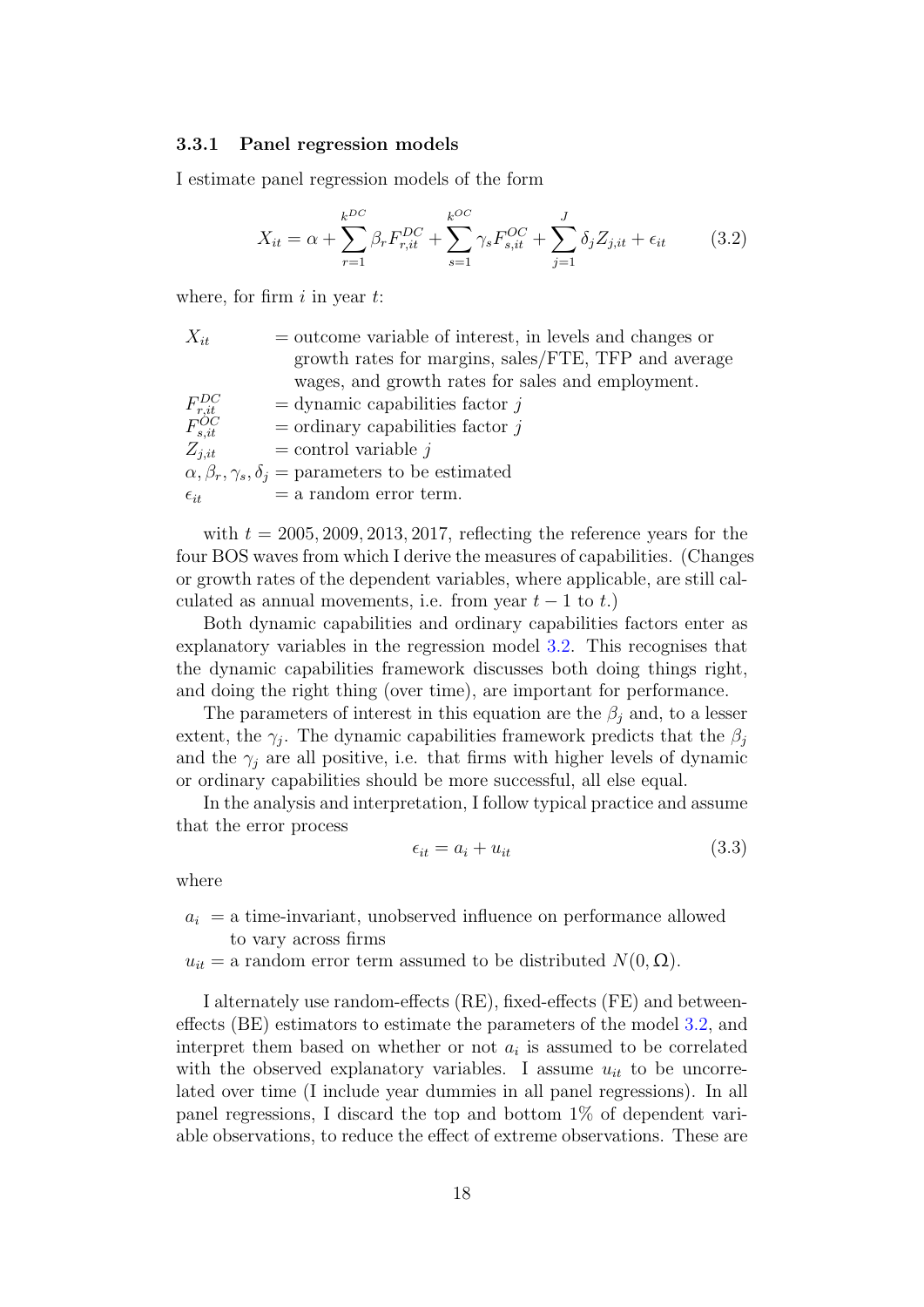### 3.3.1 Panel regression models

I estimate panel regression models of the form

$$X_{it} = \alpha + \sum_{r=1}^{k^{DC}} \beta_r F_{r,it}^{DC} + \sum_{s=1}^{k^{OC}} \gamma_s F_{s,it}^{OC} + \sum_{j=1}^{J} \delta_j Z_{j,it} + \epsilon_{it} \tag{3.2}$$

where, for firm $i$ in year $t$:

- $X_{it}$ = outcome variable of interest, in levels and changes or growth rates for margins, sales/FTE, TFP and average wages, and growth rates for sales and employment.
- $F_{r,it}^{DC}$ = dynamic capabilities factor $j$
- $F_{s,it}^{OC}$ = ordinary capabilities factor $j$
- $Z_{j,it}$ = control variable $j$
- $\alpha, \beta_r, \gamma_s, \delta_j$ = parameters to be estimated
- $\epsilon_{it}$ = a random error term.

with $t = 2005, 2009, 2013, 2017$, reflecting the reference years for the four BOS waves from which I derive the measures of capabilities. (Changes or growth rates of the dependent variables, where applicable, are still calculated as annual movements, i.e. from year $t-1$ to $t$.)

Both dynamic capabilities and ordinary capabilities factors enter as explanatory variables in the regression model 3.2. This recognises that the dynamic capabilities framework discusses both doing things right, and doing the right thing (over time), are important for performance.

The parameters of interest in this equation are the $\beta_j$ and, to a lesser extent, the $\gamma_j$. The dynamic capabilities framework predicts that the $\beta_j$ and the $\gamma_j$ are all positive, i.e. that firms with higher levels of dynamic or ordinary capabilities should be more successful, all else equal.

In the analysis and interpretation, I follow typical practice and assume that the error process

$$\epsilon_{it} = a_i + u_{it} \tag{3.3}$$

where

- $a_i$ = a time-invariant, unobserved influence on performance allowed to vary across firms
- $u_{it}$ = a random error term assumed to be distributed $N(0, \Omega)$.

I alternately use random-effects (RE), fixed-effects (FE) and between-effects (BE) estimators to estimate the parameters of the model 3.2, and interpret them based on whether or not $a_i$ is assumed to be correlated with the observed explanatory variables. I assume $u_{it}$ to be uncorrelated over time (I include year dummies in all panel regressions). In all panel regressions, I discard the top and bottom 1% of dependent variable observations, to reduce the effect of extreme observations. These are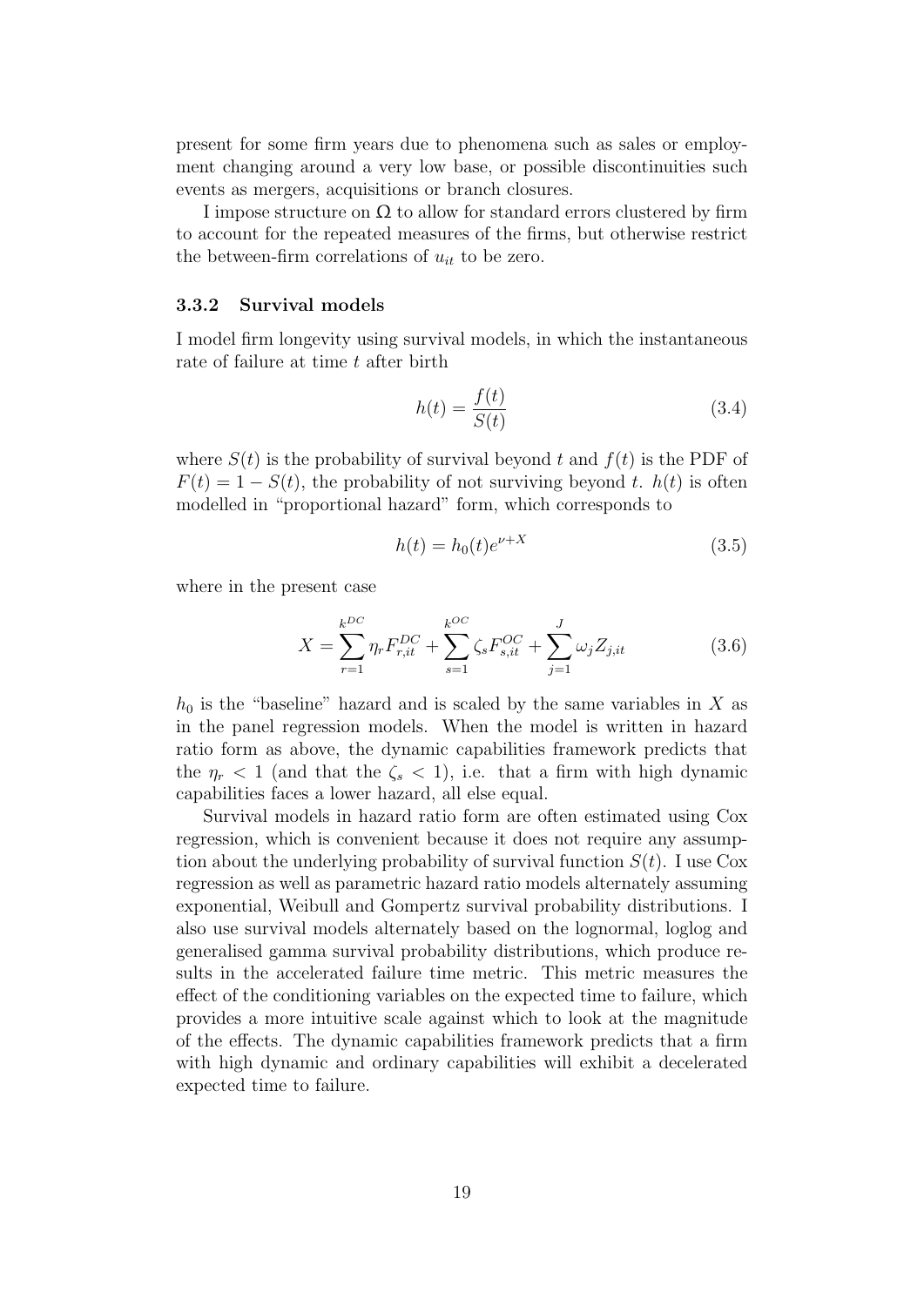present for some firm years due to phenomena such as sales or employment changing around a very low base, or possible discontinuities such events as mergers, acquisitions or branch closures.

I impose structure on $\Omega$ to allow for standard errors clustered by firm to account for the repeated measures of the firms, but otherwise restrict the between-firm correlations of $u_{it}$ to be zero.

### 3.3.2 Survival models

I model firm longevity using survival models, in which the instantaneous rate of failure at time $t$ after birth

$$h(t) = \frac{f(t)}{S(t)} \tag{3.4}$$

where $S(t)$ is the probability of survival beyond $t$ and $f(t)$ is the PDF of $F(t) = 1 - S(t)$, the probability of not surviving beyond $t$. $h(t)$ is often modelled in "proportional hazard" form, which corresponds to

$$h(t) = h_0(t)e^{\nu + X} \tag{3.5}$$

where in the present case

$$X = \sum_{r=1}^{k^{DC}} \eta_r F_{r,it}^{DC} + \sum_{s=1}^{k^{OC}} \zeta_s F_{s,it}^{OC} + \sum_{j=1}^{J} \omega_j Z_{j,it} \tag{3.6}$$

$h_0$ is the "baseline" hazard and is scaled by the same variables in $X$ as in the panel regression models. When the model is written in hazard ratio form as above, the dynamic capabilities framework predicts that the $\eta_r < 1$ (and that the $\zeta_s < 1$), i.e. that a firm with high dynamic capabilities faces a lower hazard, all else equal.

Survival models in hazard ratio form are often estimated using Cox regression, which is convenient because it does not require any assumption about the underlying probability of survival function $S(t)$. I use Cox regression as well as parametric hazard ratio models alternately assuming exponential, Weibull and Gompertz survival probability distributions. I also use survival models alternately based on the lognormal, loglog and generalised gamma survival probability distributions, which produce results in the accelerated failure time metric. This metric measures the effect of the conditioning variables on the expected time to failure, which provides a more intuitive scale against which to look at the magnitude of the effects. The dynamic capabilities framework predicts that a firm with high dynamic and ordinary capabilities will exhibit a decelerated expected time to failure.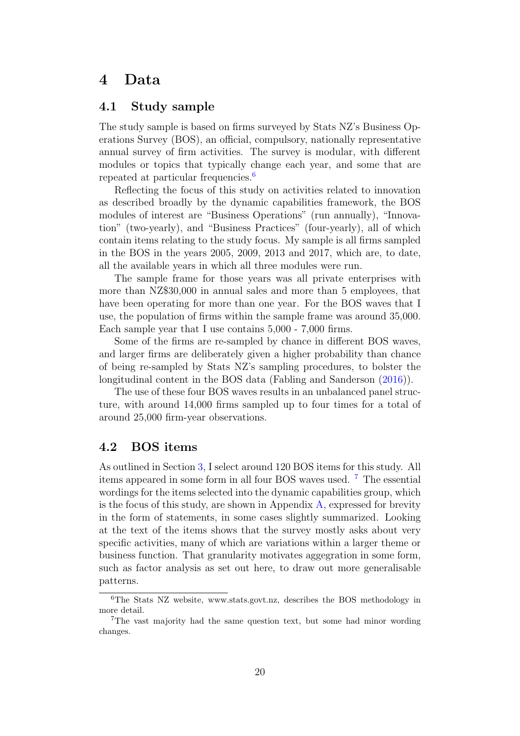# 4 Data

## 4.1 Study sample

The study sample is based on firms surveyed by Stats NZ's Business Operations Survey (BOS), an official, compulsory, nationally representative annual survey of firm activities. The survey is modular, with different modules or topics that typically change each year, and some that are repeated at particular frequencies.[6]

Reflecting the focus of this study on activities related to innovation as described broadly by the dynamic capabilities framework, the BOS modules of interest are "Business Operations" (run annually), "Innovation" (two-yearly), and "Business Practices" (four-yearly), all of which contain items relating to the study focus. My sample is all firms sampled in the BOS in the years 2005, 2009, 2013 and 2017, which are, to date, all the available years in which all three modules were run.

The sample frame for those years was all private enterprises with more than NZ$30,000 in annual sales and more than 5 employees, that have been operating for more than one year. For the BOS waves that I use, the population of firms within the sample frame was around 35,000. Each sample year that I use contains 5,000 - 7,000 firms.

Some of the firms are re-sampled by chance in different BOS waves, and larger firms are deliberately given a higher probability than chance of being re-sampled by Stats NZ's sampling procedures, to bolster the longitudinal content in the BOS data (Fabling and Sanderson (2016)).

The use of these four BOS waves results in an unbalanced panel structure, with around 14,000 firms sampled up to four times for a total of around 25,000 firm-year observations.

## 4.2 BOS items

As outlined in Section 3, I select around 120 BOS items for this study. All items appeared in some form in all four BOS waves used. [7] The essential wordings for the items selected into the dynamic capabilities group, which is the focus of this study, are shown in Appendix A, expressed for brevity in the form of statements, in some cases slightly summarized. Looking at the text of the items shows that the survey mostly asks about very specific activities, many of which are variations within a larger theme or business function. That granularity motivates aggegration in some form, such as factor analysis as set out here, to draw out more generalisable patterns.

[6] The Stats NZ website, www.stats.govt.nz, describes the BOS methodology in more detail.

[7] The vast majority had the same question text, but some had minor wording changes.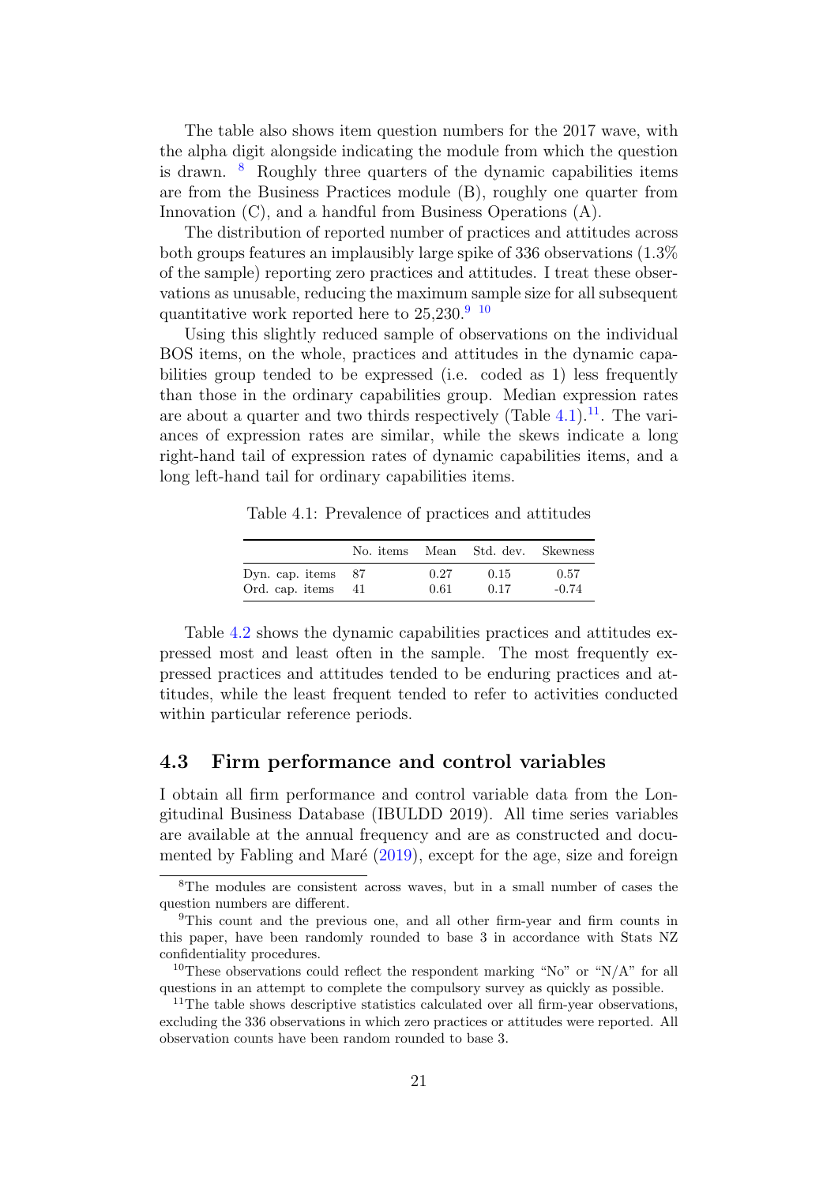The table also shows item question numbers for the 2017 wave, with the alpha digit alongside indicating the module from which the question is drawn. [8] Roughly three quarters of the dynamic capabilities items are from the Business Practices module (B), roughly one quarter from Innovation (C), and a handful from Business Operations (A).

The distribution of reported number of practices and attitudes across both groups features an implausibly large spike of 336 observations (1.3% of the sample) reporting zero practices and attitudes. I treat these observations as unusable, reducing the maximum sample size for all subsequent quantitative work reported here to 25,230.[9] [10]

Using this slightly reduced sample of observations on the individual BOS items, on the whole, practices and attitudes in the dynamic capabilities group tended to be expressed (i.e. coded as 1) less frequently than those in the ordinary capabilities group. Median expression rates are about a quarter and two thirds respectively (Table 4.1).[11]. The variances of expression rates are similar, while the skews indicate a long right-hand tail of expression rates of dynamic capabilities items, and a long left-hand tail for ordinary capabilities items.

Table 4.1: Prevalence of practices and attitudes

| | No. items | Mean | Std. dev. | Skewness |
|---|---|---|---|---|
| Dyn. cap. items | 87 | 0.27 | 0.15 | 0.57 |
| Ord. cap. items | 41 | 0.61 | 0.17 | -0.74 |

Table 4.2 shows the dynamic capabilities practices and attitudes expressed most and least often in the sample. The most frequently expressed practices and attitudes tended to be enduring practices and attitudes, while the least frequent tended to refer to activities conducted within particular reference periods.

## 4.3 Firm performance and control variables

I obtain all firm performance and control variable data from the Longitudinal Business Database (IBULDD 2019). All time series variables are available at the annual frequency and are as constructed and documented by Fabling and Maré (2019), except for the age, size and foreign

[8] The modules are consistent across waves, but in a small number of cases the question numbers are different.

[9] This count and the previous one, and all other firm-year and firm counts in this paper, have been randomly rounded to base 3 in accordance with Stats NZ confidentiality procedures.

[10] These observations could reflect the respondent marking "No" or "N/A" for all questions in an attempt to complete the compulsory survey as quickly as possible.

[11] The table shows descriptive statistics calculated over all firm-year observations, excluding the 336 observations in which zero practices or attitudes were reported. All observation counts have been random rounded to base 3.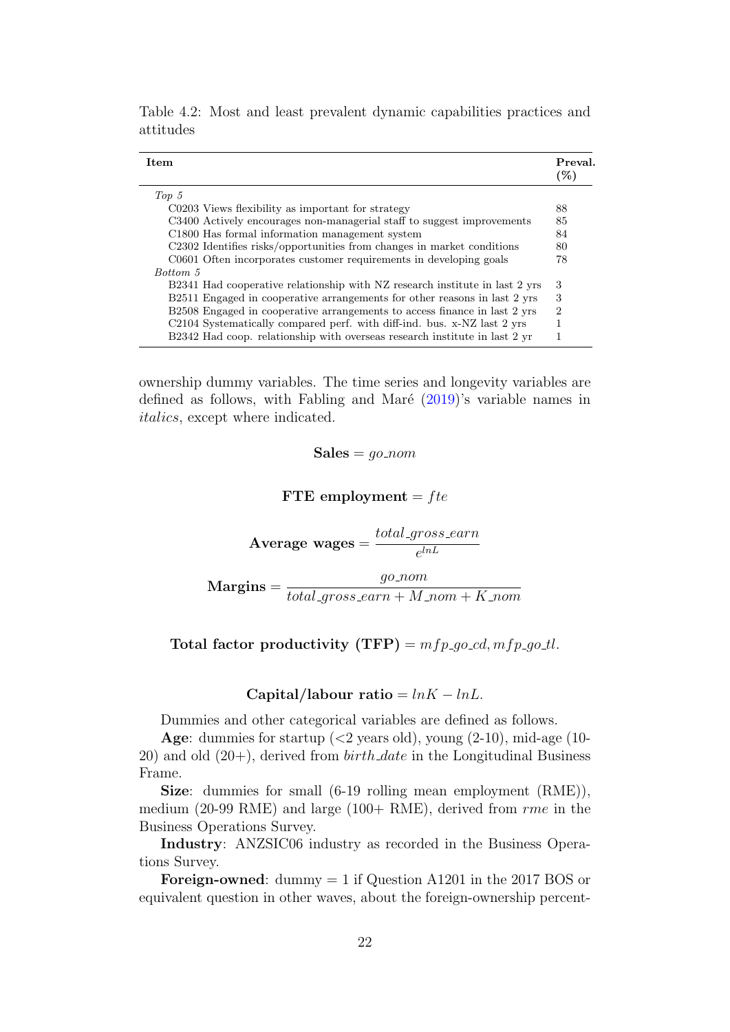Table 4.2: Most and least prevalent dynamic capabilities practices and attitudes

| Item | Preval. (%) |
|---|---|
| *Top 5* | |
| C0203 Views flexibility as important for strategy | 88 |
| C3400 Actively encourages non-managerial staff to suggest improvements | 85 |
| C1800 Has formal information management system | 84 |
| C2302 Identifies risks/opportunities from changes in market conditions | 80 |
| C0601 Often incorporates customer requirements in developing goals | 78 |
| *Bottom 5* | |
| B2341 Had cooperative relationship with NZ research institute in last 2 yrs | 3 |
| B2511 Engaged in cooperative arrangements for other reasons in last 2 yrs | 3 |
| B2508 Engaged in cooperative arrangements to access finance in last 2 yrs | 2 |
| C2104 Systematically compared perf. with diff-ind. bus. x-NZ last 2 yrs | 1 |
| B2342 Had coop. relationship with overseas research institute in last 2 yr | 1 |

ownership dummy variables. The time series and longevity variables are defined as follows, with Fabling and Maré (2019)'s variable names in *italics*, except where indicated.

$$\textbf{Sales} = go\_nom$$

$$\textbf{FTE employment} = fte$$

$$\textbf{Average wages} = \frac{total\_gross\_earn}{e^{lnL}}$$

$$\textbf{Margins} = \frac{go\_nom}{total\_gross\_earn + M\_nom + K\_nom}$$

$$\textbf{Total factor productivity (TFP)} = mfp\_go\_cd, mfp\_go\_tl.$$

$$\textbf{Capital/labour ratio} = lnK - lnL.$$

Dummies and other categorical variables are defined as follows.

**Age**: dummies for startup (<2 years old), young (2-10), mid-age (10-20) and old (20+), derived from *birth_date* in the Longitudinal Business Frame.

**Size**: dummies for small (6-19 rolling mean employment (RME)), medium (20-99 RME) and large (100+ RME), derived from *rme* in the Business Operations Survey.

**Industry**: ANZSIC06 industry as recorded in the Business Operations Survey.

**Foreign-owned**: dummy = 1 if Question A1201 in the 2017 BOS or equivalent question in other waves, about the foreign-ownership percent-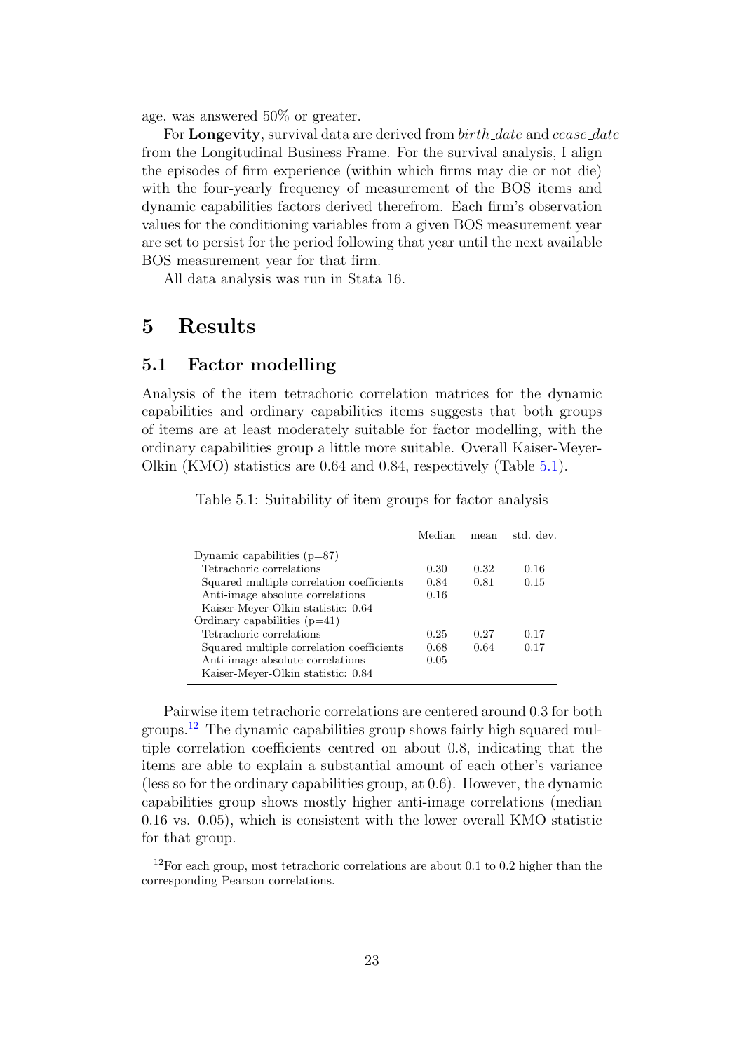age, was answered 50% or greater.

For **Longevity**, survival data are derived from *birth_date* and *cease_date* from the Longitudinal Business Frame. For the survival analysis, I align the episodes of firm experience (within which firms may die or not die) with the four-yearly frequency of measurement of the BOS items and dynamic capabilities factors derived therefrom. Each firm's observation values for the conditioning variables from a given BOS measurement year are set to persist for the period following that year until the next available BOS measurement year for that firm.

All data analysis was run in Stata 16.

# 5 Results

## 5.1 Factor modelling

Analysis of the item tetrachoric correlation matrices for the dynamic capabilities and ordinary capabilities items suggests that both groups of items are at least moderately suitable for factor modelling, with the ordinary capabilities group a little more suitable. Overall Kaiser-Meyer-Olkin (KMO) statistics are 0.64 and 0.84, respectively (Table 5.1).

Table 5.1: Suitability of item groups for factor analysis

| | Median | mean | std. dev. |
|---|---|---|---|
| Dynamic capabilities (p=87) | | | |
| Tetrachoric correlations | 0.30 | 0.32 | 0.16 |
| Squared multiple correlation coefficients | 0.84 | 0.81 | 0.15 |
| Anti-image absolute correlations | 0.16 | | |
| Kaiser-Meyer-Olkin statistic: 0.64 | | | |
| Ordinary capabilities (p=41) | | | |
| Tetrachoric correlations | 0.25 | 0.27 | 0.17 |
| Squared multiple correlation coefficients | 0.68 | 0.64 | 0.17 |
| Anti-image absolute correlations | 0.05 | | |
| Kaiser-Meyer-Olkin statistic: 0.84 | | | |

Pairwise item tetrachoric correlations are centered around 0.3 for both groups.[12] The dynamic capabilities group shows fairly high squared multiple correlation coefficients centred on about 0.8, indicating that the items are able to explain a substantial amount of each other's variance (less so for the ordinary capabilities group, at 0.6). However, the dynamic capabilities group shows mostly higher anti-image correlations (median 0.16 vs. 0.05), which is consistent with the lower overall KMO statistic for that group.

[12] For each group, most tetrachoric correlations are about 0.1 to 0.2 higher than the corresponding Pearson correlations.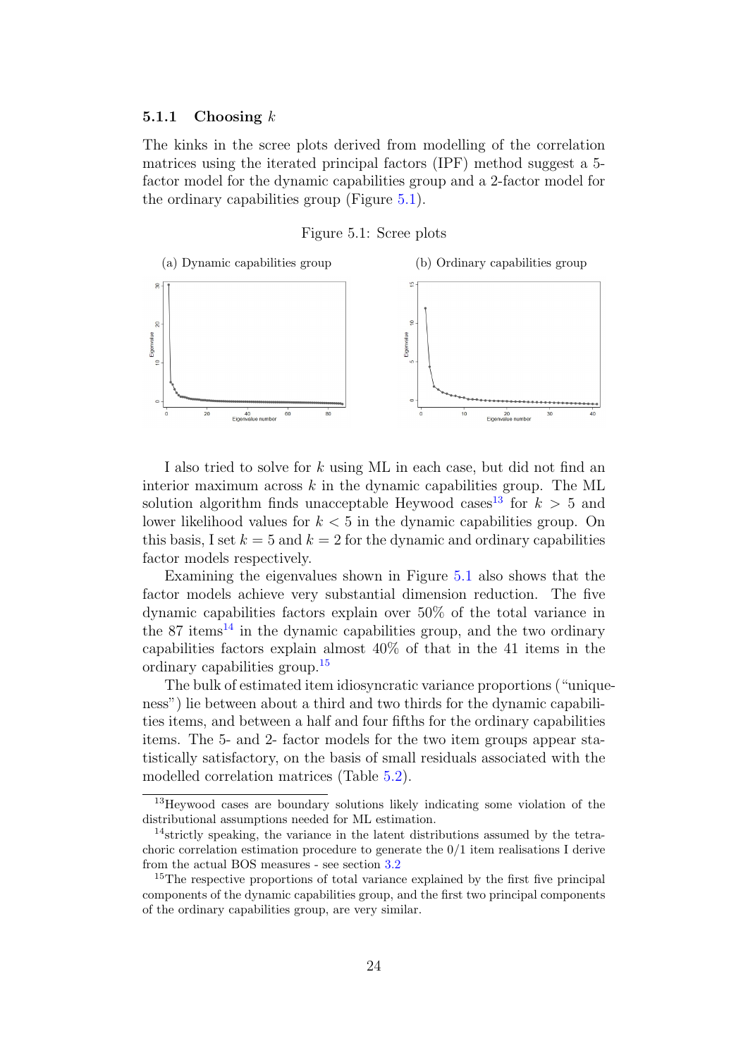### 5.1.1 Choosing $k$

The kinks in the scree plots derived from modelling of the correlation matrices using the iterated principal factors (IPF) method suggest a 5-factor model for the dynamic capabilities group and a 2-factor model for the ordinary capabilities group (Figure 5.1).

Figure 5.1: Scree plots

(a) Dynamic capabilities group

(b) Ordinary capabilities group

I also tried to solve for $k$ using ML in each case, but did not find an interior maximum across $k$ in the dynamic capabilities group. The ML solution algorithm finds unacceptable Heywood cases[13] for $k > 5$ and lower likelihood values for $k < 5$ in the dynamic capabilities group. On this basis, I set $k = 5$ and $k = 2$ for the dynamic and ordinary capabilities factor models respectively.

Examining the eigenvalues shown in Figure 5.1 also shows that the factor models achieve very substantial dimension reduction. The five dynamic capabilities factors explain over 50% of the total variance in the 87 items[14] in the dynamic capabilities group, and the two ordinary capabilities factors explain almost 40% of that in the 41 items in the ordinary capabilities group.[15]

The bulk of estimated item idiosyncratic variance proportions ("uniqueness") lie between about a third and two thirds for the dynamic capabilities items, and between a half and four fifths for the ordinary capabilities items. The 5- and 2- factor models for the two item groups appear statistically satisfactory, on the basis of small residuals associated with the modelled correlation matrices (Table 5.2).

[13] Heywood cases are boundary solutions likely indicating some violation of the distributional assumptions needed for ML estimation.

[14] strictly speaking, the variance in the latent distributions assumed by the tetrachoric correlation estimation procedure to generate the 0/1 item realisations I derive from the actual BOS measures - see section 3.2

[15] The respective proportions of total variance explained by the first five principal components of the dynamic capabilities group, and the first two principal components of the ordinary capabilities group, are very similar.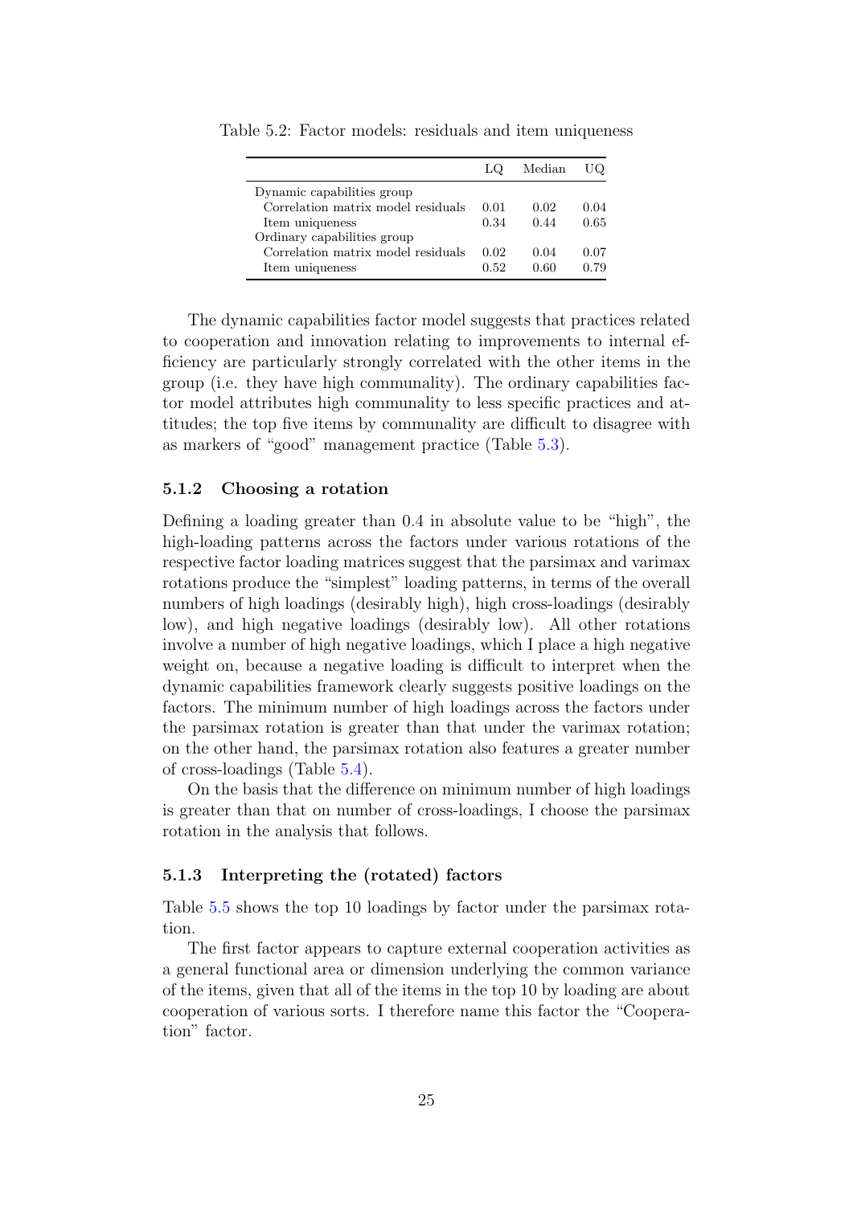Table 5.2: Factor models: residuals and item uniqueness

| | LQ | Median | UQ |
|---|---|---|---|
| Dynamic capabilities group | | | |
| Correlation matrix model residuals | 0.01 | 0.02 | 0.04 |
| Item uniqueness | 0.34 | 0.44 | 0.65 |
| Ordinary capabilities group | | | |
| Correlation matrix model residuals | 0.02 | 0.04 | 0.07 |
| Item uniqueness | 0.52 | 0.60 | 0.79 |

The dynamic capabilities factor model suggests that practices related to cooperation and innovation relating to improvements to internal efficiency are particularly strongly correlated with the other items in the group (i.e. they have high communality). The ordinary capabilities factor model attributes high communality to less specific practices and attitudes; the top five items by communality are difficult to disagree with as markers of "good" management practice (Table 5.3).

### 5.1.2 Choosing a rotation

Defining a loading greater than 0.4 in absolute value to be "high", the high-loading patterns across the factors under various rotations of the respective factor loading matrices suggest that the parsimax and varimax rotations produce the "simplest" loading patterns, in terms of the overall numbers of high loadings (desirably high), high cross-loadings (desirably low), and high negative loadings (desirably low). All other rotations involve a number of high negative loadings, which I place a high negative weight on, because a negative loading is difficult to interpret when the dynamic capabilities framework clearly suggests positive loadings on the factors. The minimum number of high loadings across the factors under the parsimax rotation is greater than that under the varimax rotation; on the other hand, the parsimax rotation also features a greater number of cross-loadings (Table 5.4).

On the basis that the difference on minimum number of high loadings is greater than that on number of cross-loadings, I choose the parsimax rotation in the analysis that follows.

### 5.1.3 Interpreting the (rotated) factors

Table 5.5 shows the top 10 loadings by factor under the parsimax rotation.

The first factor appears to capture external cooperation activities as a general functional area or dimension underlying the common variance of the items, given that all of the items in the top 10 by loading are about cooperation of various sorts. I therefore name this factor the "Cooperation" factor.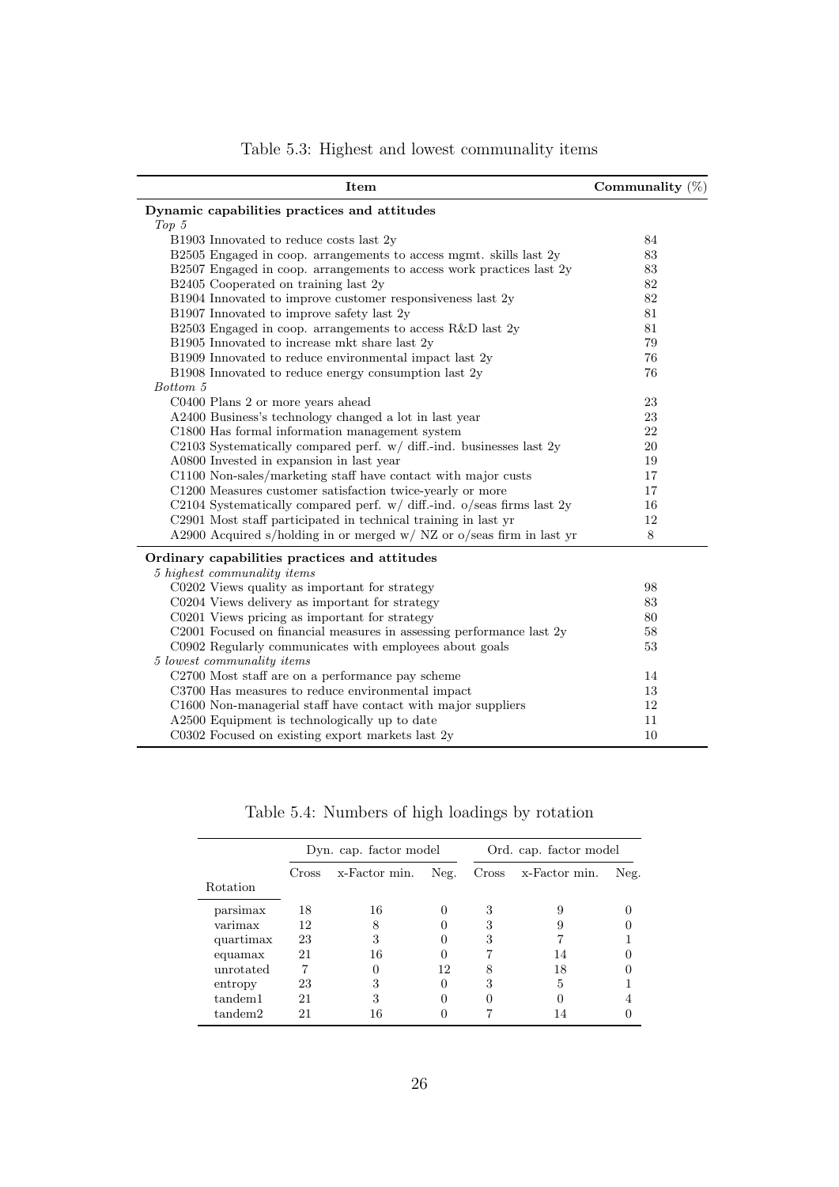Table 5.3: Highest and lowest communality items

| Item | Communality (%) |
|---|---|
| **Dynamic capabilities practices and attitudes** | |
| *Top 5* | |
| B1903 Innovated to reduce costs last 2y | 84 |
| B2505 Engaged in coop. arrangements to access mgmt. skills last 2y | 83 |
| B2507 Engaged in coop. arrangements to access work practices last 2y | 83 |
| B2405 Cooperated on training last 2y | 82 |
| B1904 Innovated to improve customer responsiveness last 2y | 82 |
| B1907 Innovated to improve safety last 2y | 81 |
| B2503 Engaged in coop. arrangements to access R&D last 2y | 81 |
| B1905 Innovated to increase mkt share last 2y | 79 |
| B1909 Innovated to reduce environmental impact last 2y | 76 |
| B1908 Innovated to reduce energy consumption last 2y | 76 |
| *Bottom 5* | |
| C0400 Plans 2 or more years ahead | 23 |
| A2400 Business's technology changed a lot in last year | 23 |
| C1800 Has formal information management system | 22 |
| C2103 Systematically compared perf. w/ diff.-ind. businesses last 2y | 20 |
| A0800 Invested in expansion in last year | 19 |
| C1100 Non-sales/marketing staff have contact with major custs | 17 |
| C1200 Measures customer satisfaction twice-yearly or more | 17 |
| C2104 Systematically compared perf. w/ diff.-ind. o/seas firms last 2y | 16 |
| C2901 Most staff participated in technical training in last yr | 12 |
| A2900 Acquired s/holding in or merged w/ NZ or o/seas firm in last yr | 8 |
| **Ordinary capabilities practices and attitudes** | |
| *5 highest communality items* | |
| C0202 Views quality as important for strategy | 98 |
| C0204 Views delivery as important for strategy | 83 |
| C0201 Views pricing as important for strategy | 80 |
| C2001 Focused on financial measures in assessing performance last 2y | 58 |
| C0902 Regularly communicates with employees about goals | 53 |
| *5 lowest communality items* | |
| C2700 Most staff are on a performance pay scheme | 14 |
| C3700 Has measures to reduce environmental impact | 13 |
| C1600 Non-managerial staff have contact with major suppliers | 12 |
| A2500 Equipment is technologically up to date | 11 |
| C0302 Focused on existing export markets last 2y | 10 |

Table 5.4: Numbers of high loadings by rotation

| | Dyn. cap. factor model | | | Ord. cap. factor model | | |
|---|---|---|---|---|---|---|
| Rotation | Cross | x-Factor min. | Neg. | Cross | x-Factor min. | Neg. |
| parsimax | 18 | 16 | 0 | 3 | 9 | 0 |
| varimax | 12 | 8 | 0 | 3 | 9 | 0 |
| quartimax | 23 | 3 | 0 | 3 | 7 | 1 |
| equamax | 21 | 16 | 0 | 7 | 14 | 0 |
| unrotated | 7 | 0 | 12 | 8 | 18 | 0 |
| entropy | 23 | 3 | 0 | 3 | 5 | 1 |
| tandem1 | 21 | 3 | 0 | 0 | 0 | 4 |
| tandem2 | 21 | 16 | 0 | 7 | 14 | 0 |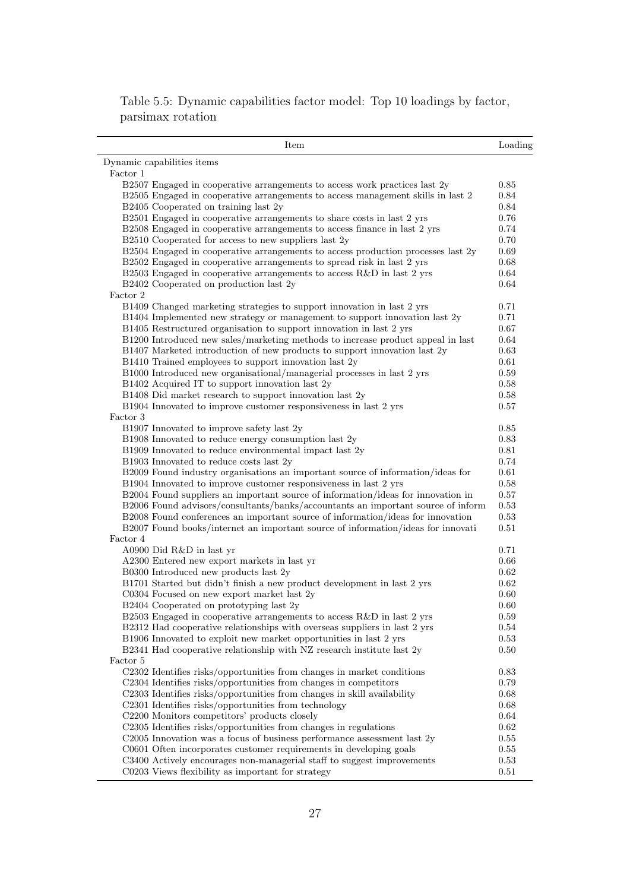Table 5.5: Dynamic capabilities factor model: Top 10 loadings by factor, parsimax rotation

| Item | Loading |
|---|---|
| Dynamic capabilities items | |
| Factor 1 | |
| B2507 Engaged in cooperative arrangements to access work practices last 2y | 0.85 |
| B2505 Engaged in cooperative arrangements to access management skills in last 2 | 0.84 |
| B2405 Cooperated on training last 2y | 0.84 |
| B2501 Engaged in cooperative arrangements to share costs in last 2 yrs | 0.76 |
| B2508 Engaged in cooperative arrangements to access finance in last 2 yrs | 0.74 |
| B2510 Cooperated for access to new suppliers last 2y | 0.70 |
| B2504 Engaged in cooperative arrangements to access production processes last 2y | 0.69 |
| B2502 Engaged in cooperative arrangements to spread risk in last 2 yrs | 0.68 |
| B2503 Engaged in cooperative arrangements to access R&D in last 2 yrs | 0.64 |
| B2402 Cooperated on production last 2y | 0.64 |
| Factor 2 | |
| B1409 Changed marketing strategies to support innovation in last 2 yrs | 0.71 |
| B1404 Implemented new strategy or management to support innovation last 2y | 0.71 |
| B1405 Restructured organisation to support innovation in last 2 yrs | 0.67 |
| B1200 Introduced new sales/marketing methods to increase product appeal in last | 0.64 |
| B1407 Marketed introduction of new products to support innovation last 2y | 0.63 |
| B1410 Trained employees to support innovation last 2y | 0.61 |
| B1000 Introduced new organisational/managerial processes in last 2 yrs | 0.59 |
| B1402 Acquired IT to support innovation last 2y | 0.58 |
| B1408 Did market research to support innovation last 2y | 0.58 |
| B1904 Innovated to improve customer responsiveness in last 2 yrs | 0.57 |
| Factor 3 | |
| B1907 Innovated to improve safety last 2y | 0.85 |
| B1908 Innovated to reduce energy consumption last 2y | 0.83 |
| B1909 Innovated to reduce environmental impact last 2y | 0.81 |
| B1903 Innovated to reduce costs last 2y | 0.74 |
| B2009 Found industry organisations an important source of information/ideas for | 0.61 |
| B1904 Innovated to improve customer responsiveness in last 2 yrs | 0.58 |
| B2004 Found suppliers an important source of information/ideas for innovation in | 0.57 |
| B2006 Found advisors/consultants/banks/accountants an important source of inform | 0.53 |
| B2008 Found conferences an important source of information/ideas for innovation | 0.53 |
| B2007 Found books/internet an important source of information/ideas for innovati | 0.51 |
| Factor 4 | |
| A0900 Did R&D in last yr | 0.71 |
| A2300 Entered new export markets in last yr | 0.66 |
| B0300 Introduced new products last 2y | 0.62 |
| B1701 Started but didn't finish a new product development in last 2 yrs | 0.62 |
| C0304 Focused on new export market last 2y | 0.60 |
| B2404 Cooperated on prototyping last 2y | 0.60 |
| B2503 Engaged in cooperative arrangements to access R&D in last 2 yrs | 0.59 |
| B2312 Had cooperative relationships with overseas suppliers in last 2 yrs | 0.54 |
| B1906 Innovated to exploit new market opportunities in last 2 yrs | 0.53 |
| B2341 Had cooperative relationship with NZ research institute last 2y | 0.50 |
| Factor 5 | |
| C2302 Identifies risks/opportunities from changes in market conditions | 0.83 |
| C2304 Identifies risks/opportunities from changes in competitors | 0.79 |
| C2303 Identifies risks/opportunities from changes in skill availability | 0.68 |
| C2301 Identifies risks/opportunities from technology | 0.68 |
| C2200 Monitors competitors' products closely | 0.64 |
| C2305 Identifies risks/opportunities from changes in regulations | 0.62 |
| C2005 Innovation was a focus of business performance assessment last 2y | 0.55 |
| C0601 Often incorporates customer requirements in developing goals | 0.55 |
| C3400 Actively encourages non-managerial staff to suggest improvements | 0.53 |
| C0203 Views flexibility as important for strategy | 0.51 |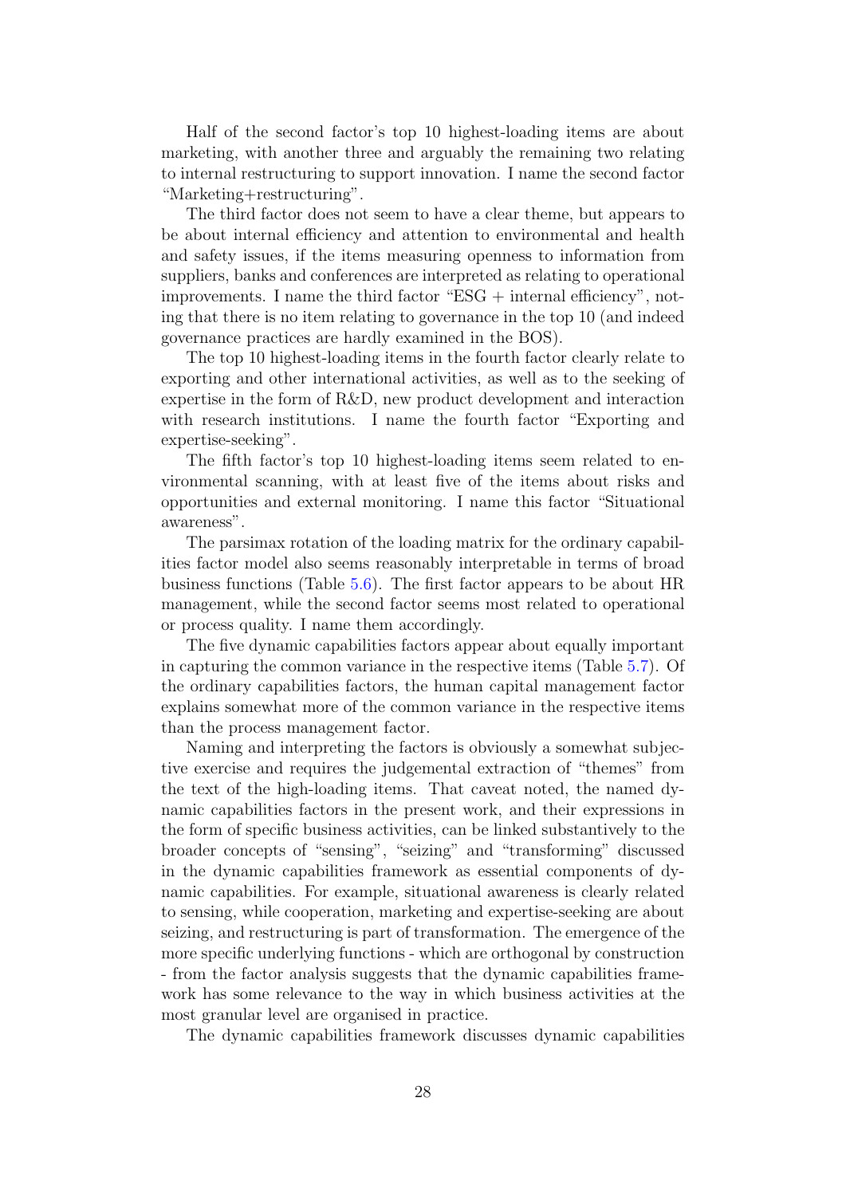Half of the second factor's top 10 highest-loading items are about marketing, with another three and arguably the remaining two relating to internal restructuring to support innovation. I name the second factor "Marketing+restructuring".

The third factor does not seem to have a clear theme, but appears to be about internal efficiency and attention to environmental and health and safety issues, if the items measuring openness to information from suppliers, banks and conferences are interpreted as relating to operational improvements. I name the third factor "ESG + internal efficiency", noting that there is no item relating to governance in the top 10 (and indeed governance practices are hardly examined in the BOS).

The top 10 highest-loading items in the fourth factor clearly relate to exporting and other international activities, as well as to the seeking of expertise in the form of R&D, new product development and interaction with research institutions. I name the fourth factor "Exporting and expertise-seeking".

The fifth factor's top 10 highest-loading items seem related to environmental scanning, with at least five of the items about risks and opportunities and external monitoring. I name this factor "Situational awareness".

The parsimax rotation of the loading matrix for the ordinary capabilities factor model also seems reasonably interpretable in terms of broad business functions (Table 5.6). The first factor appears to be about HR management, while the second factor seems most related to operational or process quality. I name them accordingly.

The five dynamic capabilities factors appear about equally important in capturing the common variance in the respective items (Table 5.7). Of the ordinary capabilities factors, the human capital management factor explains somewhat more of the common variance in the respective items than the process management factor.

Naming and interpreting the factors is obviously a somewhat subjective exercise and requires the judgemental extraction of "themes" from the text of the high-loading items. That caveat noted, the named dynamic capabilities factors in the present work, and their expressions in the form of specific business activities, can be linked substantively to the broader concepts of "sensing", "seizing" and "transforming" discussed in the dynamic capabilities framework as essential components of dynamic capabilities. For example, situational awareness is clearly related to sensing, while cooperation, marketing and expertise-seeking are about seizing, and restructuring is part of transformation. The emergence of the more specific underlying functions - which are orthogonal by construction - from the factor analysis suggests that the dynamic capabilities framework has some relevance to the way in which business activities at the most granular level are organised in practice.

The dynamic capabilities framework discusses dynamic capabilities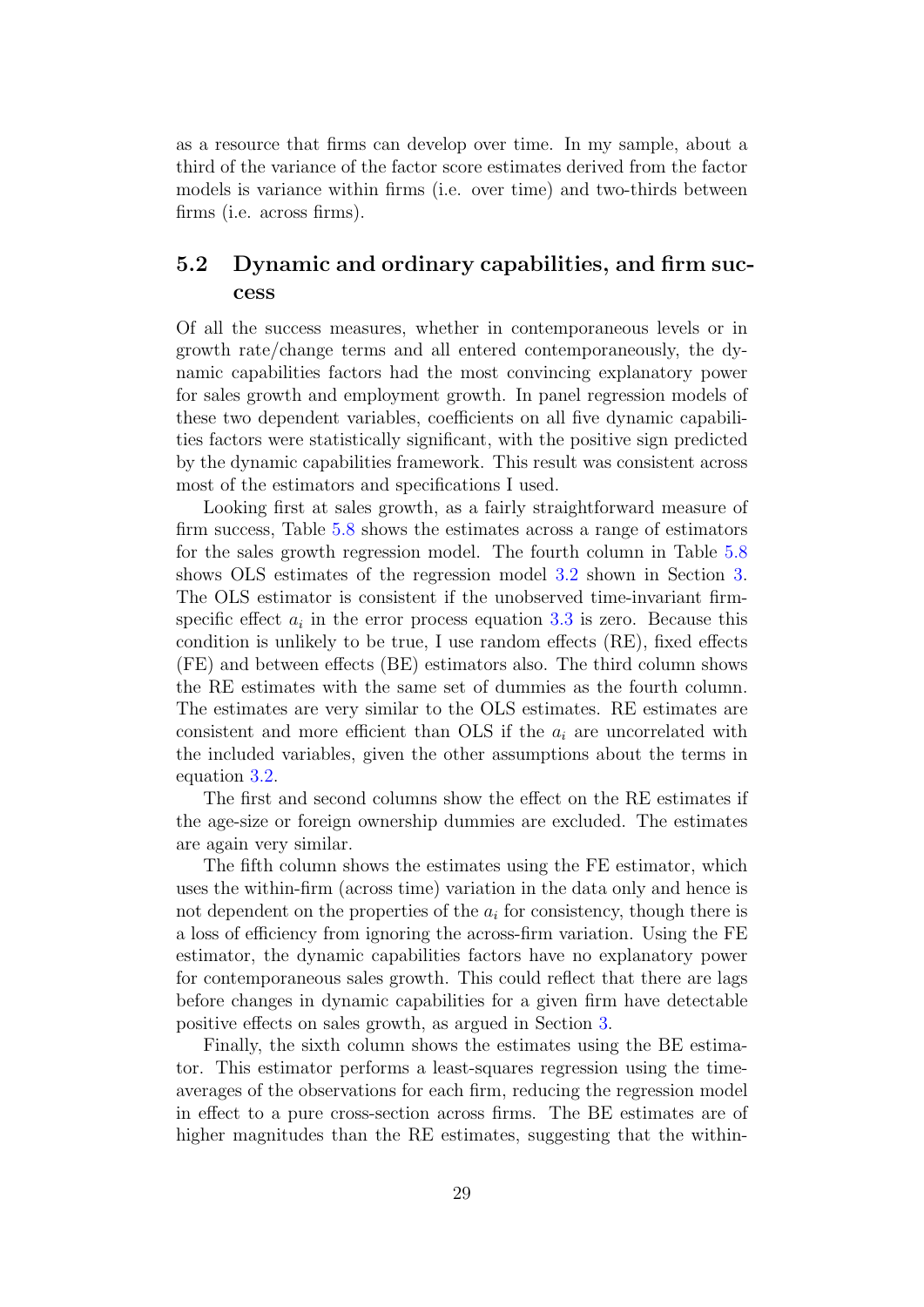as a resource that firms can develop over time. In my sample, about a third of the variance of the factor score estimates derived from the factor models is variance within firms (i.e. over time) and two-thirds between firms (i.e. across firms).

## 5.2 Dynamic and ordinary capabilities, and firm success

Of all the success measures, whether in contemporaneous levels or in growth rate/change terms and all entered contemporaneously, the dynamic capabilities factors had the most convincing explanatory power for sales growth and employment growth. In panel regression models of these two dependent variables, coefficients on all five dynamic capabilities factors were statistically significant, with the positive sign predicted by the dynamic capabilities framework. This result was consistent across most of the estimators and specifications I used.

Looking first at sales growth, as a fairly straightforward measure of firm success, Table 5.8 shows the estimates across a range of estimators for the sales growth regression model. The fourth column in Table 5.8 shows OLS estimates of the regression model 3.2 shown in Section 3. The OLS estimator is consistent if the unobserved time-invariant firm-specific effect $a_i$ in the error process equation 3.3 is zero. Because this condition is unlikely to be true, I use random effects (RE), fixed effects (FE) and between effects (BE) estimators also. The third column shows the RE estimates with the same set of dummies as the fourth column. The estimates are very similar to the OLS estimates. RE estimates are consistent and more efficient than OLS if the $a_i$ are uncorrelated with the included variables, given the other assumptions about the terms in equation 3.2.

The first and second columns show the effect on the RE estimates if the age-size or foreign ownership dummies are excluded. The estimates are again very similar.

The fifth column shows the estimates using the FE estimator, which uses the within-firm (across time) variation in the data only and hence is not dependent on the properties of the $a_i$ for consistency, though there is a loss of efficiency from ignoring the across-firm variation. Using the FE estimator, the dynamic capabilities factors have no explanatory power for contemporaneous sales growth. This could reflect that there are lags before changes in dynamic capabilities for a given firm have detectable positive effects on sales growth, as argued in Section 3.

Finally, the sixth column shows the estimates using the BE estimator. This estimator performs a least-squares regression using the time-averages of the observations for each firm, reducing the regression model in effect to a pure cross-section across firms. The BE estimates are of higher magnitudes than the RE estimates, suggesting that the within-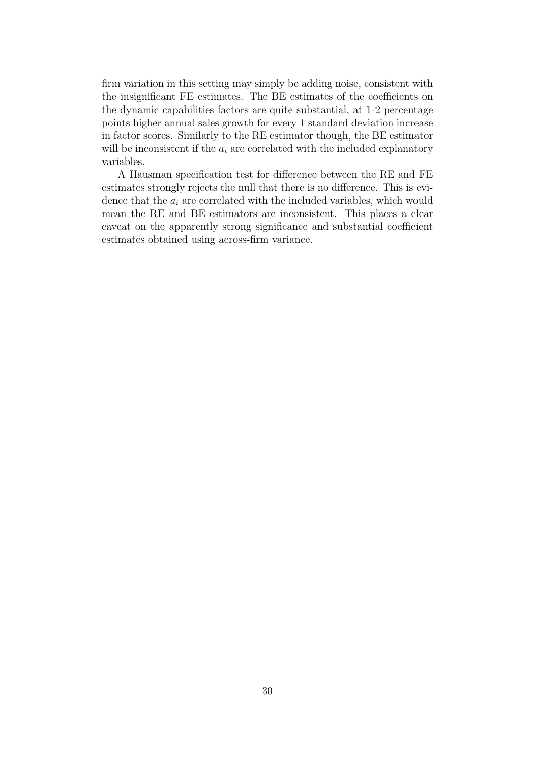firm variation in this setting may simply be adding noise, consistent with the insignificant FE estimates. The BE estimates of the coefficients on the dynamic capabilities factors are quite substantial, at 1-2 percentage points higher annual sales growth for every 1 standard deviation increase in factor scores. Similarly to the RE estimator though, the BE estimator will be inconsistent if the $a_i$ are correlated with the included explanatory variables.

A Hausman specification test for difference between the RE and FE estimates strongly rejects the null that there is no difference. This is evidence that the $a_i$ are correlated with the included variables, which would mean the RE and BE estimators are inconsistent. This places a clear caveat on the apparently strong significance and substantial coefficient estimates obtained using across-firm variance.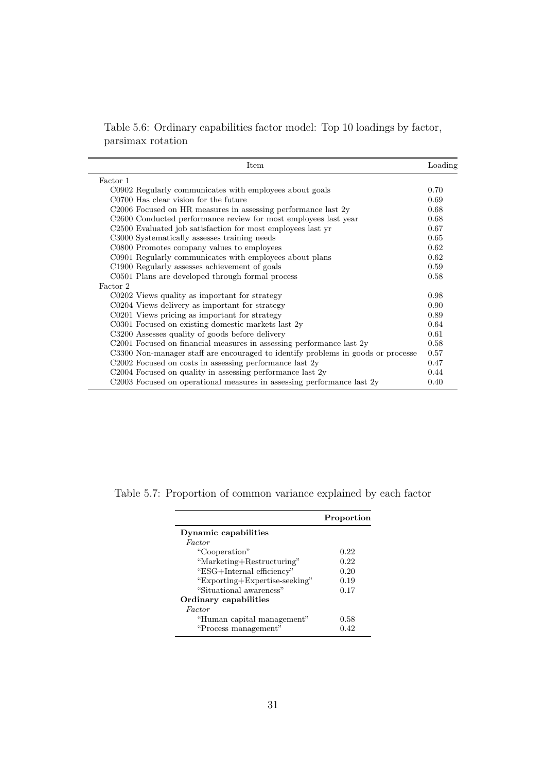Table 5.6: Ordinary capabilities factor model: Top 10 loadings by factor, parsimax rotation

| Item | Loading |
|---|---|
| Factor 1 | |
| C0902 Regularly communicates with employees about goals | 0.70 |
| C0700 Has clear vision for the future | 0.69 |
| C2006 Focused on HR measures in assessing performance last 2y | 0.68 |
| C2600 Conducted performance review for most employees last year | 0.68 |
| C2500 Evaluated job satisfaction for most employees last yr | 0.67 |
| C3000 Systematically assesses training needs | 0.65 |
| C0800 Promotes company values to employees | 0.62 |
| C0901 Regularly communicates with employees about plans | 0.62 |
| C1900 Regularly assesses achievement of goals | 0.59 |
| C0501 Plans are developed through formal process | 0.58 |
| Factor 2 | |
| C0202 Views quality as important for strategy | 0.98 |
| C0204 Views delivery as important for strategy | 0.90 |
| C0201 Views pricing as important for strategy | 0.89 |
| C0301 Focused on existing domestic markets last 2y | 0.64 |
| C3200 Assesses quality of goods before delivery | 0.61 |
| C2001 Focused on financial measures in assessing performance last 2y | 0.58 |
| C3300 Non-manager staff are encouraged to identify problems in goods or processe | 0.57 |
| C2002 Focused on costs in assessing performance last 2y | 0.47 |
| C2004 Focused on quality in assessing performance last 2y | 0.44 |
| C2003 Focused on operational measures in assessing performance last 2y | 0.40 |

Table 5.7: Proportion of common variance explained by each factor

| | **Proportion** |
|---|---|
| **Dynamic capabilities** | |
| *Factor* | |
| "Cooperation" | 0.22 |
| "Marketing+Restructuring" | 0.22 |
| "ESG+Internal efficiency" | 0.20 |
| "Exporting+Expertise-seeking" | 0.19 |
| "Situational awareness" | 0.17 |
| **Ordinary capabilities** | |
| *Factor* | |
| "Human capital management" | 0.58 |
| "Process management" | 0.42 |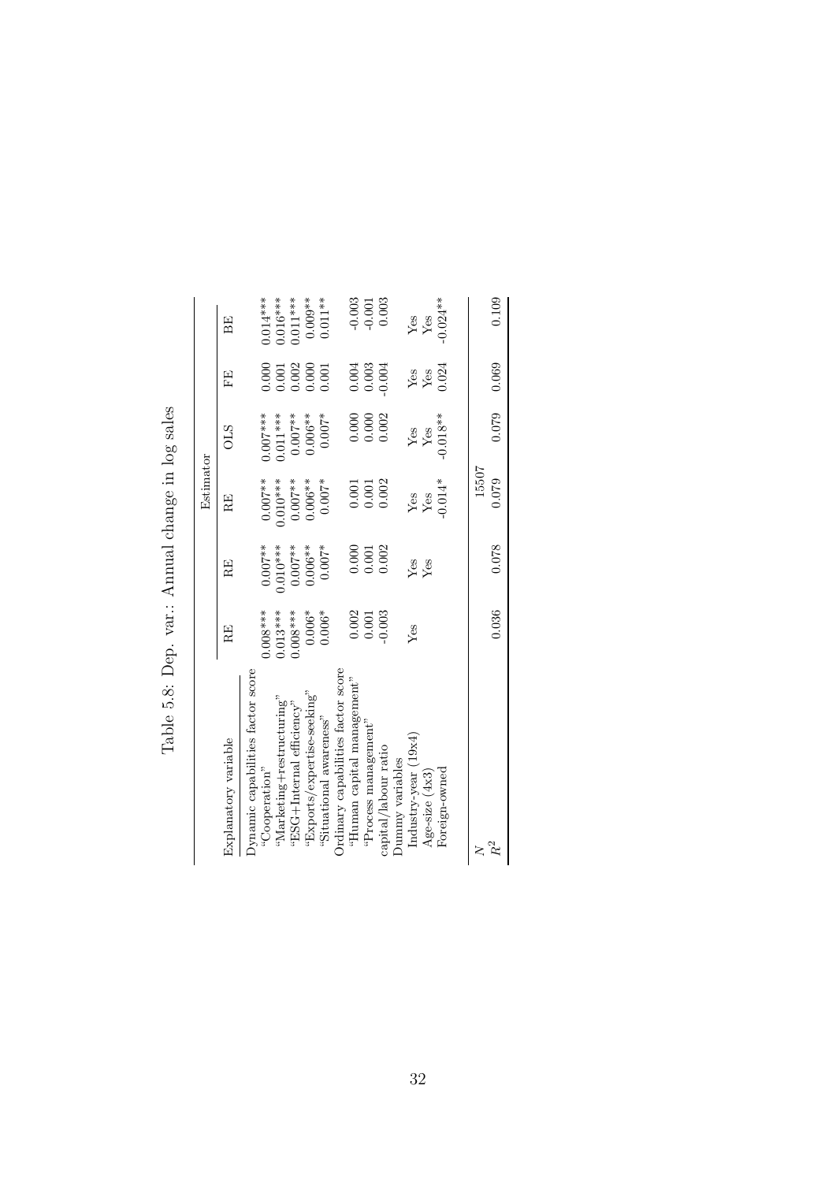Table 5.8: Dep. var.: Annual change in log sales

| Explanatory variable | Estimator | | | | | |
|---|---|---|---|---|---|---|
| | RE | RE | RE | OLS | FE | BE |
| Dynamic capabilities factor score | | | | | | |
| "Cooperation" | 0.008*** | 0.007** | 0.007** | 0.007*** | 0.000 | 0.014*** |
| "Marketing+restructuring" | 0.013*** | 0.010*** | 0.010*** | 0.011*** | 0.001 | 0.016*** |
| "ESG+Internal efficiency" | 0.008*** | 0.007** | 0.007** | 0.007** | 0.002 | 0.011*** |
| "Exports/expertise-seeking" | 0.006* | 0.006** | 0.006** | 0.006** | 0.000 | 0.009** |
| "Situational awareness" | 0.006* | 0.007* | 0.007* | 0.007* | 0.001 | 0.011** |
| Ordinary capabilities factor score | | | | | | |
| "Human capital management" | 0.002 | 0.000 | 0.001 | 0.000 | 0.004 | -0.003 |
| "Process management" | 0.001 | 0.001 | 0.001 | 0.000 | 0.003 | -0.001 |
| capital/labour ratio | -0.003 | 0.002 | 0.002 | 0.002 | -0.004 | 0.003 |
| Dummy variables | | | | | | |
| Industry-year (19x4) | Yes | Yes | Yes | Yes | Yes | Yes |
| Age-size (4x3) | | Yes | Yes | Yes | Yes | Yes |
| Foreign-owned | | | -0.014* | -0.018** | 0.024 | -0.024** |
| $N$ | | | 15507 | | | |
| $R^2$ | 0.036 | 0.078 | 0.079 | 0.079 | 0.069 | 0.109 |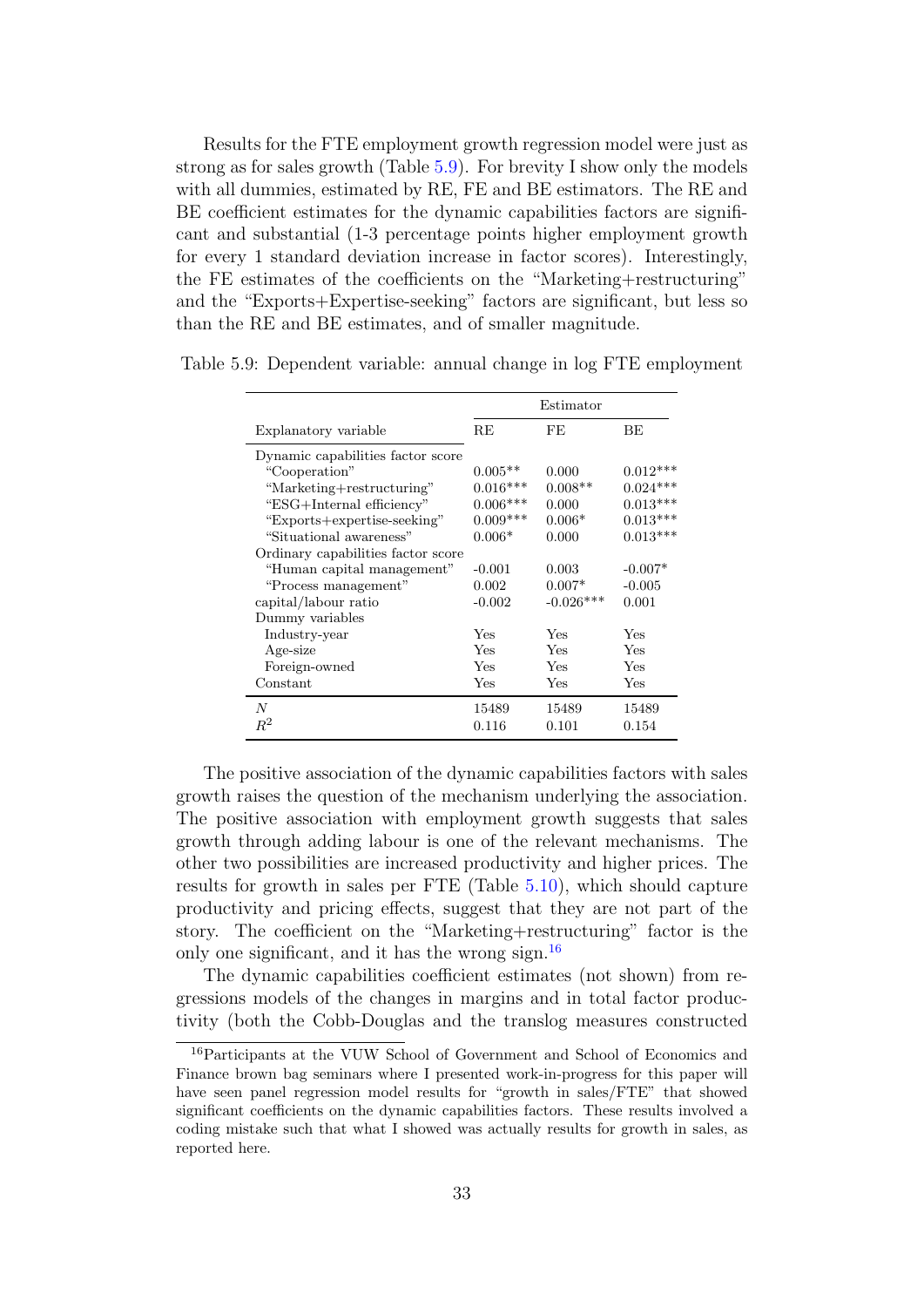Results for the FTE employment growth regression model were just as strong as for sales growth (Table 5.9). For brevity I show only the models with all dummies, estimated by RE, FE and BE estimators. The RE and BE coefficient estimates for the dynamic capabilities factors are significant and substantial (1-3 percentage points higher employment growth for every 1 standard deviation increase in factor scores). Interestingly, the FE estimates of the coefficients on the "Marketing+restructuring" and the "Exports+Expertise-seeking" factors are significant, but less so than the RE and BE estimates, and of smaller magnitude.

Table 5.9: Dependent variable: annual change in log FTE employment

| | Estimator | | |
|---|---|---|---|
| Explanatory variable | RE | FE | BE |
| Dynamic capabilities factor score | | | |
| "Cooperation" | 0.005** | 0.000 | 0.012*** |
| "Marketing+restructuring" | 0.016*** | 0.008** | 0.024*** |
| "ESG+Internal efficiency" | 0.006*** | 0.000 | 0.013*** |
| "Exports+expertise-seeking" | 0.009*** | 0.006* | 0.013*** |
| "Situational awareness" | 0.006* | 0.000 | 0.013*** |
| Ordinary capabilities factor score | | | |
| "Human capital management" | -0.001 | 0.003 | -0.007* |
| "Process management" | 0.002 | 0.007* | -0.005 |
| capital/labour ratio | -0.002 | -0.026*** | 0.001 |
| Dummy variables | | | |
| Industry-year | Yes | Yes | Yes |
| Age-size | Yes | Yes | Yes |
| Foreign-owned | Yes | Yes | Yes |
| Constant | Yes | Yes | Yes |
| $N$ | 15489 | 15489 | 15489 |
| $R^2$ | 0.116 | 0.101 | 0.154 |

The positive association of the dynamic capabilities factors with sales growth raises the question of the mechanism underlying the association. The positive association with employment growth suggests that sales growth through adding labour is one of the relevant mechanisms. The other two possibilities are increased productivity and higher prices. The results for growth in sales per FTE (Table 5.10), which should capture productivity and pricing effects, suggest that they are not part of the story. The coefficient on the "Marketing+restructuring" factor is the only one significant, and it has the wrong sign.[16]

The dynamic capabilities coefficient estimates (not shown) from regressions models of the changes in margins and in total factor productivity (both the Cobb-Douglas and the translog measures constructed

[16] Participants at the VUW School of Government and School of Economics and Finance brown bag seminars where I presented work-in-progress for this paper will have seen panel regression model results for "growth in sales/FTE" that showed significant coefficients on the dynamic capabilities factors. These results involved a coding mistake such that what I showed was actually results for growth in sales, as reported here.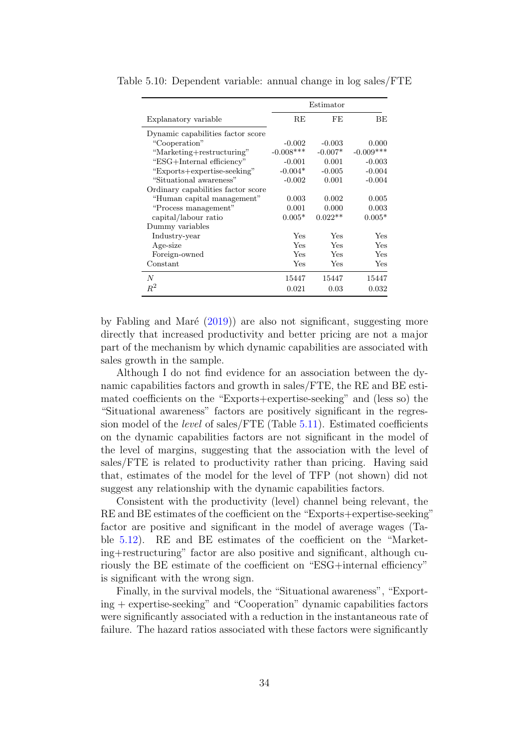Table 5.10: Dependent variable: annual change in log sales/FTE

| | Estimator | | |
|---|---|---|---|
| Explanatory variable | RE | FE | BE |
| Dynamic capabilities factor score | | | |
| "Cooperation" | -0.002 | -0.003 | 0.000 |
| "Marketing+restructuring" | -0.008*** | -0.007* | -0.009*** |
| "ESG+Internal efficiency" | -0.001 | 0.001 | -0.003 |
| "Exports+expertise-seeking" | -0.004* | -0.005 | -0.004 |
| "Situational awareness" | -0.002 | 0.001 | -0.004 |
| Ordinary capabilities factor score | | | |
| "Human capital management" | 0.003 | 0.002 | 0.005 |
| "Process management" | 0.001 | 0.000 | 0.003 |
| capital/labour ratio | 0.005* | 0.022** | 0.005* |
| Dummy variables | | | |
| Industry-year | Yes | Yes | Yes |
| Age-size | Yes | Yes | Yes |
| Foreign-owned | Yes | Yes | Yes |
| Constant | Yes | Yes | Yes |
| $N$ | 15447 | 15447 | 15447 |
| $R^2$ | 0.021 | 0.03 | 0.032 |

by Fabling and Maré (2019)) are also not significant, suggesting more directly that increased productivity and better pricing are not a major part of the mechanism by which dynamic capabilities are associated with sales growth in the sample.

Although I do not find evidence for an association between the dynamic capabilities factors and growth in sales/FTE, the RE and BE estimated coefficients on the "Exports+expertise-seeking" and (less so) the "Situational awareness" factors are positively significant in the regression model of the *level* of sales/FTE (Table 5.11). Estimated coefficients on the dynamic capabilities factors are not significant in the model of the level of margins, suggesting that the association with the level of sales/FTE is related to productivity rather than pricing. Having said that, estimates of the model for the level of TFP (not shown) did not suggest any relationship with the dynamic capabilities factors.

Consistent with the productivity (level) channel being relevant, the RE and BE estimates of the coefficient on the "Exports+expertise-seeking" factor are positive and significant in the model of average wages (Table 5.12). RE and BE estimates of the coefficient on the "Marketing+restructuring" factor are also positive and significant, although curiously the BE estimate of the coefficient on "ESG+internal efficiency" is significant with the wrong sign.

Finally, in the survival models, the "Situational awareness", "Exporting + expertise-seeking" and "Cooperation" dynamic capabilities factors were significantly associated with a reduction in the instantaneous rate of failure. The hazard ratios associated with these factors were significantly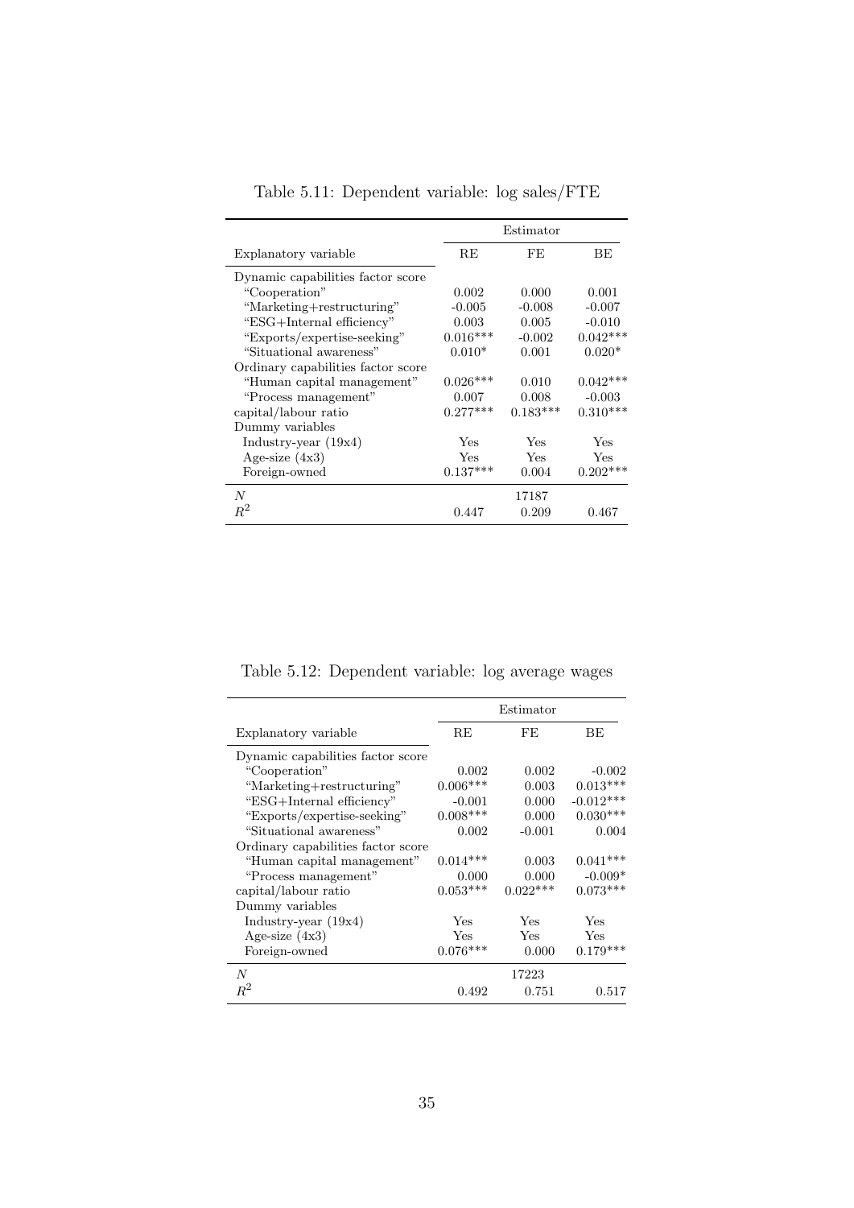Table 5.11: Dependent variable: log sales/FTE

| | Estimator | | |
|---|---|---|---|
| Explanatory variable | RE | FE | BE |
| Dynamic capabilities factor score | | | |
| "Cooperation" | 0.002 | 0.000 | 0.001 |
| "Marketing+restructuring" | -0.005 | -0.008 | -0.007 |
| "ESG+Internal efficiency" | 0.003 | 0.005 | -0.010 |
| "Exports/expertise-seeking" | 0.016*** | -0.002 | 0.042*** |
| "Situational awareness" | 0.010* | 0.001 | 0.020* |
| Ordinary capabilities factor score | | | |
| "Human capital management" | 0.026*** | 0.010 | 0.042*** |
| "Process management" | 0.007 | 0.008 | -0.003 |
| capital/labour ratio | 0.277*** | 0.183*** | 0.310*** |
| Dummy variables | | | |
| Industry-year (19x4) | Yes | Yes | Yes |
| Age-size (4x3) | Yes | Yes | Yes |
| Foreign-owned | 0.137*** | 0.004 | 0.202*** |
| $N$ | | 17187 | |
| $R^2$ | 0.447 | 0.209 | 0.467 |

Table 5.12: Dependent variable: log average wages

| | Estimator | | |
|---|---|---|---|
| Explanatory variable | RE | FE | BE |
| Dynamic capabilities factor score | | | |
| "Cooperation" | 0.002 | 0.002 | -0.002 |
| "Marketing+restructuring" | 0.006*** | 0.003 | 0.013*** |
| "ESG+Internal efficiency" | -0.001 | 0.000 | -0.012*** |
| "Exports/expertise-seeking" | 0.008*** | 0.000 | 0.030*** |
| "Situational awareness" | 0.002 | -0.001 | 0.004 |
| Ordinary capabilities factor score | | | |
| "Human capital management" | 0.014*** | 0.003 | 0.041*** |
| "Process management" | 0.000 | 0.000 | -0.009* |
| capital/labour ratio | 0.053*** | 0.022*** | 0.073*** |
| Dummy variables | | | |
| Industry-year (19x4) | Yes | Yes | Yes |
| Age-size (4x3) | Yes | Yes | Yes |
| Foreign-owned | 0.076*** | 0.000 | 0.179*** |
| $N$ | | 17223 | |
| $R^2$ | 0.492 | 0.751 | 0.517 |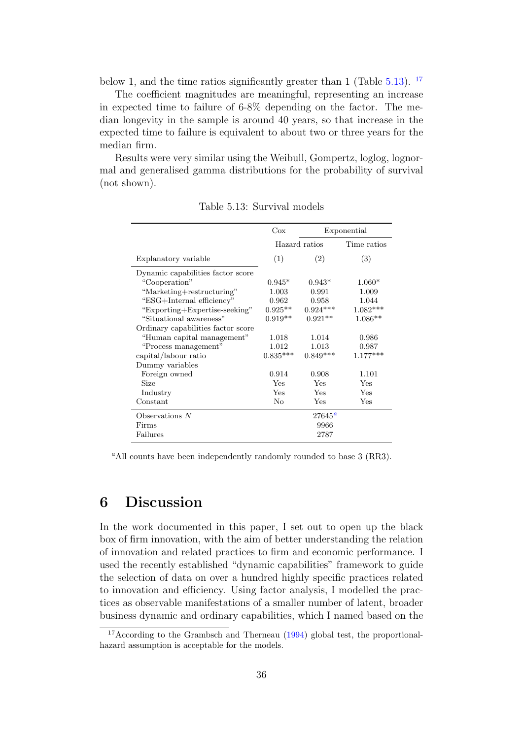below 1, and the time ratios significantly greater than 1 (Table 5.13). [17]

The coefficient magnitudes are meaningful, representing an increase in expected time to failure of 6-8% depending on the factor. The median longevity in the sample is around 40 years, so that increase in the expected time to failure is equivalent to about two or three years for the median firm.

Results were very similar using the Weibull, Gompertz, loglog, lognormal and generalised gamma distributions for the probability of survival (not shown).

Table 5.13: Survival models

| | Cox | Exponential | |
|---|---|---|---|
| | Hazard ratios | | Time ratios |
| Explanatory variable | (1) | (2) | (3) |
| Dynamic capabilities factor score | | | |
| "Cooperation" | 0.945* | 0.943* | 1.060* |
| "Marketing+restructuring" | 1.003 | 0.991 | 1.009 |
| "ESG+Internal efficiency" | 0.962 | 0.958 | 1.044 |
| "Exporting+Expertise-seeking" | 0.925** | 0.924*** | 1.082*** |
| "Situational awareness" | 0.919** | 0.921** | 1.086** |
| Ordinary capabilities factor score | | | |
| "Human capital management" | 1.018 | 1.014 | 0.986 |
| "Process management" | 1.012 | 1.013 | 0.987 |
| capital/labour ratio | 0.835*** | 0.849*** | 1.177*** |
| Dummy variables | | | |
| Foreign owned | 0.914 | 0.908 | 1.101 |
| Size | Yes | Yes | Yes |
| Industry | Yes | Yes | Yes |
| Constant | No | Yes | Yes |
| Observations $N$ | | 27645[a] | |
| Firms | | 9966 | |
| Failures | | 2787 | |

[a]All counts have been independently randomly rounded to base 3 (RR3).

# 6 Discussion

In the work documented in this paper, I set out to open up the black box of firm innovation, with the aim of better understanding the relation of innovation and related practices to firm and economic performance. I used the recently established "dynamic capabilities" framework to guide the selection of data on over a hundred highly specific practices related to innovation and efficiency. Using factor analysis, I modelled the practices as observable manifestations of a smaller number of latent, broader business dynamic and ordinary capabilities, which I named based on the

[17]According to the Grambsch and Therneau (1994) global test, the proportional-hazard assumption is acceptable for the models.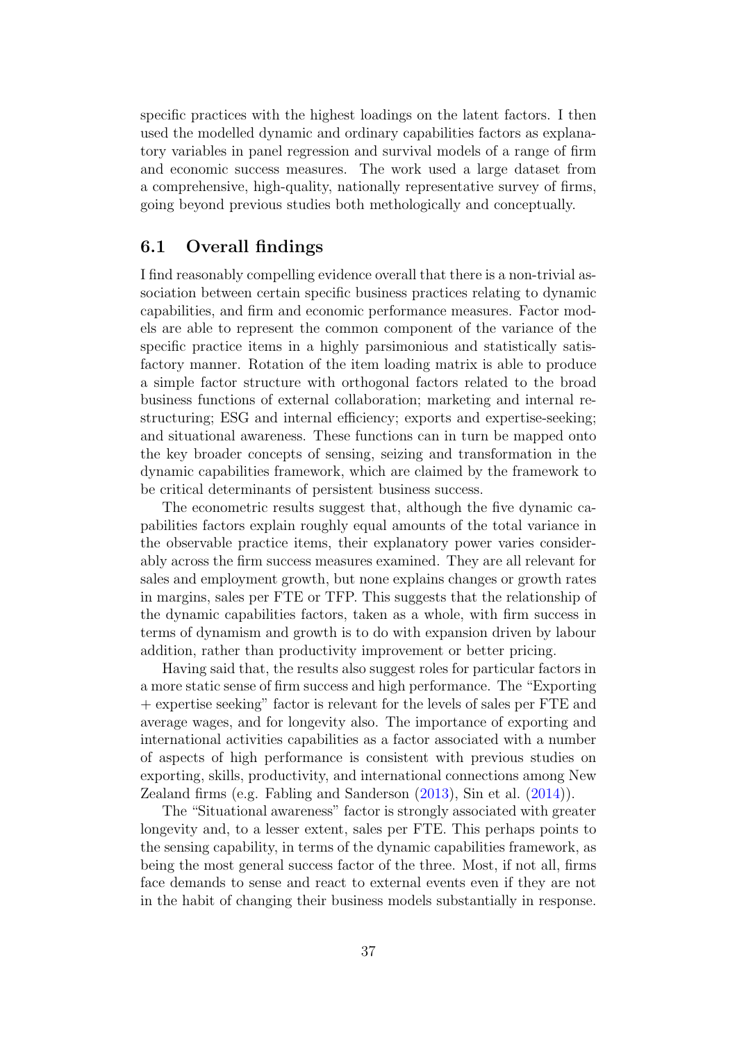specific practices with the highest loadings on the latent factors. I then used the modelled dynamic and ordinary capabilities factors as explanatory variables in panel regression and survival models of a range of firm and economic success measures. The work used a large dataset from a comprehensive, high-quality, nationally representative survey of firms, going beyond previous studies both methologically and conceptually.

## 6.1 Overall findings

I find reasonably compelling evidence overall that there is a non-trivial association between certain specific business practices relating to dynamic capabilities, and firm and economic performance measures. Factor models are able to represent the common component of the variance of the specific practice items in a highly parsimonious and statistically satisfactory manner. Rotation of the item loading matrix is able to produce a simple factor structure with orthogonal factors related to the broad business functions of external collaboration; marketing and internal restructuring; ESG and internal efficiency; exports and expertise-seeking; and situational awareness. These functions can in turn be mapped onto the key broader concepts of sensing, seizing and transformation in the dynamic capabilities framework, which are claimed by the framework to be critical determinants of persistent business success.

The econometric results suggest that, although the five dynamic capabilities factors explain roughly equal amounts of the total variance in the observable practice items, their explanatory power varies considerably across the firm success measures examined. They are all relevant for sales and employment growth, but none explains changes or growth rates in margins, sales per FTE or TFP. This suggests that the relationship of the dynamic capabilities factors, taken as a whole, with firm success in terms of dynamism and growth is to do with expansion driven by labour addition, rather than productivity improvement or better pricing.

Having said that, the results also suggest roles for particular factors in a more static sense of firm success and high performance. The "Exporting + expertise seeking" factor is relevant for the levels of sales per FTE and average wages, and for longevity also. The importance of exporting and international activities capabilities as a factor associated with a number of aspects of high performance is consistent with previous studies on exporting, skills, productivity, and international connections among New Zealand firms (e.g. Fabling and Sanderson (2013), Sin et al. (2014)).

The "Situational awareness" factor is strongly associated with greater longevity and, to a lesser extent, sales per FTE. This perhaps points to the sensing capability, in terms of the dynamic capabilities framework, as being the most general success factor of the three. Most, if not all, firms face demands to sense and react to external events even if they are not in the habit of changing their business models substantially in response.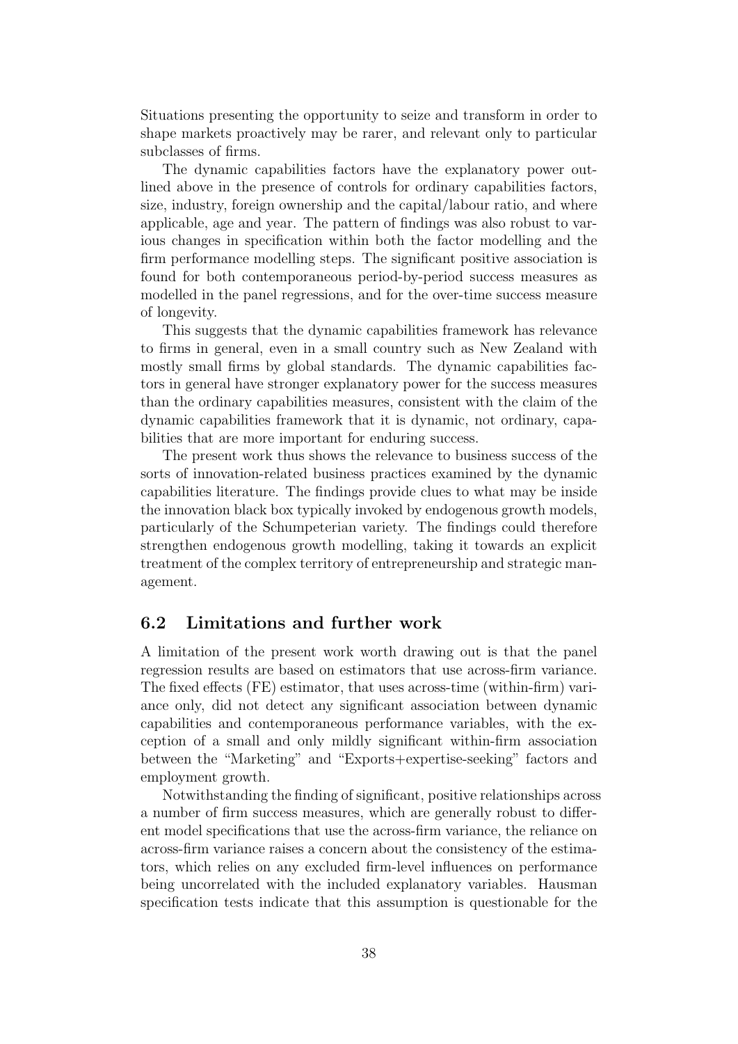Situations presenting the opportunity to seize and transform in order to shape markets proactively may be rarer, and relevant only to particular subclasses of firms.

The dynamic capabilities factors have the explanatory power outlined above in the presence of controls for ordinary capabilities factors, size, industry, foreign ownership and the capital/labour ratio, and where applicable, age and year. The pattern of findings was also robust to various changes in specification within both the factor modelling and the firm performance modelling steps. The significant positive association is found for both contemporaneous period-by-period success measures as modelled in the panel regressions, and for the over-time success measure of longevity.

This suggests that the dynamic capabilities framework has relevance to firms in general, even in a small country such as New Zealand with mostly small firms by global standards. The dynamic capabilities factors in general have stronger explanatory power for the success measures than the ordinary capabilities measures, consistent with the claim of the dynamic capabilities framework that it is dynamic, not ordinary, capabilities that are more important for enduring success.

The present work thus shows the relevance to business success of the sorts of innovation-related business practices examined by the dynamic capabilities literature. The findings provide clues to what may be inside the innovation black box typically invoked by endogenous growth models, particularly of the Schumpeterian variety. The findings could therefore strengthen endogenous growth modelling, taking it towards an explicit treatment of the complex territory of entrepreneurship and strategic management.

## 6.2 Limitations and further work

A limitation of the present work worth drawing out is that the panel regression results are based on estimators that use across-firm variance. The fixed effects (FE) estimator, that uses across-time (within-firm) variance only, did not detect any significant association between dynamic capabilities and contemporaneous performance variables, with the exception of a small and only mildly significant within-firm association between the "Marketing" and "Exports+expertise-seeking" factors and employment growth.

Notwithstanding the finding of significant, positive relationships across a number of firm success measures, which are generally robust to different model specifications that use the across-firm variance, the reliance on across-firm variance raises a concern about the consistency of the estimators, which relies on any excluded firm-level influences on performance being uncorrelated with the included explanatory variables. Hausman specification tests indicate that this assumption is questionable for the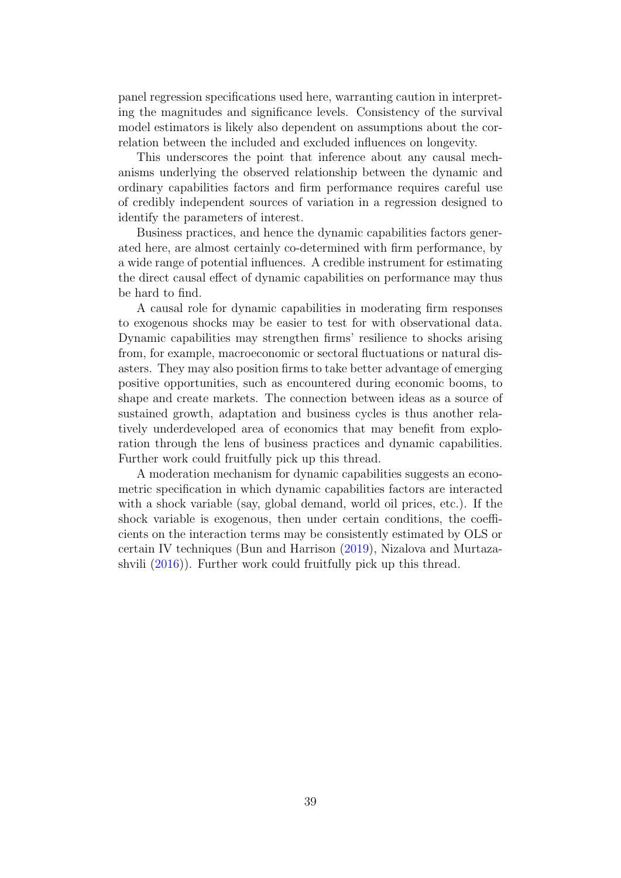panel regression specifications used here, warranting caution in interpreting the magnitudes and significance levels. Consistency of the survival model estimators is likely also dependent on assumptions about the correlation between the included and excluded influences on longevity.

This underscores the point that inference about any causal mechanisms underlying the observed relationship between the dynamic and ordinary capabilities factors and firm performance requires careful use of credibly independent sources of variation in a regression designed to identify the parameters of interest.

Business practices, and hence the dynamic capabilities factors generated here, are almost certainly co-determined with firm performance, by a wide range of potential influences. A credible instrument for estimating the direct causal effect of dynamic capabilities on performance may thus be hard to find.

A causal role for dynamic capabilities in moderating firm responses to exogenous shocks may be easier to test for with observational data. Dynamic capabilities may strengthen firms' resilience to shocks arising from, for example, macroeconomic or sectoral fluctuations or natural disasters. They may also position firms to take better advantage of emerging positive opportunities, such as encountered during economic booms, to shape and create markets. The connection between ideas as a source of sustained growth, adaptation and business cycles is thus another relatively underdeveloped area of economics that may benefit from exploration through the lens of business practices and dynamic capabilities. Further work could fruitfully pick up this thread.

A moderation mechanism for dynamic capabilities suggests an econometric specification in which dynamic capabilities factors are interacted with a shock variable (say, global demand, world oil prices, etc.). If the shock variable is exogenous, then under certain conditions, the coefficients on the interaction terms may be consistently estimated by OLS or certain IV techniques (Bun and Harrison (2019), Nizalova and Murtazashvili (2016)). Further work could fruitfully pick up this thread.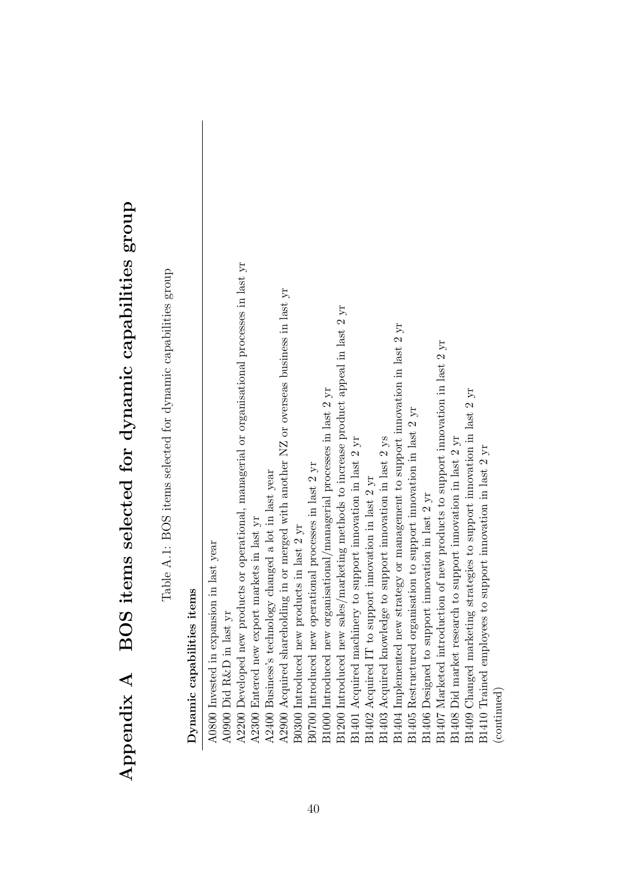# Appendix A BOS items selected for dynamic capabilities group

Table A.1: BOS items selected for dynamic capabilities group

| **Dynamic capabilities items** |
|---|
| A0800 Invested in expansion in last year |
| A0900 Did R&D in last yr |
| A2200 Developed new products or operational, managerial or organisational processes in last yr |
| A2300 Entered new export markets in last yr |
| A2400 Business's technology changed a lot in last year |
| A2900 Acquired shareholding in or merged with another NZ or overseas business in last yr |
| B0300 Introduced new products in last 2 yr |
| B0700 Introduced new operational processes in last 2 yr |
| B1000 Introduced new organisational/managerial processes in last 2 yr |
| B1200 Introduced new sales/marketing methods to increase product appeal in last 2 yr |
| B1401 Acquired machinery to support innovation in last 2 yr |
| B1402 Acquired IT to support innovation in last 2 yr |
| B1403 Acquired knowledge to support innovation in last 2 ys |
| B1404 Implemented new strategy or management to support innovation in last 2 yr |
| B1405 Restructured organisation to support innovation in last 2 yr |
| B1406 Designed to support innovation in last 2 yr |
| B1407 Marketed introduction of new products to support innovation in last 2 yr |
| B1408 Did market research to support innovation in last 2 yr |
| B1409 Changed marketing strategies to support innovation in last 2 yr |
| B1410 Trained employees to support innovation in last 2 yr |
| (continued) |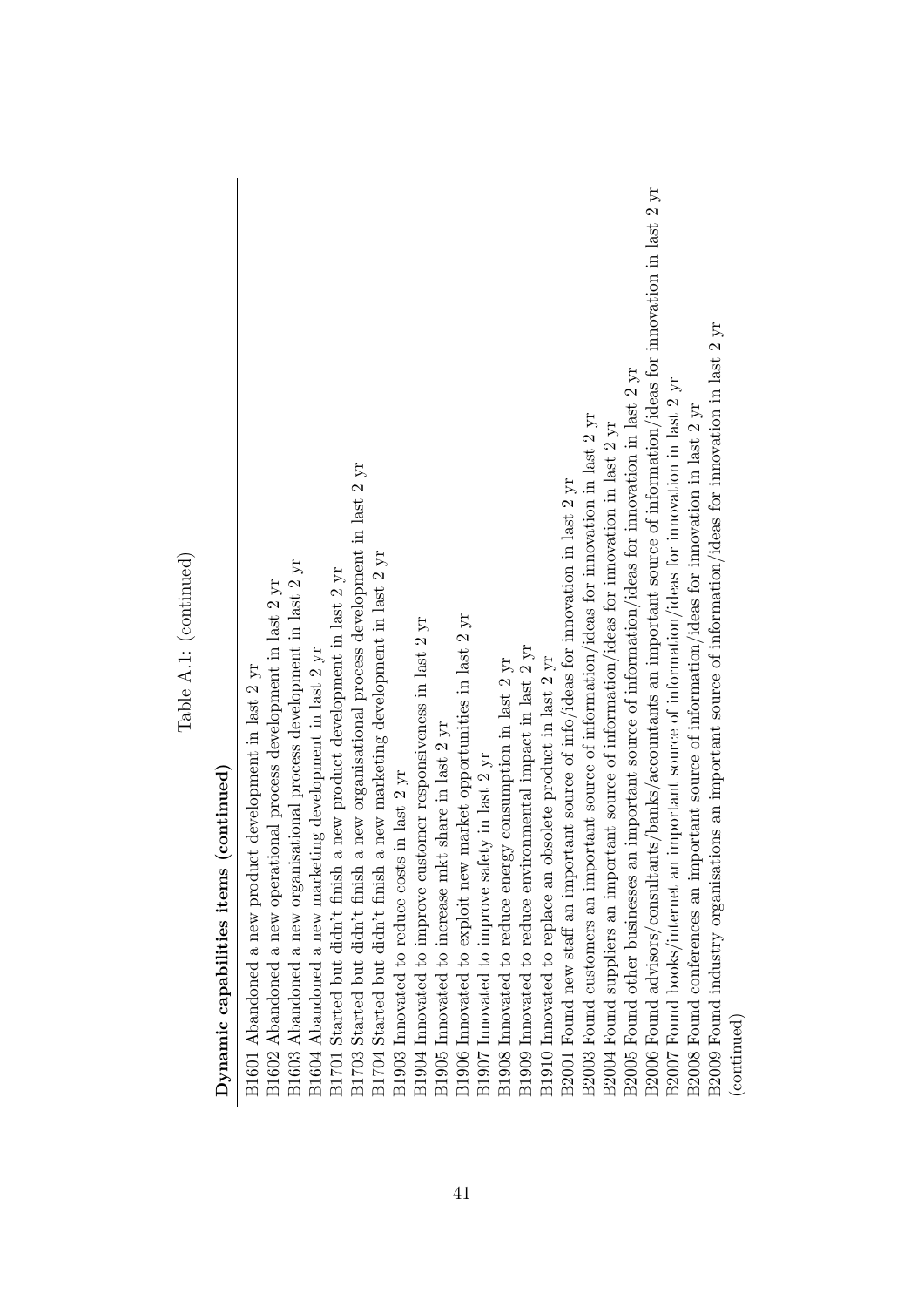Table A.1: (continued)

| Dynamic capabilities items (continued) |
|---|
| B1601 Abandoned a new product development in last 2 yr |
| B1602 Abandoned a new operational process development in last 2 yr |
| B1603 Abandoned a new organisational process development in last 2 yr |
| B1604 Abandoned a new marketing development in last 2 yr |
| B1701 Started but didn't finish a new product development in last 2 yr |
| B1703 Started but didn't finish a new organisational process development in last 2 yr |
| B1704 Started but didn't finish a new marketing development in last 2 yr |
| B1903 Innovated to reduce costs in last 2 yr |
| B1904 Innovated to improve customer responsiveness in last 2 yr |
| B1905 Innovated to increase mkt share in last 2 yr |
| B1906 Innovated to exploit new market opportunities in last 2 yr |
| B1907 Innovated to improve safety in last 2 yr |
| B1908 Innovated to reduce energy consumption in last 2 yr |
| B1909 Innovated to reduce environmental impact in last 2 yr |
| B1910 Innovated to replace an obsolete product in last 2 yr |
| B2001 Found new staff an important source of info/ideas for innovation in last 2 yr |
| B2003 Found customers an important source of information/ideas for innovation in last 2 yr |
| B2004 Found suppliers an important source of information/ideas for innovation in last 2 yr |
| B2005 Found other businesses an important source of information/ideas for innovation in last 2 yr |
| B2006 Found advisors/consultants/banks/accountants an important source of information/ideas for innovation in last 2 yr |
| B2007 Found books/internet an important source of information/ideas for innovation in last 2 yr |
| B2008 Found conferences an important source of information/ideas for innovation in last 2 yr |
| B2009 Found industry organisations an important source of information/ideas for innovation in last 2 yr |
| (continued) |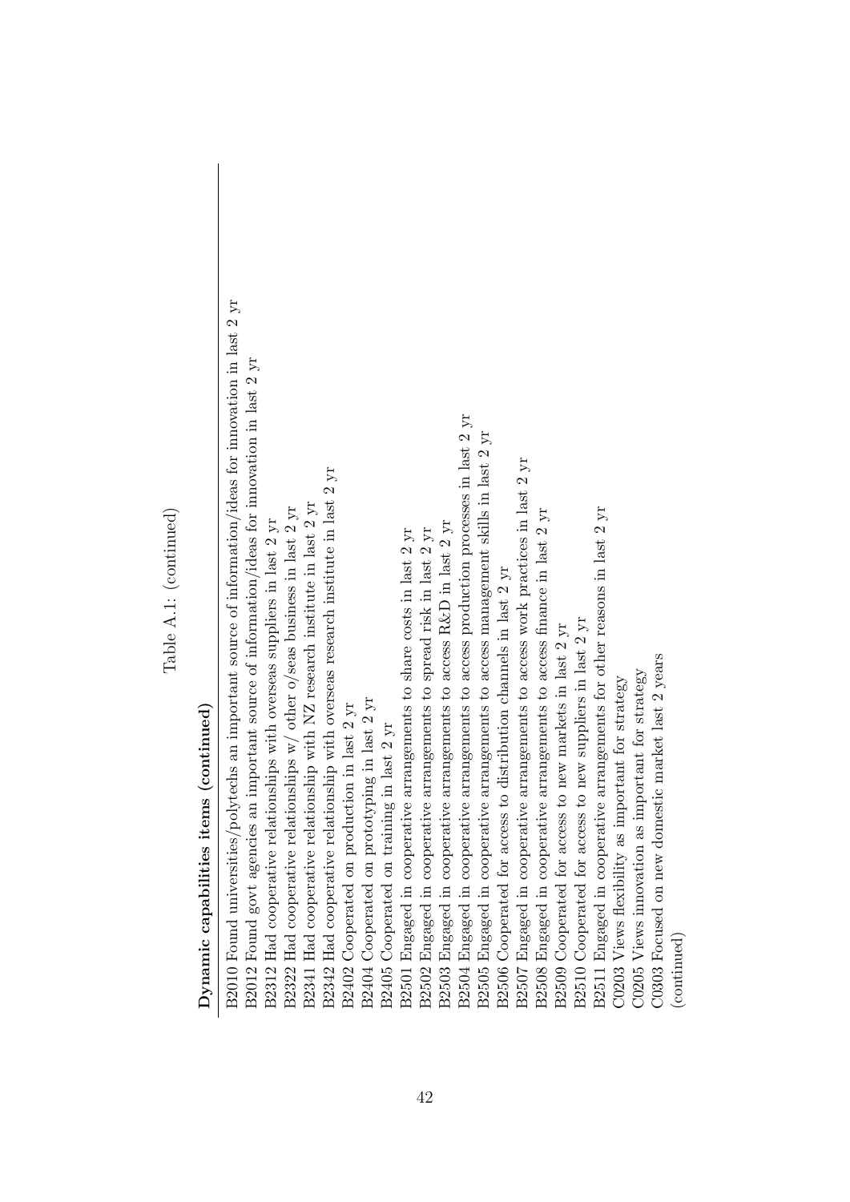Table A.1: (continued)

| Dynamic capabilities items (continued) |
|---|
| B2010 Found universities/polytechs an important source of information/ideas for innovation in last 2 yr |
| B2012 Found govt agencies an important source of information/ideas for innovation in last 2 yr |
| B2312 Had cooperative relationships with overseas suppliers in last 2 yr |
| B2322 Had cooperative relationships w/ other o/seas business in last 2 yr |
| B2341 Had cooperative relationship with NZ research institute in last 2 yr |
| B2342 Had cooperative relationship with overseas research institute in last 2 yr |
| B2402 Cooperated on production in last 2 yr |
| B2404 Cooperated on prototyping in last 2 yr |
| B2405 Cooperated on training in last 2 yr |
| B2501 Engaged in cooperative arrangements to share costs in last 2 yr |
| B2502 Engaged in cooperative arrangements to spread risk in last 2 yr |
| B2503 Engaged in cooperative arrangements to access R&D in last 2 yr |
| B2504 Engaged in cooperative arrangements to access production processes in last 2 yr |
| B2505 Engaged in cooperative arrangements to access management skills in last 2 yr |
| B2506 Cooperated for access to distribution channels in last 2 yr |
| B2507 Engaged in cooperative arrangements to access work practices in last 2 yr |
| B2508 Engaged in cooperative arrangements to access finance in last 2 yr |
| B2509 Cooperated for access to new markets in last 2 yr |
| B2510 Cooperated for access to new suppliers in last 2 yr |
| B2511 Engaged in cooperative arrangements for other reasons in last 2 yr |
| C0203 Views flexibility as important for strategy |
| C0205 Views innovation as important for strategy |
| C0303 Focused on new domestic market last 2 years |
| (continued) |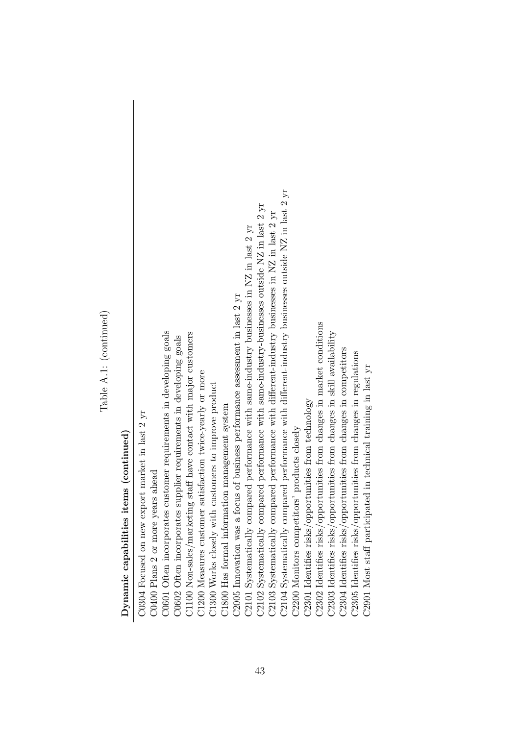Table A.1: (continued)

| Dynamic capabilities items (continued) |
|---|
| C0304 Focused on new export market in last 2 yr |
| C0400 Plans 2 or more years ahead |
| C0601 Often incorporates customer requirements in developing goals |
| C0602 Often incorporates supplier requirements in developing goals |
| C1100 Non-sales/marketing staff have contact with major customers |
| C1200 Measures customer satisfaction twice-yearly or more |
| C1300 Works closely with customers to improve product |
| C1800 Has formal information management system |
| C2005 Innovation was a focus of business performance assessment in last 2 yr |
| C2101 Systematically compared performance with same-industry businesses in NZ in last 2 yr |
| C2102 Systematically compared performance with same-industry-businesses outside NZ in last 2 yr |
| C2103 Systematically compared performance with different-industry businesses in NZ in last 2 yr |
| C2104 Systematically compared performance with different-industry businesses outside NZ in last 2 yr |
| C2200 Monitors competitors' products closely |
| C2301 Identifies risks/opportunities from technology |
| C2302 Identifies risks/opportunities from changes in market conditions |
| C2303 Identifies risks/opportunities from changes in skill availability |
| C2304 Identifies risks/opportunities from changes in competitors |
| C2305 Identifies risks/opportunities from changes in regulations |
| C2901 Most staff participated in technical training in last yr |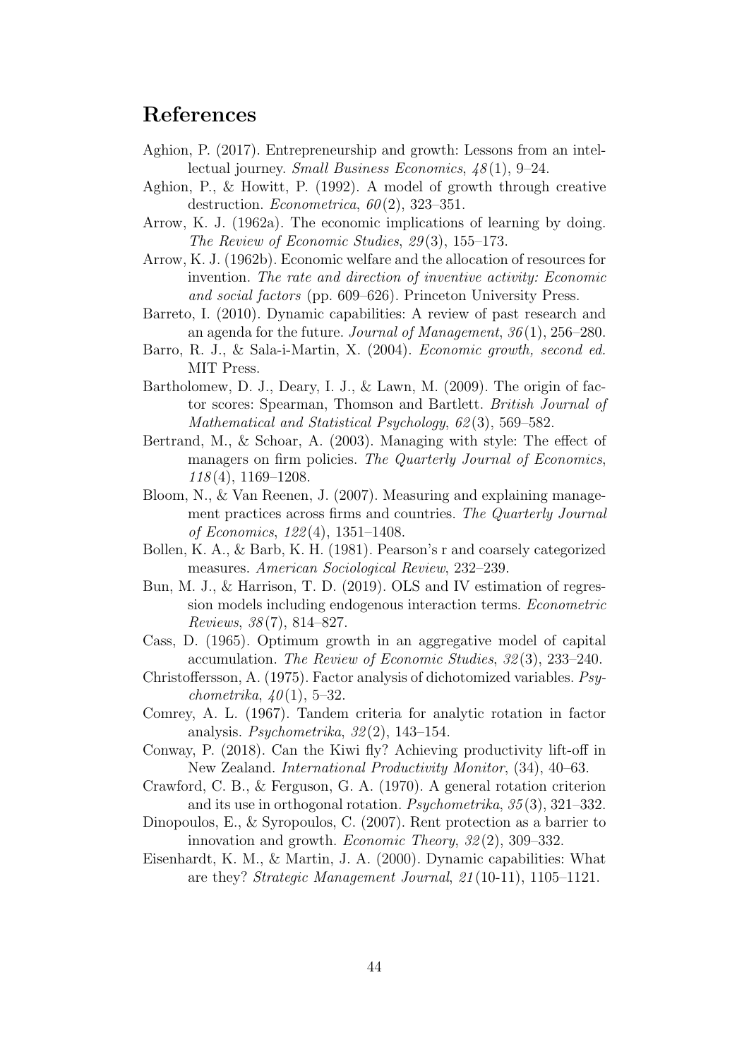## References

Aghion, P. (2017). Entrepreneurship and growth: Lessons from an intellectual journey. *Small Business Economics*, *48*(1), 9–24.

Aghion, P., & Howitt, P. (1992). A model of growth through creative destruction. *Econometrica*, *60*(2), 323–351.

Arrow, K. J. (1962a). The economic implications of learning by doing. *The Review of Economic Studies*, *29*(3), 155–173.

Arrow, K. J. (1962b). Economic welfare and the allocation of resources for invention. *The rate and direction of inventive activity: Economic and social factors* (pp. 609–626). Princeton University Press.

Barreto, I. (2010). Dynamic capabilities: A review of past research and an agenda for the future. *Journal of Management*, *36*(1), 256–280.

Barro, R. J., & Sala-i-Martin, X. (2004). *Economic growth, second ed.* MIT Press.

Bartholomew, D. J., Deary, I. J., & Lawn, M. (2009). The origin of factor scores: Spearman, Thomson and Bartlett. *British Journal of Mathematical and Statistical Psychology*, *62*(3), 569–582.

Bertrand, M., & Schoar, A. (2003). Managing with style: The effect of managers on firm policies. *The Quarterly Journal of Economics*, *118*(4), 1169–1208.

Bloom, N., & Van Reenen, J. (2007). Measuring and explaining management practices across firms and countries. *The Quarterly Journal of Economics*, *122*(4), 1351–1408.

Bollen, K. A., & Barb, K. H. (1981). Pearson's r and coarsely categorized measures. *American Sociological Review*, 232–239.

Bun, M. J., & Harrison, T. D. (2019). OLS and IV estimation of regression models including endogenous interaction terms. *Econometric Reviews*, *38*(7), 814–827.

Cass, D. (1965). Optimum growth in an aggregative model of capital accumulation. *The Review of Economic Studies*, *32*(3), 233–240.

Christoffersson, A. (1975). Factor analysis of dichotomized variables. *Psychometrika*, *40*(1), 5–32.

Comrey, A. L. (1967). Tandem criteria for analytic rotation in factor analysis. *Psychometrika*, *32*(2), 143–154.

Conway, P. (2018). Can the Kiwi fly? Achieving productivity lift-off in New Zealand. *International Productivity Monitor*, (34), 40–63.

Crawford, C. B., & Ferguson, G. A. (1970). A general rotation criterion and its use in orthogonal rotation. *Psychometrika*, *35*(3), 321–332.

Dinopoulos, E., & Syropoulos, C. (2007). Rent protection as a barrier to innovation and growth. *Economic Theory*, *32*(2), 309–332.

Eisenhardt, K. M., & Martin, J. A. (2000). Dynamic capabilities: What are they? *Strategic Management Journal*, *21*(10-11), 1105–1121.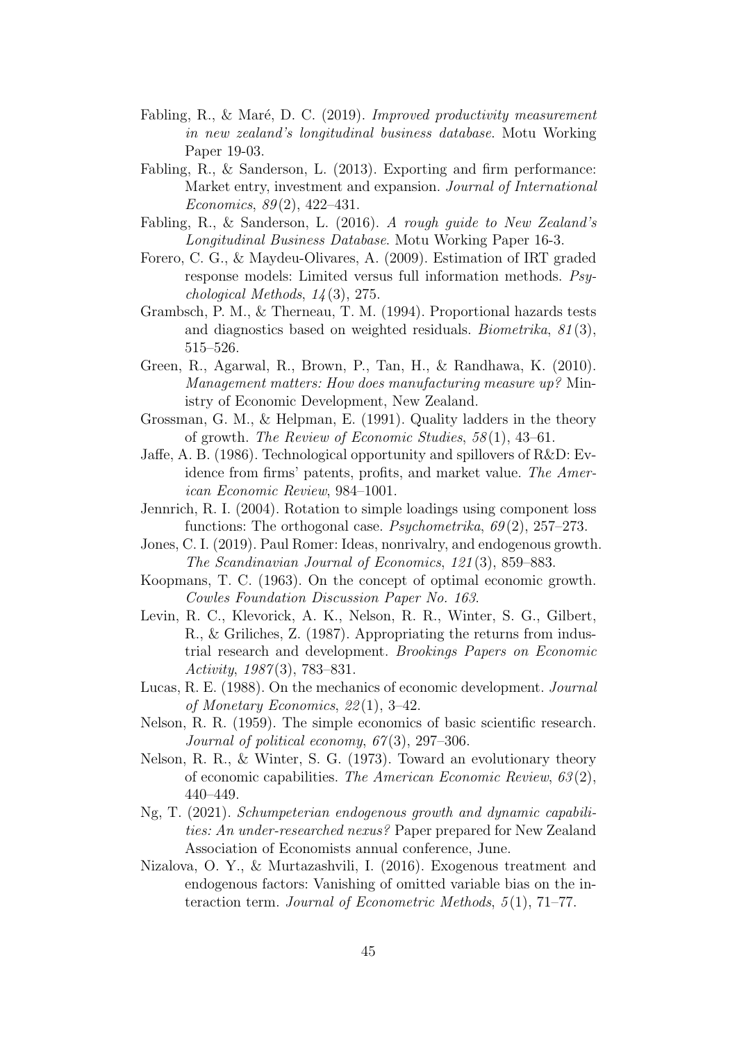Fabling, R., & Maré, D. C. (2019). *Improved productivity measurement in new zealand's longitudinal business database*. Motu Working Paper 19-03.

Fabling, R., & Sanderson, L. (2013). Exporting and firm performance: Market entry, investment and expansion. *Journal of International Economics*, *89*(2), 422–431.

Fabling, R., & Sanderson, L. (2016). *A rough guide to New Zealand's Longitudinal Business Database*. Motu Working Paper 16-3.

Forero, C. G., & Maydeu-Olivares, A. (2009). Estimation of IRT graded response models: Limited versus full information methods. *Psychological Methods*, *14*(3), 275.

Grambsch, P. M., & Therneau, T. M. (1994). Proportional hazards tests and diagnostics based on weighted residuals. *Biometrika*, *81*(3), 515–526.

Green, R., Agarwal, R., Brown, P., Tan, H., & Randhawa, K. (2010). *Management matters: How does manufacturing measure up?* Ministry of Economic Development, New Zealand.

Grossman, G. M., & Helpman, E. (1991). Quality ladders in the theory of growth. *The Review of Economic Studies*, *58*(1), 43–61.

Jaffe, A. B. (1986). Technological opportunity and spillovers of R&D: Evidence from firms' patents, profits, and market value. *The American Economic Review*, 984–1001.

Jennrich, R. I. (2004). Rotation to simple loadings using component loss functions: The orthogonal case. *Psychometrika*, *69*(2), 257–273.

Jones, C. I. (2019). Paul Romer: Ideas, nonrivalry, and endogenous growth. *The Scandinavian Journal of Economics*, *121*(3), 859–883.

Koopmans, T. C. (1963). On the concept of optimal economic growth. *Cowles Foundation Discussion Paper No. 163*.

Levin, R. C., Klevorick, A. K., Nelson, R. R., Winter, S. G., Gilbert, R., & Griliches, Z. (1987). Appropriating the returns from industrial research and development. *Brookings Papers on Economic Activity*, *1987*(3), 783–831.

Lucas, R. E. (1988). On the mechanics of economic development. *Journal of Monetary Economics*, *22*(1), 3–42.

Nelson, R. R. (1959). The simple economics of basic scientific research. *Journal of political economy*, *67*(3), 297–306.

Nelson, R. R., & Winter, S. G. (1973). Toward an evolutionary theory of economic capabilities. *The American Economic Review*, *63*(2), 440–449.

Ng, T. (2021). *Schumpeterian endogenous growth and dynamic capabilities: An under-researched nexus?* Paper prepared for New Zealand Association of Economists annual conference, June.

Nizalova, O. Y., & Murtazashvili, I. (2016). Exogenous treatment and endogenous factors: Vanishing of omitted variable bias on the interaction term. *Journal of Econometric Methods*, *5*(1), 71–77.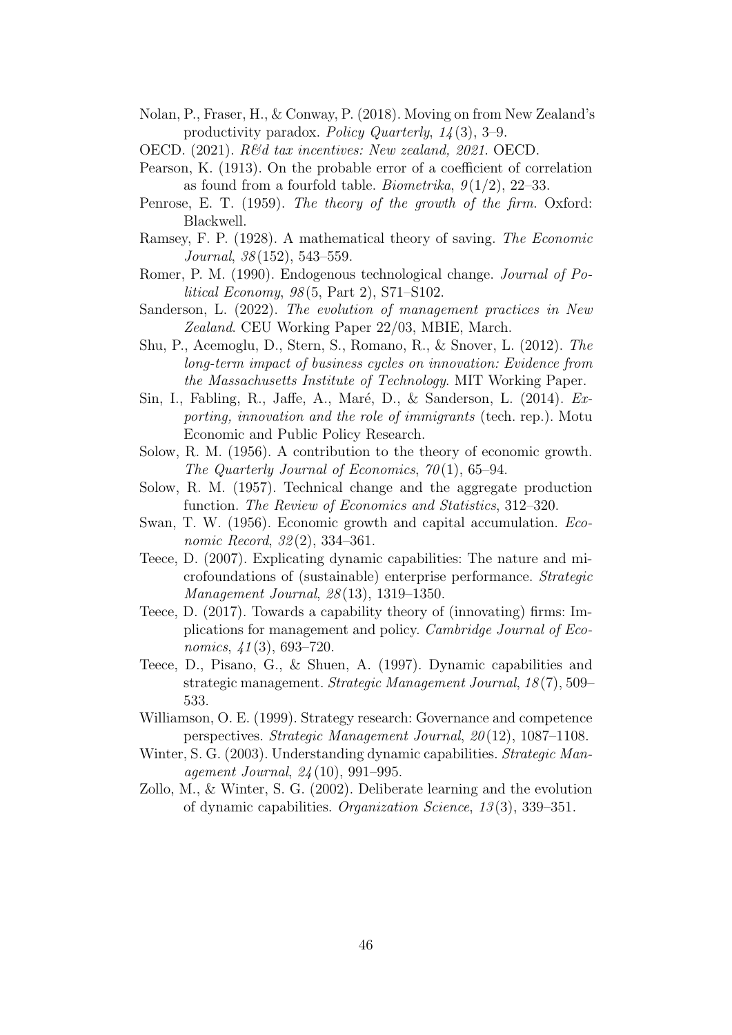Nolan, P., Fraser, H., & Conway, P. (2018). Moving on from New Zealand's productivity paradox. *Policy Quarterly*, *14*(3), 3–9.

OECD. (2021). *R&d tax incentives: New zealand, 2021*. OECD.

Pearson, K. (1913). On the probable error of a coefficient of correlation as found from a fourfold table. *Biometrika*, *9*(1/2), 22–33.

Penrose, E. T. (1959). *The theory of the growth of the firm*. Oxford: Blackwell.

Ramsey, F. P. (1928). A mathematical theory of saving. *The Economic Journal*, *38*(152), 543–559.

Romer, P. M. (1990). Endogenous technological change. *Journal of Political Economy*, *98*(5, Part 2), S71–S102.

Sanderson, L. (2022). *The evolution of management practices in New Zealand*. CEU Working Paper 22/03, MBIE, March.

Shu, P., Acemoglu, D., Stern, S., Romano, R., & Snover, L. (2012). *The long-term impact of business cycles on innovation: Evidence from the Massachusetts Institute of Technology*. MIT Working Paper.

Sin, I., Fabling, R., Jaffe, A., Maré, D., & Sanderson, L. (2014). *Exporting, innovation and the role of immigrants* (tech. rep.). Motu Economic and Public Policy Research.

Solow, R. M. (1956). A contribution to the theory of economic growth. *The Quarterly Journal of Economics*, *70*(1), 65–94.

Solow, R. M. (1957). Technical change and the aggregate production function. *The Review of Economics and Statistics*, 312–320.

Swan, T. W. (1956). Economic growth and capital accumulation. *Economic Record*, *32*(2), 334–361.

Teece, D. (2007). Explicating dynamic capabilities: The nature and microfoundations of (sustainable) enterprise performance. *Strategic Management Journal*, *28*(13), 1319–1350.

Teece, D. (2017). Towards a capability theory of (innovating) firms: Implications for management and policy. *Cambridge Journal of Economics*, *41*(3), 693–720.

Teece, D., Pisano, G., & Shuen, A. (1997). Dynamic capabilities and strategic management. *Strategic Management Journal*, *18*(7), 509–533.

Williamson, O. E. (1999). Strategy research: Governance and competence perspectives. *Strategic Management Journal*, *20*(12), 1087–1108.

Winter, S. G. (2003). Understanding dynamic capabilities. *Strategic Management Journal*, *24*(10), 991–995.

Zollo, M., & Winter, S. G. (2002). Deliberate learning and the evolution of dynamic capabilities. *Organization Science*, *13*(3), 339–351.